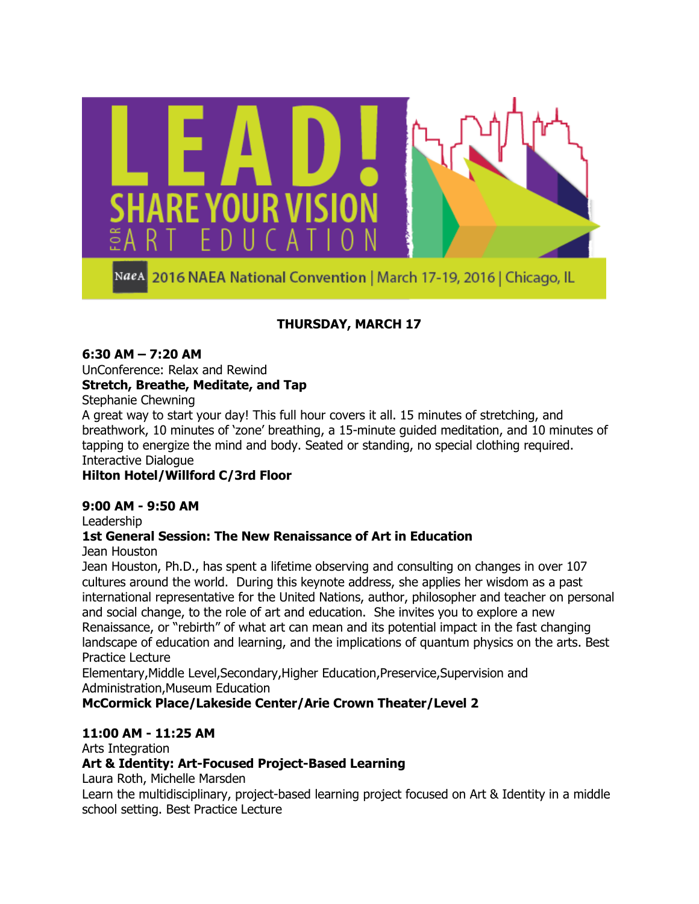# LEAD! SHARE YOUR VISION FOR ART EDUCATION

NAEA 2016 NAEA National Convention | March 17-19, 2016 | Chicago, IL

## THURSDAY, MARCH 17

**6:30 AM – 7:20 AM**
UnConference: Relax and Rewind
**Stretch, Breathe, Meditate, and Tap**
Stephanie Chewning
A great way to start your day! This full hour covers it all. 15 minutes of stretching, and breathwork, 10 minutes of 'zone' breathing, a 15-minute guided meditation, and 10 minutes of tapping to energize the mind and body. Seated or standing, no special clothing required. Interactive Dialogue
**Hilton Hotel/Willford C/3rd Floor**

**9:00 AM - 9:50 AM**
Leadership
**1st General Session: The New Renaissance of Art in Education**
Jean Houston
Jean Houston, Ph.D., has spent a lifetime observing and consulting on changes in over 107 cultures around the world. During this keynote address, she applies her wisdom as a past international representative for the United Nations, author, philosopher and teacher on personal and social change, to the role of art and education. She invites you to explore a new Renaissance, or "rebirth" of what art can mean and its potential impact in the fast changing landscape of education and learning, and the implications of quantum physics on the arts. Best Practice Lecture
Elementary,Middle Level,Secondary,Higher Education,Preservice,Supervision and Administration,Museum Education
**McCormick Place/Lakeside Center/Arie Crown Theater/Level 2**

**11:00 AM - 11:25 AM**
Arts Integration
**Art & Identity: Art-Focused Project-Based Learning**
Laura Roth, Michelle Marsden
Learn the multidisciplinary, project-based learning project focused on Art & Identity in a middle school setting. Best Practice Lecture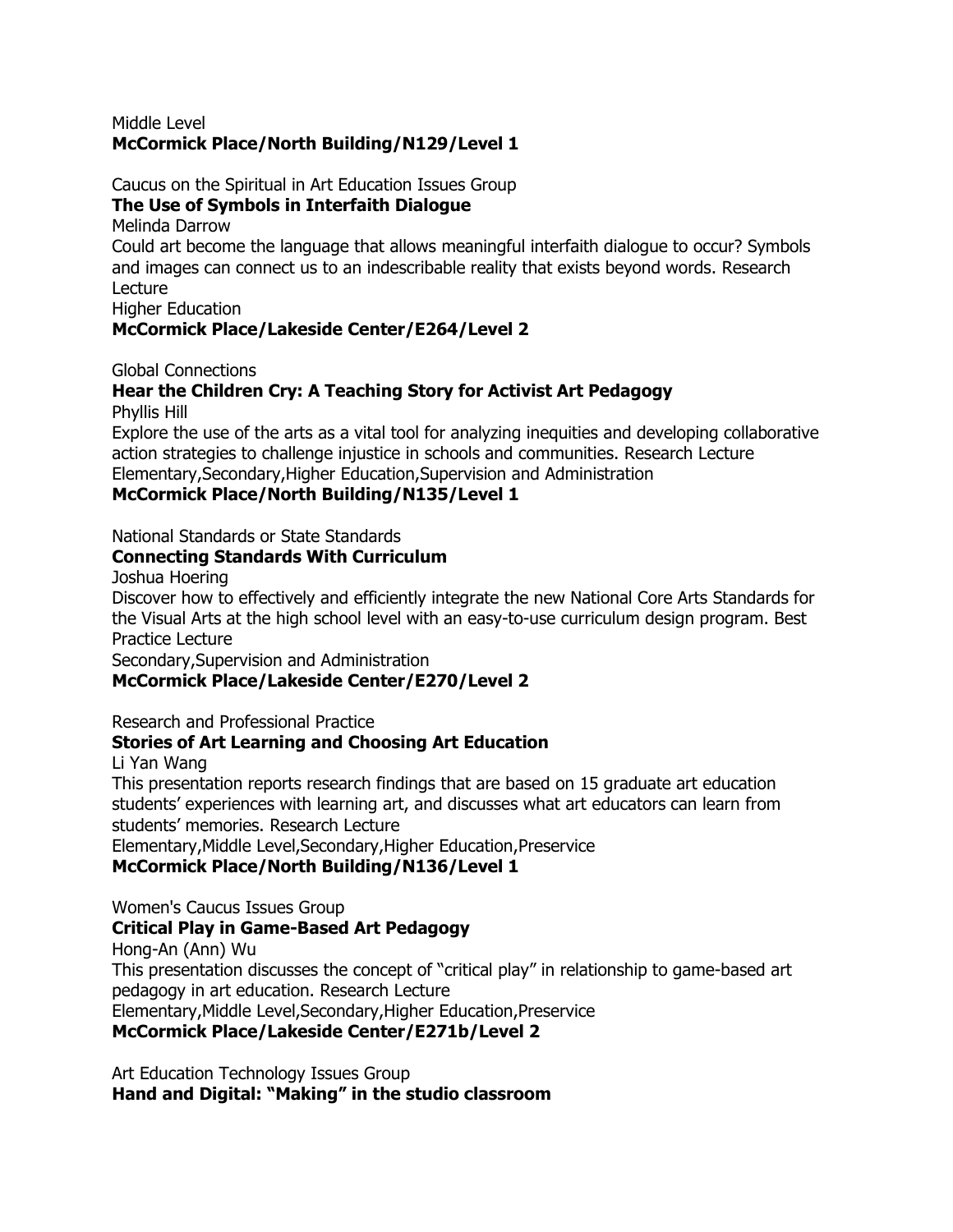Middle Level
**McCormick Place/North Building/N129/Level 1**

Caucus on the Spiritual in Art Education Issues Group
**The Use of Symbols in Interfaith Dialogue**
Melinda Darrow
Could art become the language that allows meaningful interfaith dialogue to occur? Symbols and images can connect us to an indescribable reality that exists beyond words. Research Lecture
Higher Education
**McCormick Place/Lakeside Center/E264/Level 2**

Global Connections
**Hear the Children Cry: A Teaching Story for Activist Art Pedagogy**
Phyllis Hill
Explore the use of the arts as a vital tool for analyzing inequities and developing collaborative action strategies to challenge injustice in schools and communities. Research Lecture
Elementary,Secondary,Higher Education,Supervision and Administration
**McCormick Place/North Building/N135/Level 1**

National Standards or State Standards
**Connecting Standards With Curriculum**
Joshua Hoering
Discover how to effectively and efficiently integrate the new National Core Arts Standards for the Visual Arts at the high school level with an easy-to-use curriculum design program. Best Practice Lecture
Secondary,Supervision and Administration
**McCormick Place/Lakeside Center/E270/Level 2**

Research and Professional Practice
**Stories of Art Learning and Choosing Art Education**
Li Yan Wang
This presentation reports research findings that are based on 15 graduate art education students' experiences with learning art, and discusses what art educators can learn from students' memories. Research Lecture
Elementary,Middle Level,Secondary,Higher Education,Preservice
**McCormick Place/North Building/N136/Level 1**

Women's Caucus Issues Group
**Critical Play in Game-Based Art Pedagogy**
Hong-An (Ann) Wu
This presentation discusses the concept of "critical play" in relationship to game-based art pedagogy in art education. Research Lecture
Elementary,Middle Level,Secondary,Higher Education,Preservice
**McCormick Place/Lakeside Center/E271b/Level 2**

Art Education Technology Issues Group
**Hand and Digital: "Making" in the studio classroom**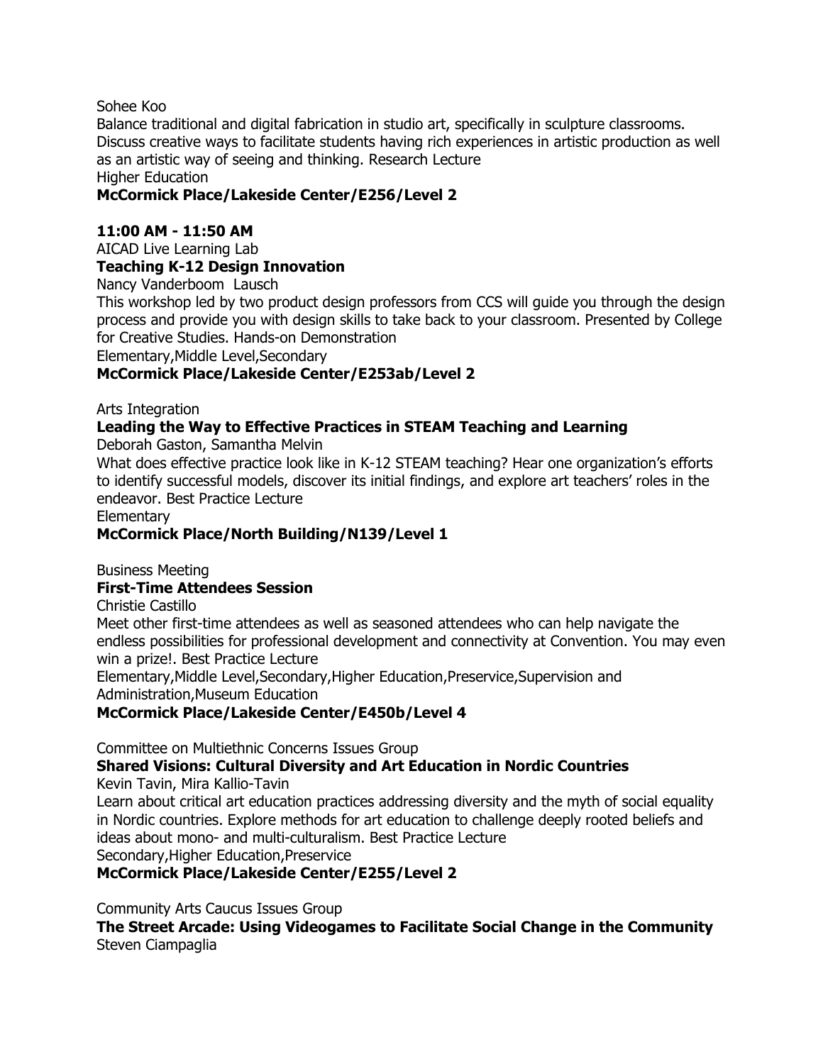Sohee Koo

Balance traditional and digital fabrication in studio art, specifically in sculpture classrooms. Discuss creative ways to facilitate students having rich experiences in artistic production as well as an artistic way of seeing and thinking. Research Lecture

Higher Education

**McCormick Place/Lakeside Center/E256/Level 2**

**11:00 AM - 11:50 AM**

AICAD Live Learning Lab

**Teaching K-12 Design Innovation**

Nancy Vanderboom Lausch

This workshop led by two product design professors from CCS will guide you through the design process and provide you with design skills to take back to your classroom. Presented by College for Creative Studies. Hands-on Demonstration

Elementary,Middle Level,Secondary

**McCormick Place/Lakeside Center/E253ab/Level 2**

Arts Integration

**Leading the Way to Effective Practices in STEAM Teaching and Learning**

Deborah Gaston, Samantha Melvin

What does effective practice look like in K-12 STEAM teaching? Hear one organization's efforts to identify successful models, discover its initial findings, and explore art teachers' roles in the endeavor. Best Practice Lecture

Elementary

**McCormick Place/North Building/N139/Level 1**

Business Meeting

**First-Time Attendees Session**

Christie Castillo

Meet other first-time attendees as well as seasoned attendees who can help navigate the endless possibilities for professional development and connectivity at Convention. You may even win a prize!. Best Practice Lecture

Elementary,Middle Level,Secondary,Higher Education,Preservice,Supervision and Administration,Museum Education

**McCormick Place/Lakeside Center/E450b/Level 4**

Committee on Multiethnic Concerns Issues Group

**Shared Visions: Cultural Diversity and Art Education in Nordic Countries**

Kevin Tavin, Mira Kallio-Tavin

Learn about critical art education practices addressing diversity and the myth of social equality in Nordic countries. Explore methods for art education to challenge deeply rooted beliefs and ideas about mono- and multi-culturalism. Best Practice Lecture

Secondary,Higher Education,Preservice

**McCormick Place/Lakeside Center/E255/Level 2**

Community Arts Caucus Issues Group

**The Street Arcade: Using Videogames to Facilitate Social Change in the Community**

Steven Ciampaglia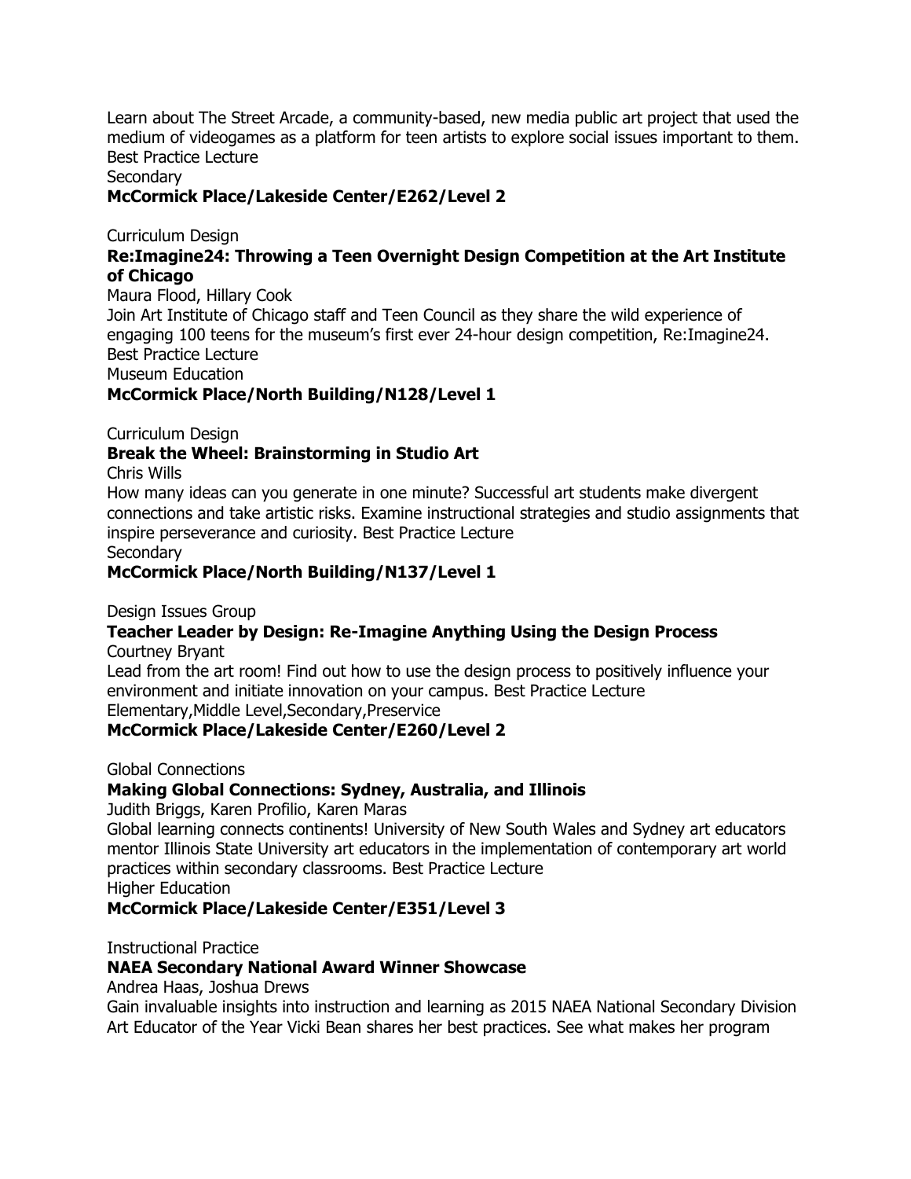Learn about The Street Arcade, a community-based, new media public art project that used the medium of videogames as a platform for teen artists to explore social issues important to them. Best Practice Lecture
Secondary
**McCormick Place/Lakeside Center/E262/Level 2**

Curriculum Design
**Re:Imagine24: Throwing a Teen Overnight Design Competition at the Art Institute of Chicago**
Maura Flood, Hillary Cook
Join Art Institute of Chicago staff and Teen Council as they share the wild experience of engaging 100 teens for the museum's first ever 24-hour design competition, Re:Imagine24. Best Practice Lecture
Museum Education
**McCormick Place/North Building/N128/Level 1**

Curriculum Design
**Break the Wheel: Brainstorming in Studio Art**
Chris Wills
How many ideas can you generate in one minute? Successful art students make divergent connections and take artistic risks. Examine instructional strategies and studio assignments that inspire perseverance and curiosity. Best Practice Lecture
Secondary
**McCormick Place/North Building/N137/Level 1**

Design Issues Group
**Teacher Leader by Design: Re-Imagine Anything Using the Design Process**
Courtney Bryant
Lead from the art room! Find out how to use the design process to positively influence your environment and initiate innovation on your campus. Best Practice Lecture
Elementary,Middle Level,Secondary,Preservice
**McCormick Place/Lakeside Center/E260/Level 2**

Global Connections
**Making Global Connections: Sydney, Australia, and Illinois**
Judith Briggs, Karen Profilio, Karen Maras
Global learning connects continents! University of New South Wales and Sydney art educators mentor Illinois State University art educators in the implementation of contemporary art world practices within secondary classrooms. Best Practice Lecture
Higher Education
**McCormick Place/Lakeside Center/E351/Level 3**

Instructional Practice
**NAEA Secondary National Award Winner Showcase**
Andrea Haas, Joshua Drews
Gain invaluable insights into instruction and learning as 2015 NAEA National Secondary Division Art Educator of the Year Vicki Bean shares her best practices. See what makes her program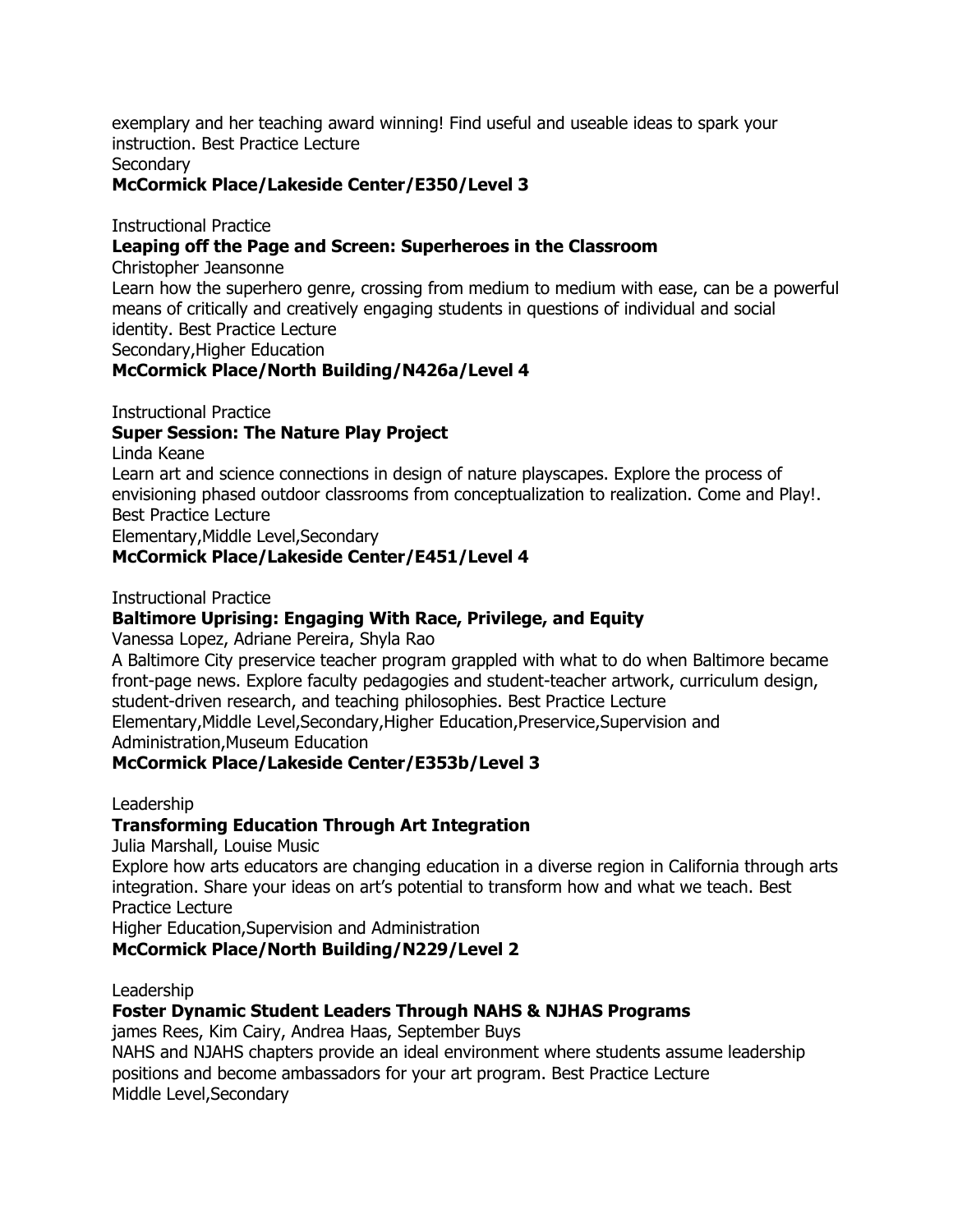exemplary and her teaching award winning! Find useful and useable ideas to spark your instruction. Best Practice Lecture
Secondary
**McCormick Place/Lakeside Center/E350/Level 3**

Instructional Practice
**Leaping off the Page and Screen: Superheroes in the Classroom**
Christopher Jeansonne
Learn how the superhero genre, crossing from medium to medium with ease, can be a powerful means of critically and creatively engaging students in questions of individual and social identity. Best Practice Lecture
Secondary,Higher Education
**McCormick Place/North Building/N426a/Level 4**

Instructional Practice
**Super Session: The Nature Play Project**
Linda Keane
Learn art and science connections in design of nature playscapes. Explore the process of envisioning phased outdoor classrooms from conceptualization to realization. Come and Play!. Best Practice Lecture
Elementary,Middle Level,Secondary
**McCormick Place/Lakeside Center/E451/Level 4**

Instructional Practice
**Baltimore Uprising: Engaging With Race, Privilege, and Equity**
Vanessa Lopez, Adriane Pereira, Shyla Rao
A Baltimore City preservice teacher program grappled with what to do when Baltimore became front-page news. Explore faculty pedagogies and student-teacher artwork, curriculum design, student-driven research, and teaching philosophies. Best Practice Lecture
Elementary,Middle Level,Secondary,Higher Education,Preservice,Supervision and Administration,Museum Education
**McCormick Place/Lakeside Center/E353b/Level 3**

Leadership
**Transforming Education Through Art Integration**
Julia Marshall, Louise Music
Explore how arts educators are changing education in a diverse region in California through arts integration. Share your ideas on art's potential to transform how and what we teach. Best Practice Lecture
Higher Education,Supervision and Administration
**McCormick Place/North Building/N229/Level 2**

Leadership
**Foster Dynamic Student Leaders Through NAHS & NJHAS Programs**
james Rees, Kim Cairy, Andrea Haas, September Buys
NAHS and NJAHS chapters provide an ideal environment where students assume leadership positions and become ambassadors for your art program. Best Practice Lecture
Middle Level,Secondary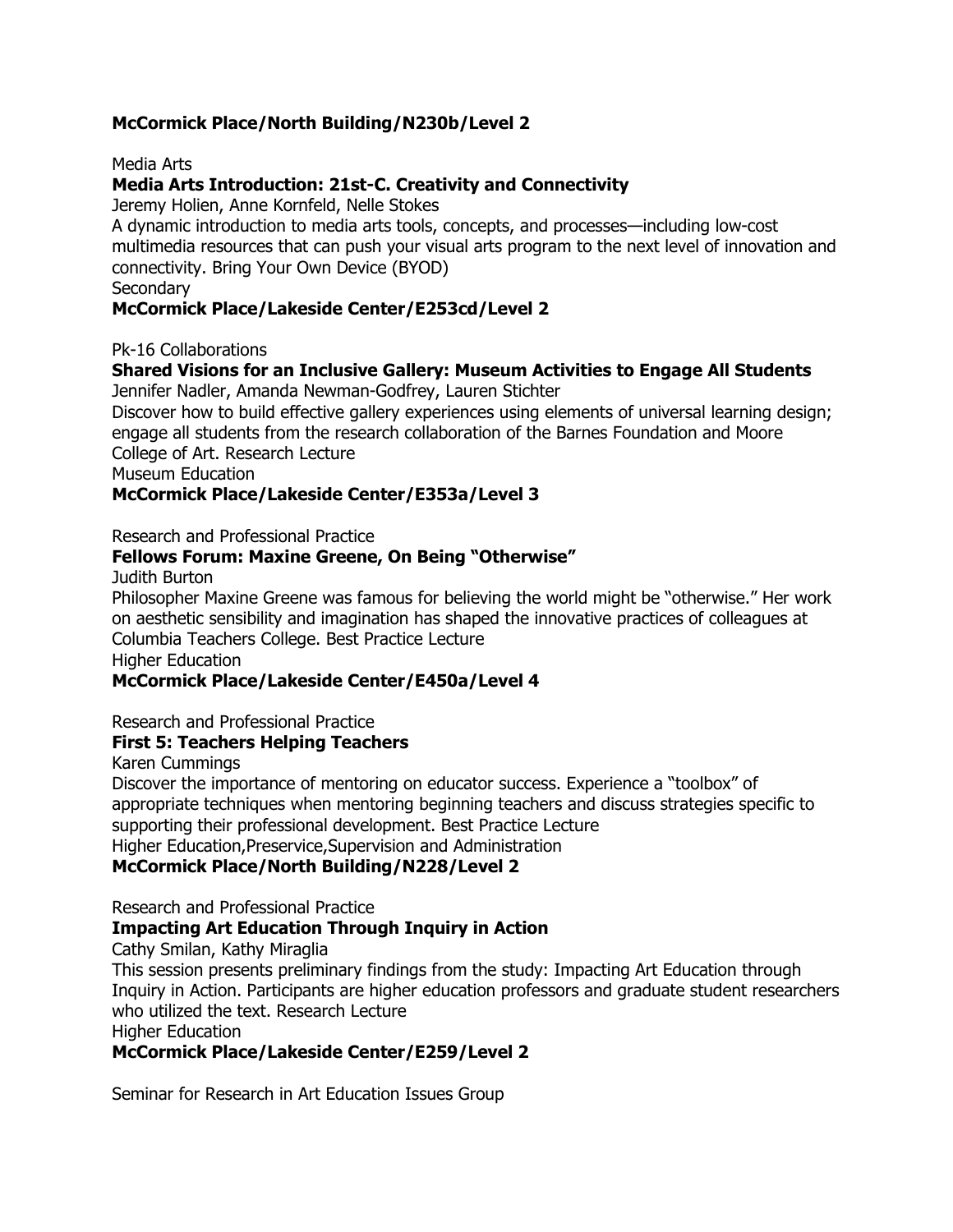**McCormick Place/North Building/N230b/Level 2**

Media Arts

**Media Arts Introduction: 21st-C. Creativity and Connectivity**

Jeremy Holien, Anne Kornfeld, Nelle Stokes

A dynamic introduction to media arts tools, concepts, and processes—including low-cost multimedia resources that can push your visual arts program to the next level of innovation and connectivity. Bring Your Own Device (BYOD)

Secondary

**McCormick Place/Lakeside Center/E253cd/Level 2**

Pk-16 Collaborations

**Shared Visions for an Inclusive Gallery: Museum Activities to Engage All Students**

Jennifer Nadler, Amanda Newman-Godfrey, Lauren Stichter

Discover how to build effective gallery experiences using elements of universal learning design; engage all students from the research collaboration of the Barnes Foundation and Moore College of Art. Research Lecture

Museum Education

**McCormick Place/Lakeside Center/E353a/Level 3**

Research and Professional Practice

**Fellows Forum: Maxine Greene, On Being "Otherwise"**

Judith Burton

Philosopher Maxine Greene was famous for believing the world might be "otherwise." Her work on aesthetic sensibility and imagination has shaped the innovative practices of colleagues at Columbia Teachers College. Best Practice Lecture

Higher Education

**McCormick Place/Lakeside Center/E450a/Level 4**

Research and Professional Practice

**First 5: Teachers Helping Teachers**

Karen Cummings

Discover the importance of mentoring on educator success. Experience a "toolbox" of appropriate techniques when mentoring beginning teachers and discuss strategies specific to supporting their professional development. Best Practice Lecture

Higher Education,Preservice,Supervision and Administration

**McCormick Place/North Building/N228/Level 2**

Research and Professional Practice

**Impacting Art Education Through Inquiry in Action**

Cathy Smilan, Kathy Miraglia

This session presents preliminary findings from the study: Impacting Art Education through Inquiry in Action. Participants are higher education professors and graduate student researchers who utilized the text. Research Lecture

Higher Education

**McCormick Place/Lakeside Center/E259/Level 2**

Seminar for Research in Art Education Issues Group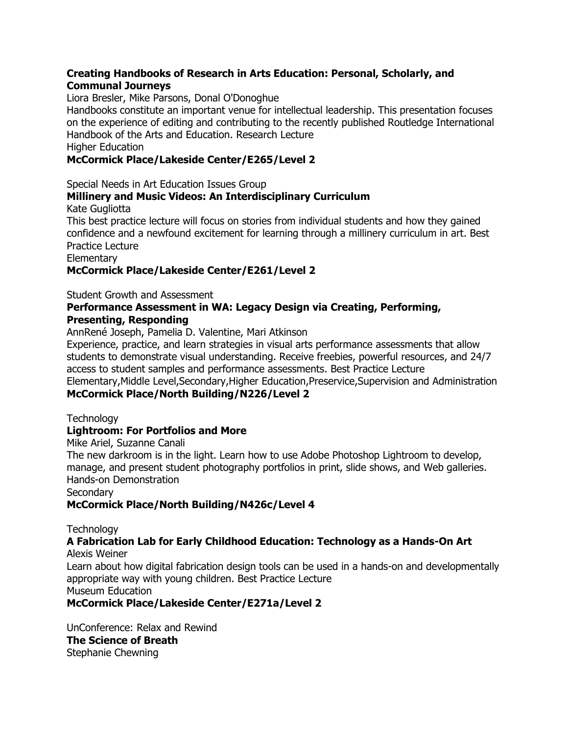**Creating Handbooks of Research in Arts Education: Personal, Scholarly, and Communal Journeys**
Liora Bresler, Mike Parsons, Donal O'Donoghue
Handbooks constitute an important venue for intellectual leadership. This presentation focuses on the experience of editing and contributing to the recently published Routledge International Handbook of the Arts and Education. Research Lecture
Higher Education
**McCormick Place/Lakeside Center/E265/Level 2**

Special Needs in Art Education Issues Group
**Millinery and Music Videos: An Interdisciplinary Curriculum**
Kate Gugliotta
This best practice lecture will focus on stories from individual students and how they gained confidence and a newfound excitement for learning through a millinery curriculum in art. Best Practice Lecture
Elementary
**McCormick Place/Lakeside Center/E261/Level 2**

Student Growth and Assessment
**Performance Assessment in WA: Legacy Design via Creating, Performing, Presenting, Responding**
AnnRené Joseph, Pamelia D. Valentine, Mari Atkinson
Experience, practice, and learn strategies in visual arts performance assessments that allow students to demonstrate visual understanding. Receive freebies, powerful resources, and 24/7 access to student samples and performance assessments. Best Practice Lecture
Elementary,Middle Level,Secondary,Higher Education,Preservice,Supervision and Administration
**McCormick Place/North Building/N226/Level 2**

Technology
**Lightroom: For Portfolios and More**
Mike Ariel, Suzanne Canali
The new darkroom is in the light. Learn how to use Adobe Photoshop Lightroom to develop, manage, and present student photography portfolios in print, slide shows, and Web galleries. Hands-on Demonstration
Secondary
**McCormick Place/North Building/N426c/Level 4**

Technology
**A Fabrication Lab for Early Childhood Education: Technology as a Hands-On Art**
Alexis Weiner
Learn about how digital fabrication design tools can be used in a hands-on and developmentally appropriate way with young children. Best Practice Lecture
Museum Education
**McCormick Place/Lakeside Center/E271a/Level 2**

UnConference: Relax and Rewind
**The Science of Breath**
Stephanie Chewning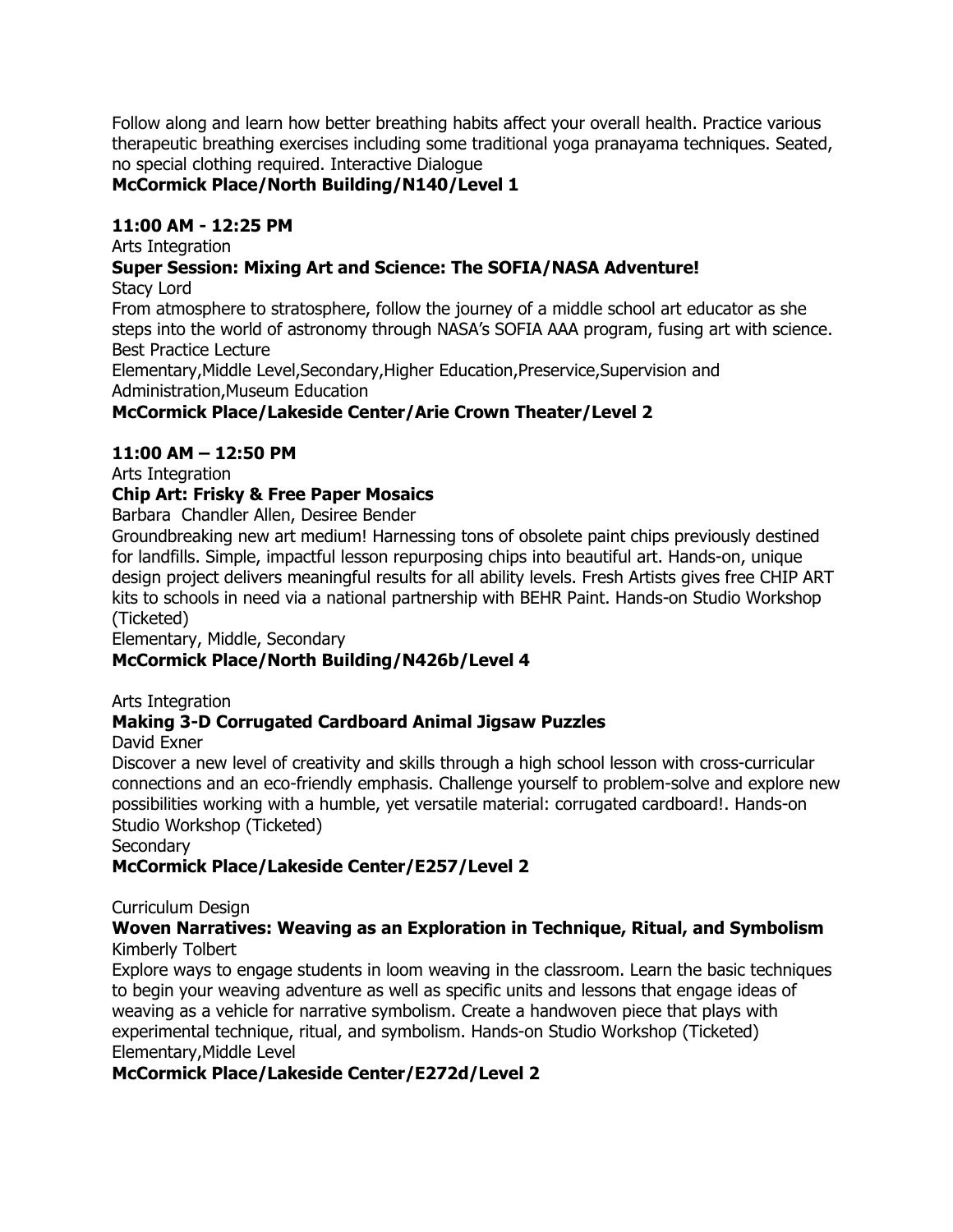Follow along and learn how better breathing habits affect your overall health. Practice various therapeutic breathing exercises including some traditional yoga pranayama techniques. Seated, no special clothing required. Interactive Dialogue

**McCormick Place/North Building/N140/Level 1**

**11:00 AM - 12:25 PM**

Arts Integration

**Super Session: Mixing Art and Science: The SOFIA/NASA Adventure!**

Stacy Lord

From atmosphere to stratosphere, follow the journey of a middle school art educator as she steps into the world of astronomy through NASA's SOFIA AAA program, fusing art with science. Best Practice Lecture

Elementary,Middle Level,Secondary,Higher Education,Preservice,Supervision and Administration,Museum Education

**McCormick Place/Lakeside Center/Arie Crown Theater/Level 2**

**11:00 AM – 12:50 PM**

Arts Integration

**Chip Art: Frisky & Free Paper Mosaics**

Barbara Chandler Allen, Desiree Bender

Groundbreaking new art medium! Harnessing tons of obsolete paint chips previously destined for landfills. Simple, impactful lesson repurposing chips into beautiful art. Hands-on, unique design project delivers meaningful results for all ability levels. Fresh Artists gives free CHIP ART kits to schools in need via a national partnership with BEHR Paint. Hands-on Studio Workshop (Ticketed)

Elementary, Middle, Secondary

**McCormick Place/North Building/N426b/Level 4**

Arts Integration

**Making 3-D Corrugated Cardboard Animal Jigsaw Puzzles**

David Exner

Discover a new level of creativity and skills through a high school lesson with cross-curricular connections and an eco-friendly emphasis. Challenge yourself to problem-solve and explore new possibilities working with a humble, yet versatile material: corrugated cardboard!. Hands-on Studio Workshop (Ticketed)

Secondary

**McCormick Place/Lakeside Center/E257/Level 2**

Curriculum Design

**Woven Narratives: Weaving as an Exploration in Technique, Ritual, and Symbolism**

Kimberly Tolbert

Explore ways to engage students in loom weaving in the classroom. Learn the basic techniques to begin your weaving adventure as well as specific units and lessons that engage ideas of weaving as a vehicle for narrative symbolism. Create a handwoven piece that plays with experimental technique, ritual, and symbolism. Hands-on Studio Workshop (Ticketed)

Elementary,Middle Level

**McCormick Place/Lakeside Center/E272d/Level 2**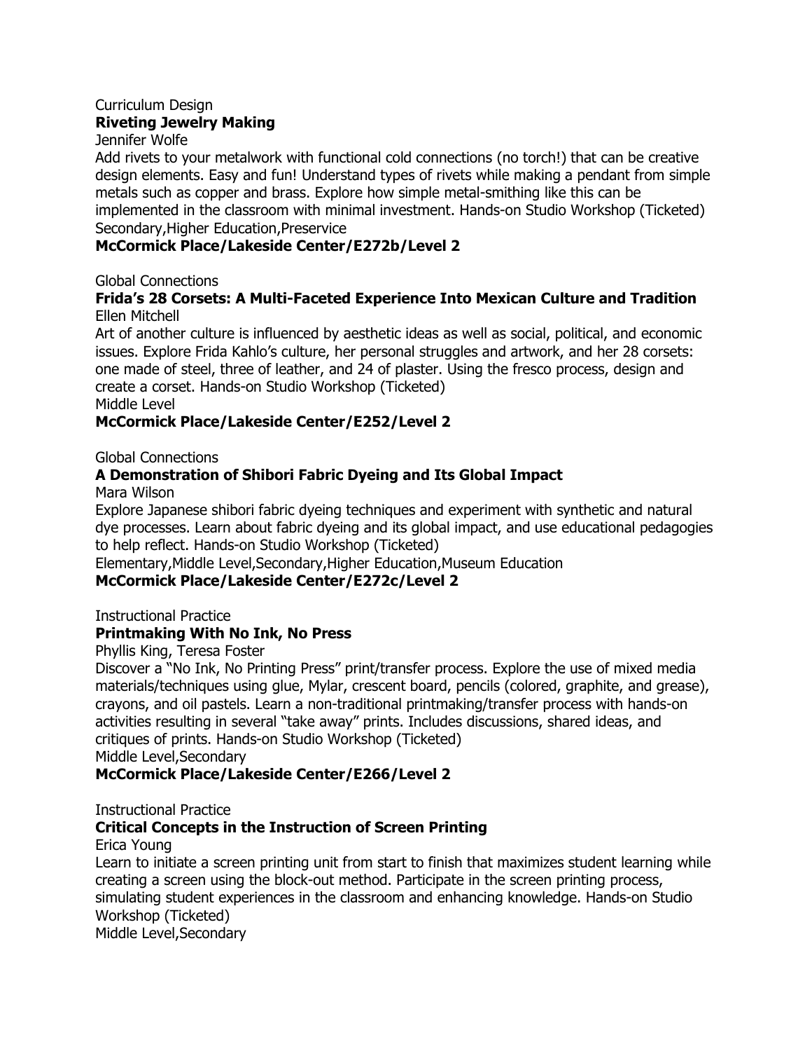Curriculum Design

**Riveting Jewelry Making**

Jennifer Wolfe

Add rivets to your metalwork with functional cold connections (no torch!) that can be creative design elements. Easy and fun! Understand types of rivets while making a pendant from simple metals such as copper and brass. Explore how simple metal-smithing like this can be implemented in the classroom with minimal investment. Hands-on Studio Workshop (Ticketed)

Secondary,Higher Education,Preservice

**McCormick Place/Lakeside Center/E272b/Level 2**

Global Connections

**Frida's 28 Corsets: A Multi-Faceted Experience Into Mexican Culture and Tradition**

Ellen Mitchell

Art of another culture is influenced by aesthetic ideas as well as social, political, and economic issues. Explore Frida Kahlo's culture, her personal struggles and artwork, and her 28 corsets: one made of steel, three of leather, and 24 of plaster. Using the fresco process, design and create a corset. Hands-on Studio Workshop (Ticketed)

Middle Level

**McCormick Place/Lakeside Center/E252/Level 2**

Global Connections

**A Demonstration of Shibori Fabric Dyeing and Its Global Impact**

Mara Wilson

Explore Japanese shibori fabric dyeing techniques and experiment with synthetic and natural dye processes. Learn about fabric dyeing and its global impact, and use educational pedagogies to help reflect. Hands-on Studio Workshop (Ticketed)

Elementary,Middle Level,Secondary,Higher Education,Museum Education

**McCormick Place/Lakeside Center/E272c/Level 2**

Instructional Practice

**Printmaking With No Ink, No Press**

Phyllis King, Teresa Foster

Discover a "No Ink, No Printing Press" print/transfer process. Explore the use of mixed media materials/techniques using glue, Mylar, crescent board, pencils (colored, graphite, and grease), crayons, and oil pastels. Learn a non-traditional printmaking/transfer process with hands-on activities resulting in several "take away" prints. Includes discussions, shared ideas, and critiques of prints. Hands-on Studio Workshop (Ticketed)

Middle Level,Secondary

**McCormick Place/Lakeside Center/E266/Level 2**

Instructional Practice

**Critical Concepts in the Instruction of Screen Printing**

Erica Young

Learn to initiate a screen printing unit from start to finish that maximizes student learning while creating a screen using the block-out method. Participate in the screen printing process, simulating student experiences in the classroom and enhancing knowledge. Hands-on Studio Workshop (Ticketed)

Middle Level,Secondary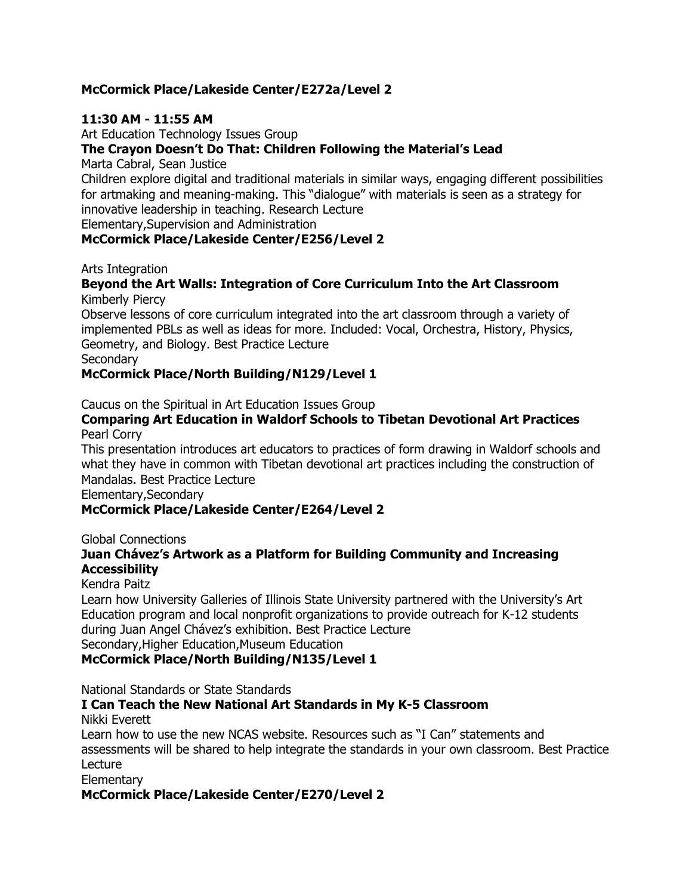**McCormick Place/Lakeside Center/E272a/Level 2**

**11:30 AM - 11:55 AM**

Art Education Technology Issues Group

**The Crayon Doesn't Do That: Children Following the Material's Lead**

Marta Cabral, Sean Justice

Children explore digital and traditional materials in similar ways, engaging different possibilities for artmaking and meaning-making. This "dialogue" with materials is seen as a strategy for innovative leadership in teaching. Research Lecture

Elementary,Supervision and Administration

**McCormick Place/Lakeside Center/E256/Level 2**

Arts Integration

**Beyond the Art Walls: Integration of Core Curriculum Into the Art Classroom**

Kimberly Piercy

Observe lessons of core curriculum integrated into the art classroom through a variety of implemented PBLs as well as ideas for more. Included: Vocal, Orchestra, History, Physics, Geometry, and Biology. Best Practice Lecture

Secondary

**McCormick Place/North Building/N129/Level 1**

Caucus on the Spiritual in Art Education Issues Group

**Comparing Art Education in Waldorf Schools to Tibetan Devotional Art Practices**

Pearl Corry

This presentation introduces art educators to practices of form drawing in Waldorf schools and what they have in common with Tibetan devotional art practices including the construction of Mandalas. Best Practice Lecture

Elementary,Secondary

**McCormick Place/Lakeside Center/E264/Level 2**

Global Connections

**Juan Chávez's Artwork as a Platform for Building Community and Increasing Accessibility**

Kendra Paitz

Learn how University Galleries of Illinois State University partnered with the University's Art Education program and local nonprofit organizations to provide outreach for K-12 students during Juan Angel Chávez's exhibition. Best Practice Lecture

Secondary,Higher Education,Museum Education

**McCormick Place/North Building/N135/Level 1**

National Standards or State Standards

**I Can Teach the New National Art Standards in My K-5 Classroom**

Nikki Everett

Learn how to use the new NCAS website. Resources such as "I Can" statements and assessments will be shared to help integrate the standards in your own classroom. Best Practice Lecture

Elementary

**McCormick Place/Lakeside Center/E270/Level 2**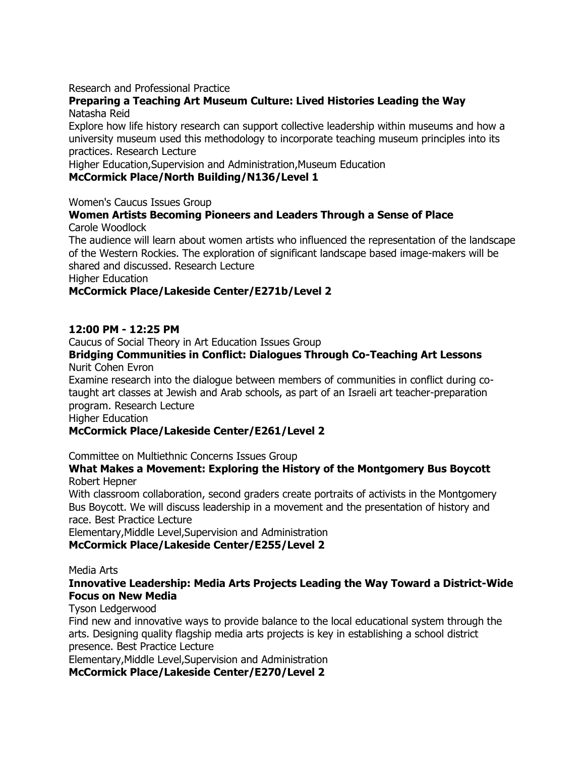Research and Professional Practice

**Preparing a Teaching Art Museum Culture: Lived Histories Leading the Way**

Natasha Reid

Explore how life history research can support collective leadership within museums and how a university museum used this methodology to incorporate teaching museum principles into its practices. Research Lecture

Higher Education,Supervision and Administration,Museum Education

**McCormick Place/North Building/N136/Level 1**

Women's Caucus Issues Group

**Women Artists Becoming Pioneers and Leaders Through a Sense of Place**

Carole Woodlock

The audience will learn about women artists who influenced the representation of the landscape of the Western Rockies. The exploration of significant landscape based image-makers will be shared and discussed. Research Lecture

Higher Education

**McCormick Place/Lakeside Center/E271b/Level 2**

**12:00 PM - 12:25 PM**

Caucus of Social Theory in Art Education Issues Group

**Bridging Communities in Conflict: Dialogues Through Co-Teaching Art Lessons**

Nurit Cohen Evron

Examine research into the dialogue between members of communities in conflict during co-taught art classes at Jewish and Arab schools, as part of an Israeli art teacher-preparation program. Research Lecture

Higher Education

**McCormick Place/Lakeside Center/E261/Level 2**

Committee on Multiethnic Concerns Issues Group

**What Makes a Movement: Exploring the History of the Montgomery Bus Boycott**

Robert Hepner

With classroom collaboration, second graders create portraits of activists in the Montgomery Bus Boycott. We will discuss leadership in a movement and the presentation of history and race. Best Practice Lecture

Elementary,Middle Level,Supervision and Administration

**McCormick Place/Lakeside Center/E255/Level 2**

Media Arts

**Innovative Leadership: Media Arts Projects Leading the Way Toward a District-Wide Focus on New Media**

Tyson Ledgerwood

Find new and innovative ways to provide balance to the local educational system through the arts. Designing quality flagship media arts projects is key in establishing a school district presence. Best Practice Lecture

Elementary,Middle Level,Supervision and Administration

**McCormick Place/Lakeside Center/E270/Level 2**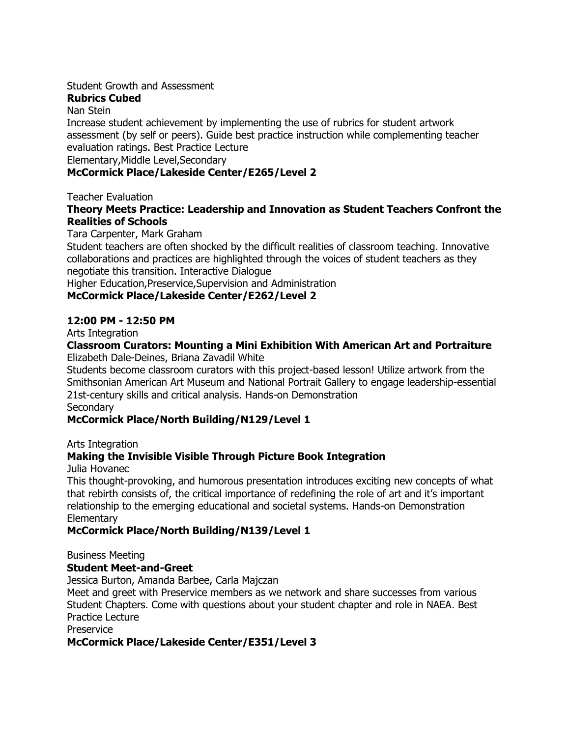Student Growth and Assessment

**Rubrics Cubed**

Nan Stein

Increase student achievement by implementing the use of rubrics for student artwork assessment (by self or peers). Guide best practice instruction while complementing teacher evaluation ratings. Best Practice Lecture

Elementary,Middle Level,Secondary

**McCormick Place/Lakeside Center/E265/Level 2**

Teacher Evaluation

**Theory Meets Practice: Leadership and Innovation as Student Teachers Confront the Realities of Schools**

Tara Carpenter, Mark Graham

Student teachers are often shocked by the difficult realities of classroom teaching. Innovative collaborations and practices are highlighted through the voices of student teachers as they negotiate this transition. Interactive Dialogue

Higher Education,Preservice,Supervision and Administration

**McCormick Place/Lakeside Center/E262/Level 2**

**12:00 PM - 12:50 PM**

Arts Integration

**Classroom Curators: Mounting a Mini Exhibition With American Art and Portraiture**

Elizabeth Dale-Deines, Briana Zavadil White

Students become classroom curators with this project-based lesson! Utilize artwork from the Smithsonian American Art Museum and National Portrait Gallery to engage leadership-essential 21st-century skills and critical analysis. Hands-on Demonstration

Secondary

**McCormick Place/North Building/N129/Level 1**

Arts Integration

**Making the Invisible Visible Through Picture Book Integration**

Julia Hovanec

This thought-provoking, and humorous presentation introduces exciting new concepts of what that rebirth consists of, the critical importance of redefining the role of art and it's important relationship to the emerging educational and societal systems. Hands-on Demonstration

Elementary

**McCormick Place/North Building/N139/Level 1**

Business Meeting

**Student Meet-and-Greet**

Jessica Burton, Amanda Barbee, Carla Majczan

Meet and greet with Preservice members as we network and share successes from various Student Chapters. Come with questions about your student chapter and role in NAEA. Best Practice Lecture

Preservice

**McCormick Place/Lakeside Center/E351/Level 3**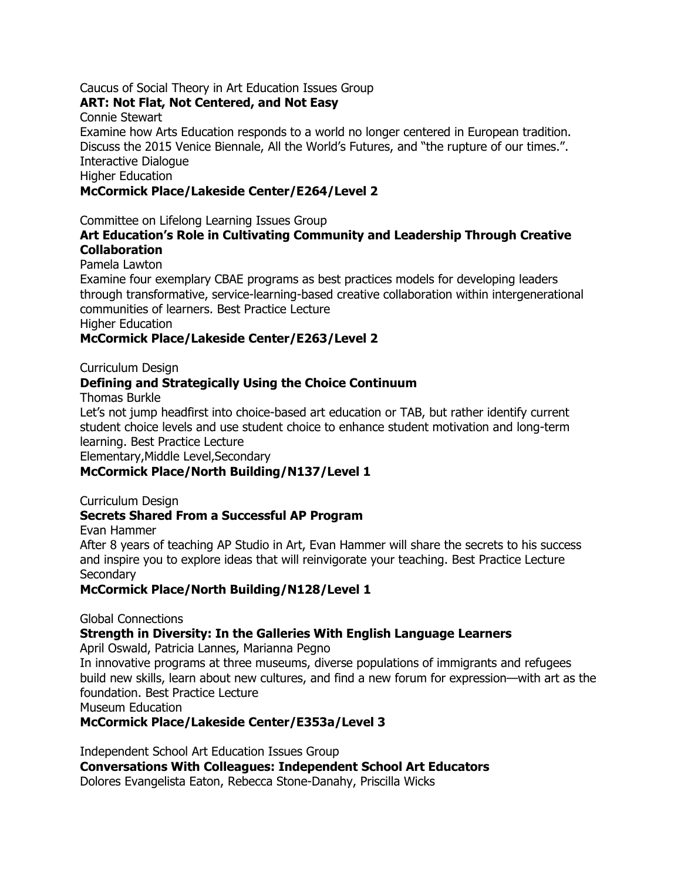Caucus of Social Theory in Art Education Issues Group

**ART: Not Flat, Not Centered, and Not Easy**

Connie Stewart

Examine how Arts Education responds to a world no longer centered in European tradition. Discuss the 2015 Venice Biennale, All the World's Futures, and "the rupture of our times.".

Interactive Dialogue

Higher Education

**McCormick Place/Lakeside Center/E264/Level 2**

Committee on Lifelong Learning Issues Group

**Art Education's Role in Cultivating Community and Leadership Through Creative Collaboration**

Pamela Lawton

Examine four exemplary CBAE programs as best practices models for developing leaders through transformative, service-learning-based creative collaboration within intergenerational communities of learners. Best Practice Lecture

Higher Education

**McCormick Place/Lakeside Center/E263/Level 2**

Curriculum Design

**Defining and Strategically Using the Choice Continuum**

Thomas Burkle

Let's not jump headfirst into choice-based art education or TAB, but rather identify current student choice levels and use student choice to enhance student motivation and long-term learning. Best Practice Lecture

Elementary,Middle Level,Secondary

**McCormick Place/North Building/N137/Level 1**

Curriculum Design

**Secrets Shared From a Successful AP Program**

Evan Hammer

After 8 years of teaching AP Studio in Art, Evan Hammer will share the secrets to his success and inspire you to explore ideas that will reinvigorate your teaching. Best Practice Lecture

Secondary

**McCormick Place/North Building/N128/Level 1**

Global Connections

**Strength in Diversity: In the Galleries With English Language Learners**

April Oswald, Patricia Lannes, Marianna Pegno

In innovative programs at three museums, diverse populations of immigrants and refugees build new skills, learn about new cultures, and find a new forum for expression—with art as the foundation. Best Practice Lecture

Museum Education

**McCormick Place/Lakeside Center/E353a/Level 3**

Independent School Art Education Issues Group

**Conversations With Colleagues: Independent School Art Educators**

Dolores Evangelista Eaton, Rebecca Stone-Danahy, Priscilla Wicks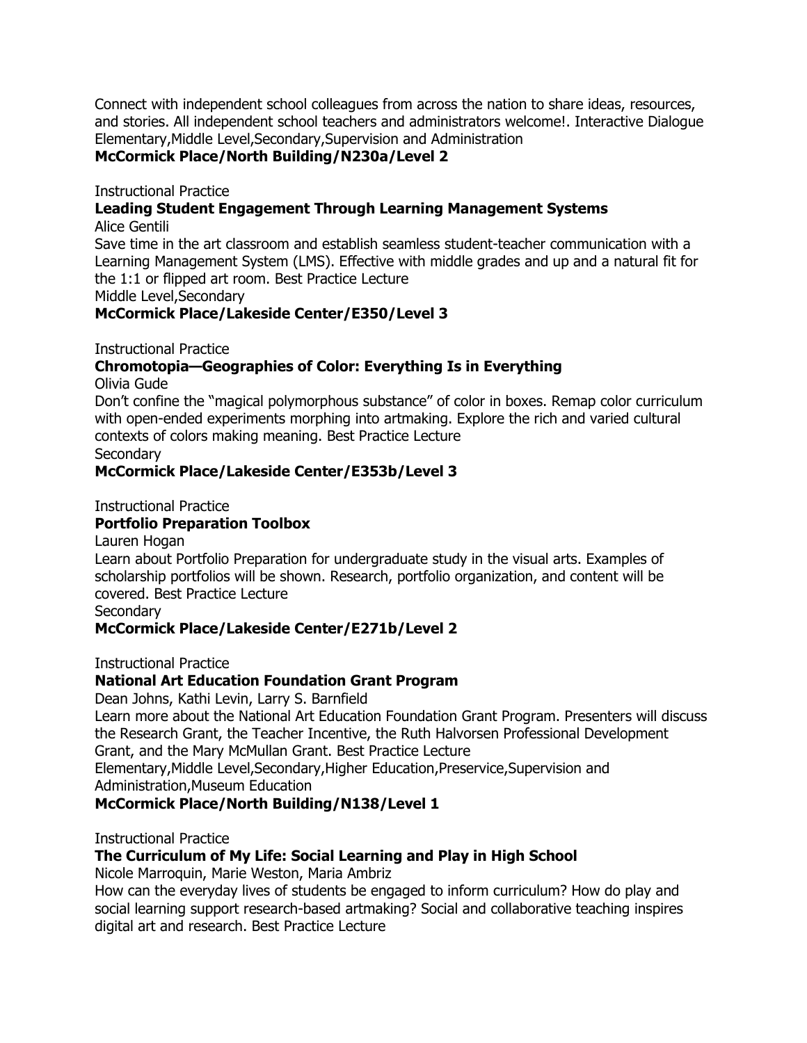Connect with independent school colleagues from across the nation to share ideas, resources, and stories. All independent school teachers and administrators welcome!. Interactive Dialogue
Elementary,Middle Level,Secondary,Supervision and Administration
**McCormick Place/North Building/N230a/Level 2**

Instructional Practice
**Leading Student Engagement Through Learning Management Systems**
Alice Gentili
Save time in the art classroom and establish seamless student-teacher communication with a Learning Management System (LMS). Effective with middle grades and up and a natural fit for the 1:1 or flipped art room. Best Practice Lecture
Middle Level,Secondary
**McCormick Place/Lakeside Center/E350/Level 3**

Instructional Practice
**Chromotopia—Geographies of Color: Everything Is in Everything**
Olivia Gude
Don't confine the "magical polymorphous substance" of color in boxes. Remap color curriculum with open-ended experiments morphing into artmaking. Explore the rich and varied cultural contexts of colors making meaning. Best Practice Lecture
Secondary
**McCormick Place/Lakeside Center/E353b/Level 3**

Instructional Practice
**Portfolio Preparation Toolbox**
Lauren Hogan
Learn about Portfolio Preparation for undergraduate study in the visual arts. Examples of scholarship portfolios will be shown. Research, portfolio organization, and content will be covered. Best Practice Lecture
Secondary
**McCormick Place/Lakeside Center/E271b/Level 2**

Instructional Practice
**National Art Education Foundation Grant Program**
Dean Johns, Kathi Levin, Larry S. Barnfield
Learn more about the National Art Education Foundation Grant Program. Presenters will discuss the Research Grant, the Teacher Incentive, the Ruth Halvorsen Professional Development Grant, and the Mary McMullan Grant. Best Practice Lecture
Elementary,Middle Level,Secondary,Higher Education,Preservice,Supervision and Administration,Museum Education
**McCormick Place/North Building/N138/Level 1**

Instructional Practice
**The Curriculum of My Life: Social Learning and Play in High School**
Nicole Marroquin, Marie Weston, Maria Ambriz
How can the everyday lives of students be engaged to inform curriculum? How do play and social learning support research-based artmaking? Social and collaborative teaching inspires digital art and research. Best Practice Lecture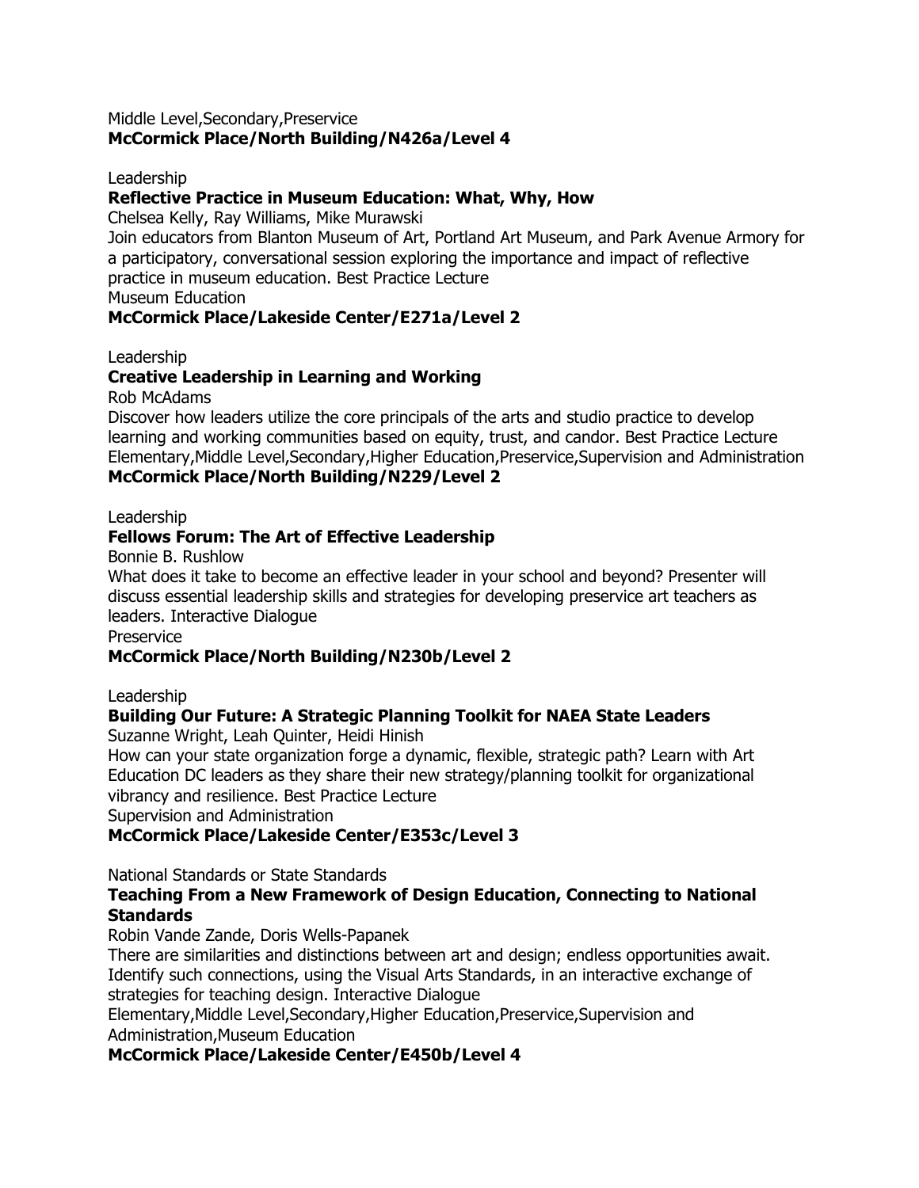Middle Level,Secondary,Preservice
**McCormick Place/North Building/N426a/Level 4**

Leadership
**Reflective Practice in Museum Education: What, Why, How**
Chelsea Kelly, Ray Williams, Mike Murawski
Join educators from Blanton Museum of Art, Portland Art Museum, and Park Avenue Armory for a participatory, conversational session exploring the importance and impact of reflective practice in museum education. Best Practice Lecture
Museum Education
**McCormick Place/Lakeside Center/E271a/Level 2**

Leadership
**Creative Leadership in Learning and Working**
Rob McAdams
Discover how leaders utilize the core principals of the arts and studio practice to develop learning and working communities based on equity, trust, and candor. Best Practice Lecture
Elementary,Middle Level,Secondary,Higher Education,Preservice,Supervision and Administration
**McCormick Place/North Building/N229/Level 2**

Leadership
**Fellows Forum: The Art of Effective Leadership**
Bonnie B. Rushlow
What does it take to become an effective leader in your school and beyond? Presenter will discuss essential leadership skills and strategies for developing preservice art teachers as leaders. Interactive Dialogue
Preservice
**McCormick Place/North Building/N230b/Level 2**

Leadership
**Building Our Future: A Strategic Planning Toolkit for NAEA State Leaders**
Suzanne Wright, Leah Quinter, Heidi Hinish
How can your state organization forge a dynamic, flexible, strategic path? Learn with Art Education DC leaders as they share their new strategy/planning toolkit for organizational vibrancy and resilience. Best Practice Lecture
Supervision and Administration
**McCormick Place/Lakeside Center/E353c/Level 3**

National Standards or State Standards
**Teaching From a New Framework of Design Education, Connecting to National Standards**
Robin Vande Zande, Doris Wells-Papanek
There are similarities and distinctions between art and design; endless opportunities await. Identify such connections, using the Visual Arts Standards, in an interactive exchange of strategies for teaching design. Interactive Dialogue
Elementary,Middle Level,Secondary,Higher Education,Preservice,Supervision and Administration,Museum Education
**McCormick Place/Lakeside Center/E450b/Level 4**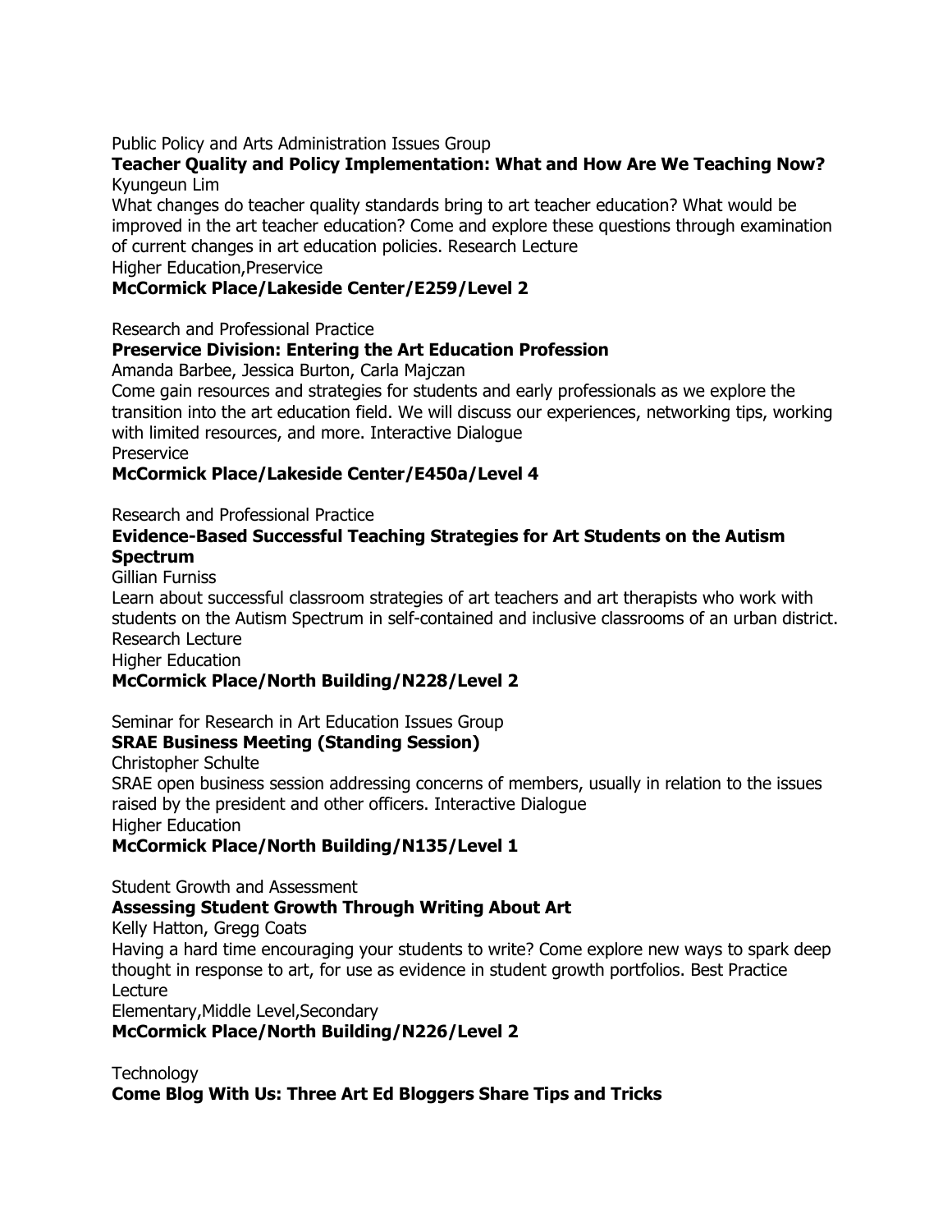Public Policy and Arts Administration Issues Group

**Teacher Quality and Policy Implementation: What and How Are We Teaching Now?**

Kyungeun Lim

What changes do teacher quality standards bring to art teacher education? What would be improved in the art teacher education? Come and explore these questions through examination of current changes in art education policies. Research Lecture

Higher Education,Preservice

**McCormick Place/Lakeside Center/E259/Level 2**

Research and Professional Practice

**Preservice Division: Entering the Art Education Profession**

Amanda Barbee, Jessica Burton, Carla Majczan

Come gain resources and strategies for students and early professionals as we explore the transition into the art education field. We will discuss our experiences, networking tips, working with limited resources, and more. Interactive Dialogue

Preservice

**McCormick Place/Lakeside Center/E450a/Level 4**

Research and Professional Practice

**Evidence-Based Successful Teaching Strategies for Art Students on the Autism Spectrum**

Gillian Furniss

Learn about successful classroom strategies of art teachers and art therapists who work with students on the Autism Spectrum in self-contained and inclusive classrooms of an urban district. Research Lecture

Higher Education

**McCormick Place/North Building/N228/Level 2**

Seminar for Research in Art Education Issues Group

**SRAE Business Meeting (Standing Session)**

Christopher Schulte

SRAE open business session addressing concerns of members, usually in relation to the issues raised by the president and other officers. Interactive Dialogue

Higher Education

**McCormick Place/North Building/N135/Level 1**

Student Growth and Assessment

**Assessing Student Growth Through Writing About Art**

Kelly Hatton, Gregg Coats

Having a hard time encouraging your students to write? Come explore new ways to spark deep thought in response to art, for use as evidence in student growth portfolios. Best Practice Lecture

Elementary,Middle Level,Secondary

**McCormick Place/North Building/N226/Level 2**

Technology

**Come Blog With Us: Three Art Ed Bloggers Share Tips and Tricks**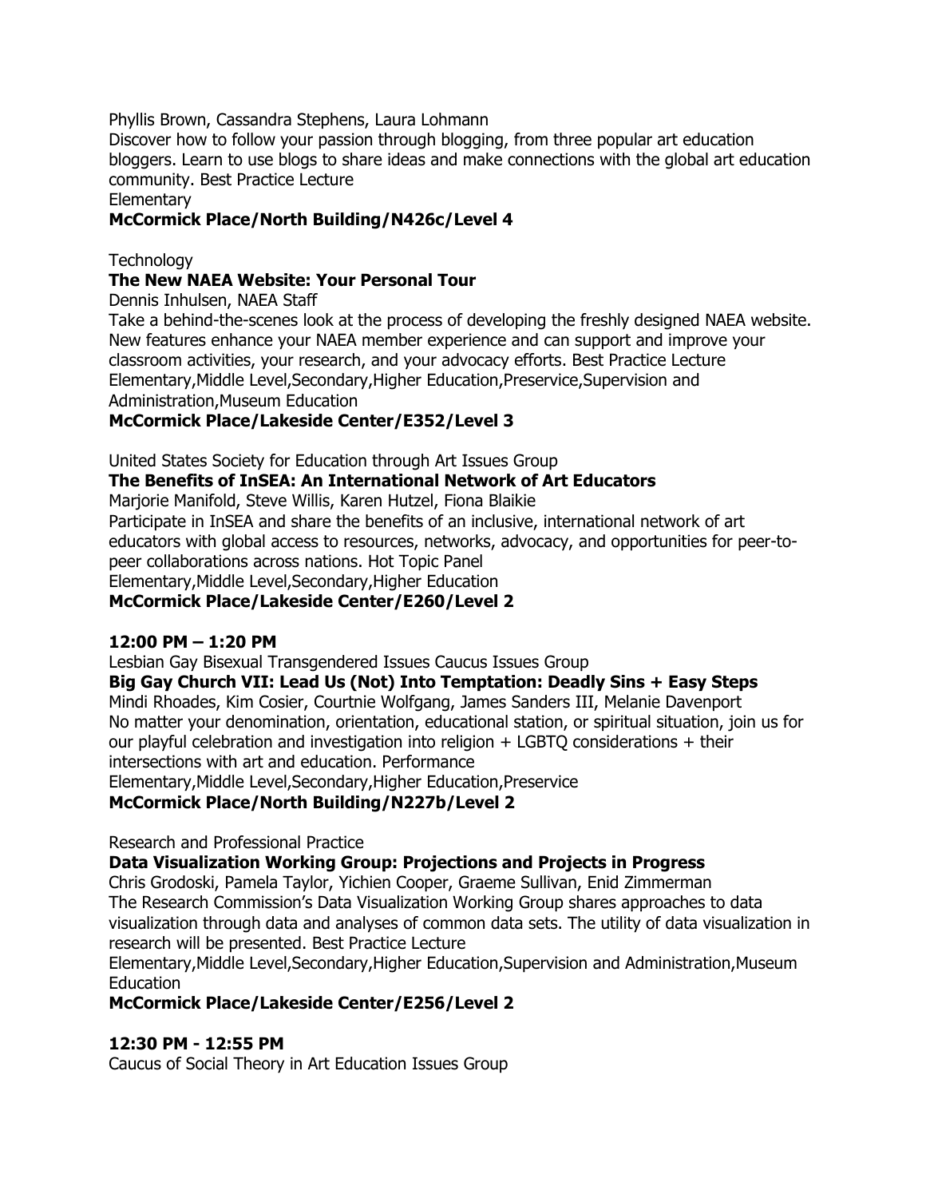Phyllis Brown, Cassandra Stephens, Laura Lohmann
Discover how to follow your passion through blogging, from three popular art education bloggers. Learn to use blogs to share ideas and make connections with the global art education community. Best Practice Lecture
Elementary
**McCormick Place/North Building/N426c/Level 4**

Technology
**The New NAEA Website: Your Personal Tour**
Dennis Inhulsen, NAEA Staff
Take a behind-the-scenes look at the process of developing the freshly designed NAEA website. New features enhance your NAEA member experience and can support and improve your classroom activities, your research, and your advocacy efforts. Best Practice Lecture
Elementary,Middle Level,Secondary,Higher Education,Preservice,Supervision and Administration,Museum Education
**McCormick Place/Lakeside Center/E352/Level 3**

United States Society for Education through Art Issues Group
**The Benefits of InSEA: An International Network of Art Educators**
Marjorie Manifold, Steve Willis, Karen Hutzel, Fiona Blaikie
Participate in InSEA and share the benefits of an inclusive, international network of art educators with global access to resources, networks, advocacy, and opportunities for peer-to-peer collaborations across nations. Hot Topic Panel
Elementary,Middle Level,Secondary,Higher Education
**McCormick Place/Lakeside Center/E260/Level 2**

**12:00 PM – 1:20 PM**
Lesbian Gay Bisexual Transgendered Issues Caucus Issues Group
**Big Gay Church VII: Lead Us (Not) Into Temptation: Deadly Sins + Easy Steps**
Mindi Rhoades, Kim Cosier, Courtnie Wolfgang, James Sanders III, Melanie Davenport
No matter your denomination, orientation, educational station, or spiritual situation, join us for our playful celebration and investigation into religion + LGBTQ considerations + their intersections with art and education. Performance
Elementary,Middle Level,Secondary,Higher Education,Preservice
**McCormick Place/North Building/N227b/Level 2**

Research and Professional Practice
**Data Visualization Working Group: Projections and Projects in Progress**
Chris Grodoski, Pamela Taylor, Yichien Cooper, Graeme Sullivan, Enid Zimmerman
The Research Commission's Data Visualization Working Group shares approaches to data visualization through data and analyses of common data sets. The utility of data visualization in research will be presented. Best Practice Lecture
Elementary,Middle Level,Secondary,Higher Education,Supervision and Administration,Museum Education
**McCormick Place/Lakeside Center/E256/Level 2**

**12:30 PM - 12:55 PM**
Caucus of Social Theory in Art Education Issues Group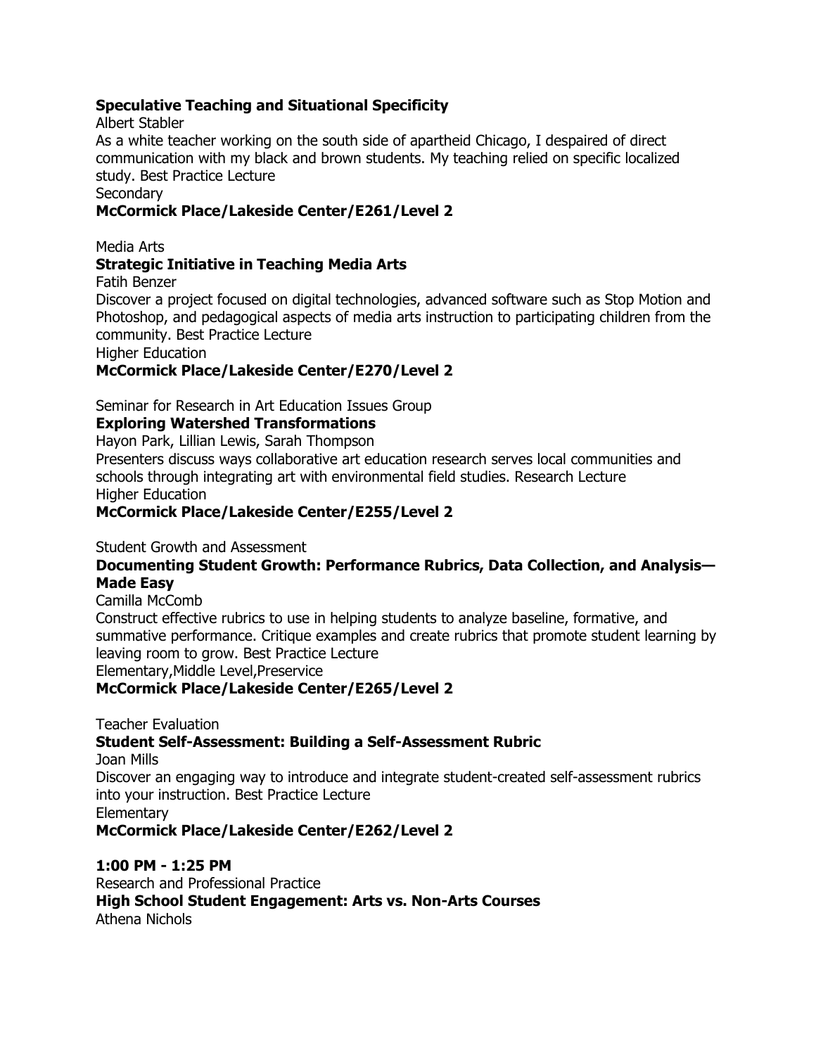**Speculative Teaching and Situational Specificity**
Albert Stabler
As a white teacher working on the south side of apartheid Chicago, I despaired of direct communication with my black and brown students. My teaching relied on specific localized study. Best Practice Lecture
Secondary
**McCormick Place/Lakeside Center/E261/Level 2**

Media Arts
**Strategic Initiative in Teaching Media Arts**
Fatih Benzer
Discover a project focused on digital technologies, advanced software such as Stop Motion and Photoshop, and pedagogical aspects of media arts instruction to participating children from the community. Best Practice Lecture
Higher Education
**McCormick Place/Lakeside Center/E270/Level 2**

Seminar for Research in Art Education Issues Group
**Exploring Watershed Transformations**
Hayon Park, Lillian Lewis, Sarah Thompson
Presenters discuss ways collaborative art education research serves local communities and schools through integrating art with environmental field studies. Research Lecture
Higher Education
**McCormick Place/Lakeside Center/E255/Level 2**

Student Growth and Assessment
**Documenting Student Growth: Performance Rubrics, Data Collection, and Analysis—Made Easy**
Camilla McComb
Construct effective rubrics to use in helping students to analyze baseline, formative, and summative performance. Critique examples and create rubrics that promote student learning by leaving room to grow. Best Practice Lecture
Elementary,Middle Level,Preservice
**McCormick Place/Lakeside Center/E265/Level 2**

Teacher Evaluation
**Student Self-Assessment: Building a Self-Assessment Rubric**
Joan Mills
Discover an engaging way to introduce and integrate student-created self-assessment rubrics into your instruction. Best Practice Lecture
Elementary
**McCormick Place/Lakeside Center/E262/Level 2**

**1:00 PM - 1:25 PM**
Research and Professional Practice
**High School Student Engagement: Arts vs. Non-Arts Courses**
Athena Nichols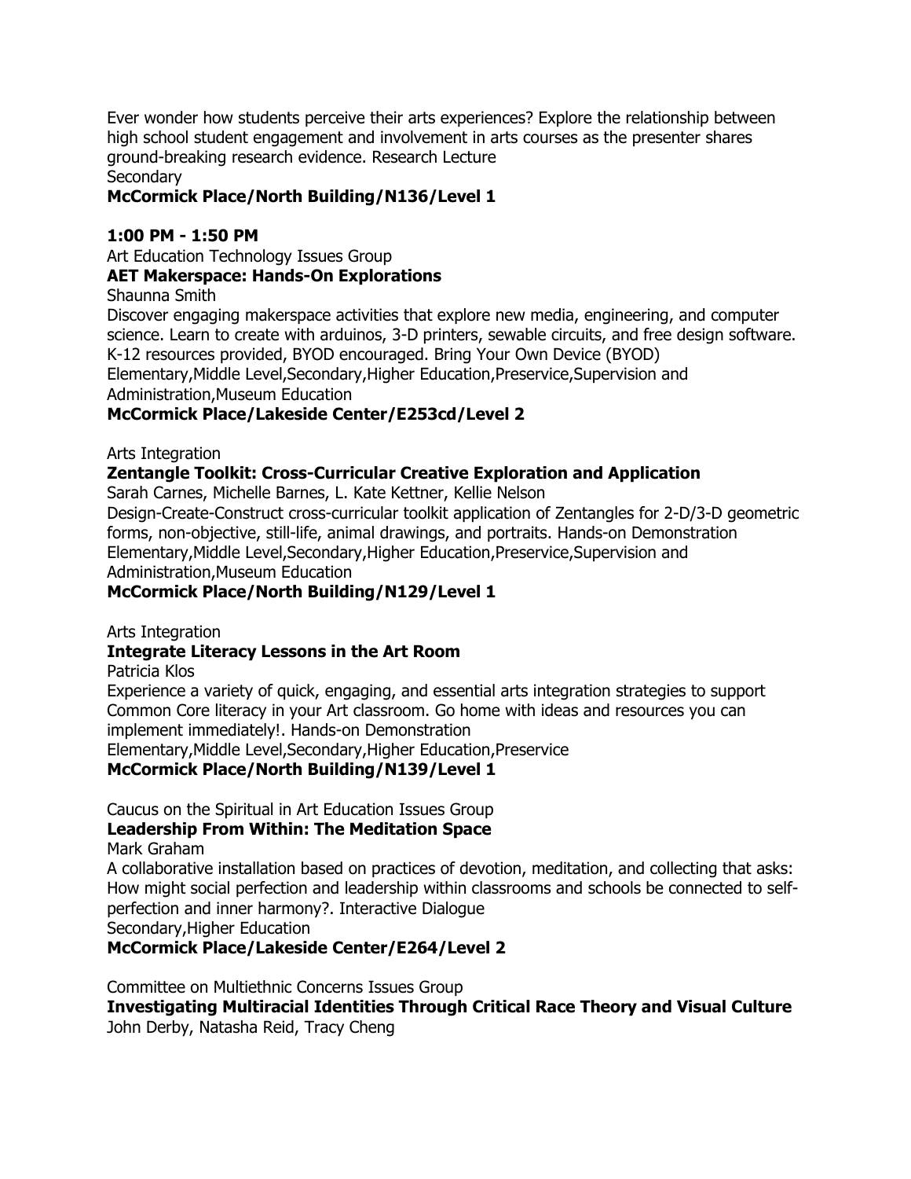Ever wonder how students perceive their arts experiences? Explore the relationship between high school student engagement and involvement in arts courses as the presenter shares ground-breaking research evidence. Research Lecture
Secondary
**McCormick Place/North Building/N136/Level 1**

**1:00 PM - 1:50 PM**

Art Education Technology Issues Group
**AET Makerspace: Hands-On Explorations**
Shaunna Smith
Discover engaging makerspace activities that explore new media, engineering, and computer science. Learn to create with arduinos, 3-D printers, sewable circuits, and free design software. K-12 resources provided, BYOD encouraged. Bring Your Own Device (BYOD)
Elementary,Middle Level,Secondary,Higher Education,Preservice,Supervision and Administration,Museum Education
**McCormick Place/Lakeside Center/E253cd/Level 2**

Arts Integration
**Zentangle Toolkit: Cross-Curricular Creative Exploration and Application**
Sarah Carnes, Michelle Barnes, L. Kate Kettner, Kellie Nelson
Design-Create-Construct cross-curricular toolkit application of Zentangles for 2-D/3-D geometric forms, non-objective, still-life, animal drawings, and portraits. Hands-on Demonstration
Elementary,Middle Level,Secondary,Higher Education,Preservice,Supervision and Administration,Museum Education
**McCormick Place/North Building/N129/Level 1**

Arts Integration
**Integrate Literacy Lessons in the Art Room**
Patricia Klos
Experience a variety of quick, engaging, and essential arts integration strategies to support Common Core literacy in your Art classroom. Go home with ideas and resources you can implement immediately!. Hands-on Demonstration
Elementary,Middle Level,Secondary,Higher Education,Preservice
**McCormick Place/North Building/N139/Level 1**

Caucus on the Spiritual in Art Education Issues Group
**Leadership From Within: The Meditation Space**
Mark Graham
A collaborative installation based on practices of devotion, meditation, and collecting that asks: How might social perfection and leadership within classrooms and schools be connected to self-perfection and inner harmony?. Interactive Dialogue
Secondary,Higher Education
**McCormick Place/Lakeside Center/E264/Level 2**

Committee on Multiethnic Concerns Issues Group
**Investigating Multiracial Identities Through Critical Race Theory and Visual Culture**
John Derby, Natasha Reid, Tracy Cheng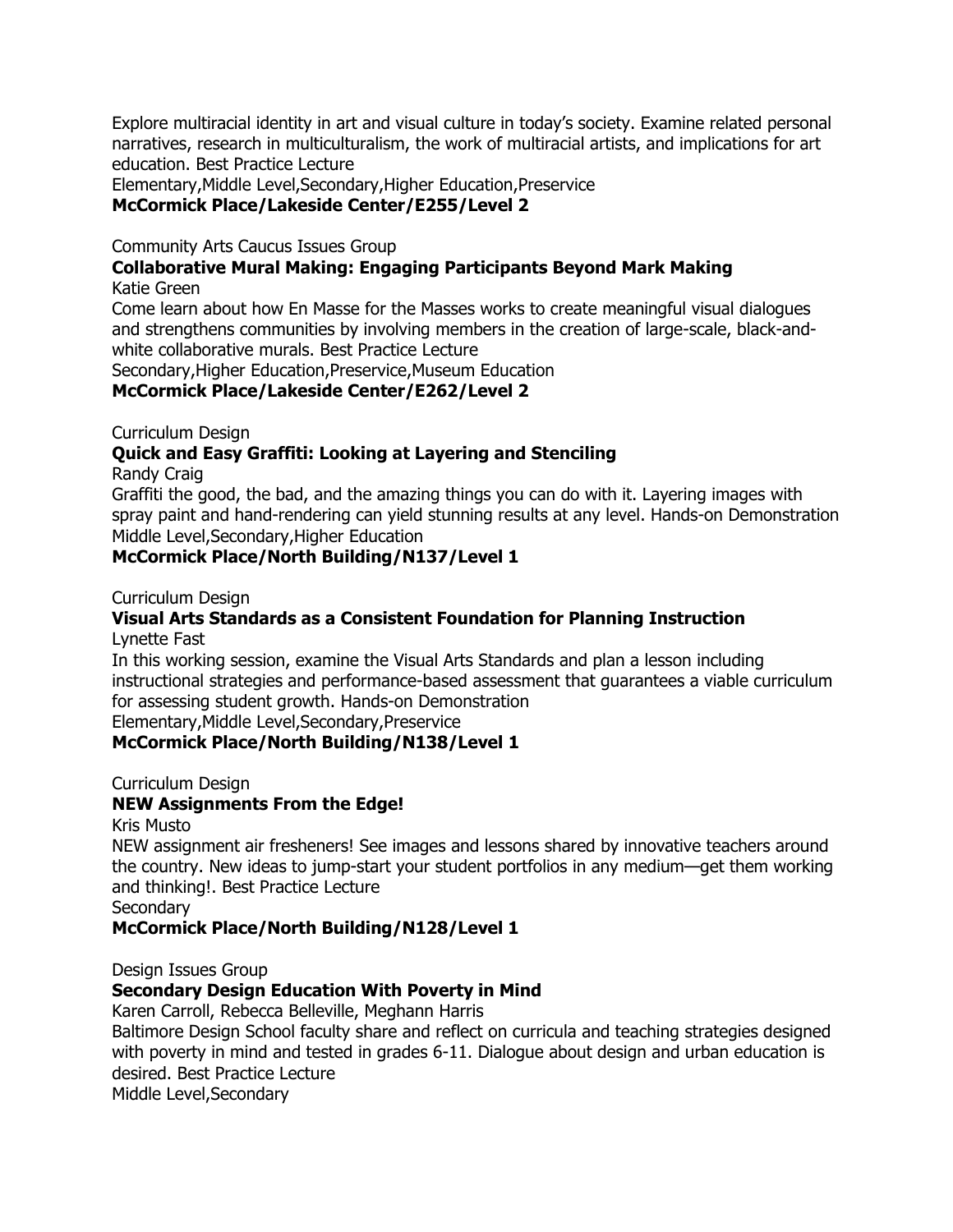Explore multiracial identity in art and visual culture in today's society. Examine related personal narratives, research in multiculturalism, the work of multiracial artists, and implications for art education. Best Practice Lecture
Elementary,Middle Level,Secondary,Higher Education,Preservice
**McCormick Place/Lakeside Center/E255/Level 2**

Community Arts Caucus Issues Group
**Collaborative Mural Making: Engaging Participants Beyond Mark Making**
Katie Green
Come learn about how En Masse for the Masses works to create meaningful visual dialogues and strengthens communities by involving members in the creation of large-scale, black-and-white collaborative murals. Best Practice Lecture
Secondary,Higher Education,Preservice,Museum Education
**McCormick Place/Lakeside Center/E262/Level 2**

Curriculum Design
**Quick and Easy Graffiti: Looking at Layering and Stenciling**
Randy Craig
Graffiti the good, the bad, and the amazing things you can do with it. Layering images with spray paint and hand-rendering can yield stunning results at any level. Hands-on Demonstration
Middle Level,Secondary,Higher Education
**McCormick Place/North Building/N137/Level 1**

Curriculum Design
**Visual Arts Standards as a Consistent Foundation for Planning Instruction**
Lynette Fast
In this working session, examine the Visual Arts Standards and plan a lesson including instructional strategies and performance-based assessment that guarantees a viable curriculum for assessing student growth. Hands-on Demonstration
Elementary,Middle Level,Secondary,Preservice
**McCormick Place/North Building/N138/Level 1**

Curriculum Design
**NEW Assignments From the Edge!**
Kris Musto
NEW assignment air fresheners! See images and lessons shared by innovative teachers around the country. New ideas to jump-start your student portfolios in any medium—get them working and thinking!. Best Practice Lecture
Secondary
**McCormick Place/North Building/N128/Level 1**

Design Issues Group
**Secondary Design Education With Poverty in Mind**
Karen Carroll, Rebecca Belleville, Meghann Harris
Baltimore Design School faculty share and reflect on curricula and teaching strategies designed with poverty in mind and tested in grades 6-11. Dialogue about design and urban education is desired. Best Practice Lecture
Middle Level,Secondary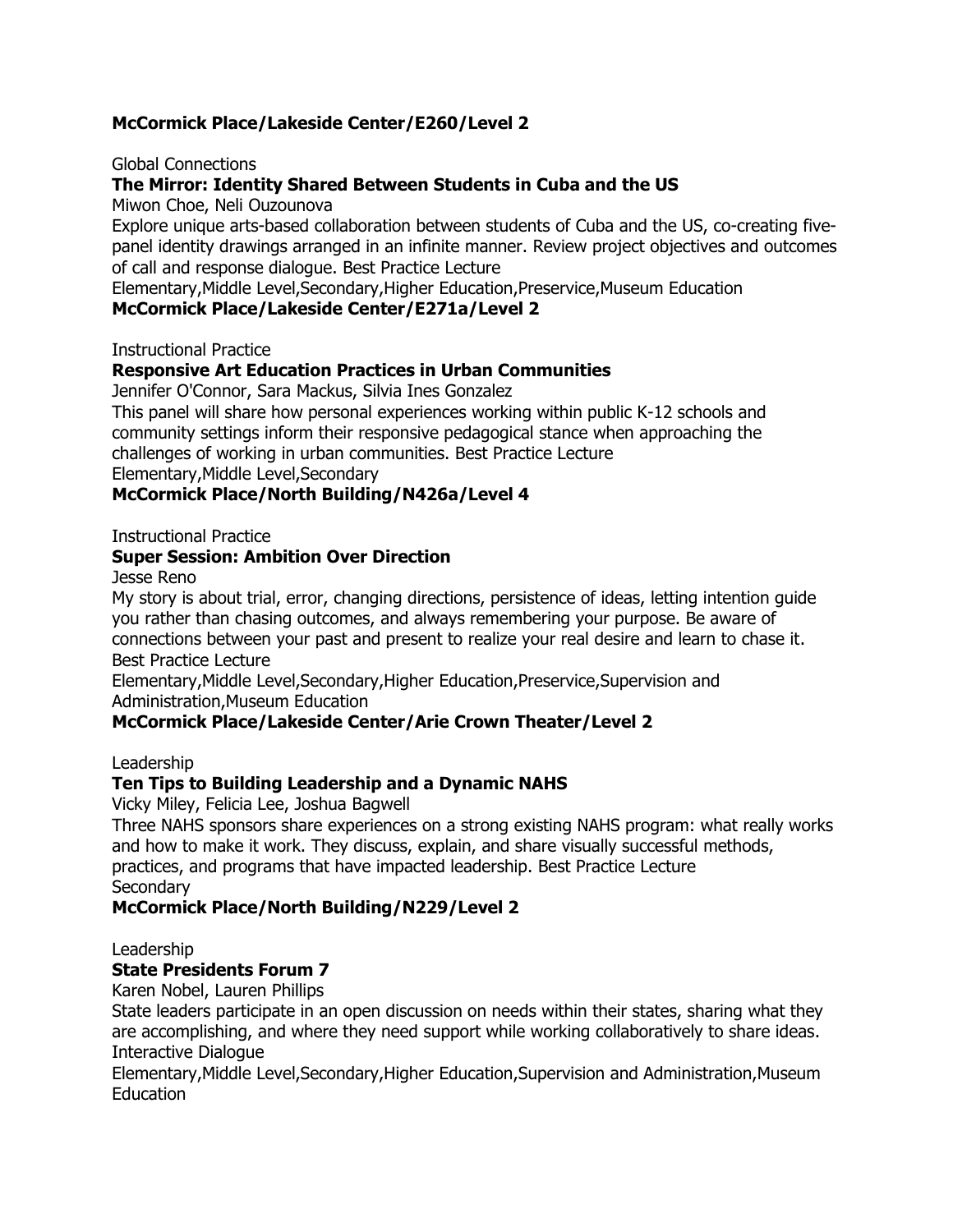**McCormick Place/Lakeside Center/E260/Level 2**

Global Connections

**The Mirror: Identity Shared Between Students in Cuba and the US**

Miwon Choe, Neli Ouzounova

Explore unique arts-based collaboration between students of Cuba and the US, co-creating five-panel identity drawings arranged in an infinite manner. Review project objectives and outcomes of call and response dialogue. Best Practice Lecture

Elementary,Middle Level,Secondary,Higher Education,Preservice,Museum Education

**McCormick Place/Lakeside Center/E271a/Level 2**

Instructional Practice

**Responsive Art Education Practices in Urban Communities**

Jennifer O'Connor, Sara Mackus, Silvia Ines Gonzalez

This panel will share how personal experiences working within public K-12 schools and community settings inform their responsive pedagogical stance when approaching the challenges of working in urban communities. Best Practice Lecture

Elementary,Middle Level,Secondary

**McCormick Place/North Building/N426a/Level 4**

Instructional Practice

**Super Session: Ambition Over Direction**

Jesse Reno

My story is about trial, error, changing directions, persistence of ideas, letting intention guide you rather than chasing outcomes, and always remembering your purpose. Be aware of connections between your past and present to realize your real desire and learn to chase it. Best Practice Lecture

Elementary,Middle Level,Secondary,Higher Education,Preservice,Supervision and Administration,Museum Education

**McCormick Place/Lakeside Center/Arie Crown Theater/Level 2**

Leadership

**Ten Tips to Building Leadership and a Dynamic NAHS**

Vicky Miley, Felicia Lee, Joshua Bagwell

Three NAHS sponsors share experiences on a strong existing NAHS program: what really works and how to make it work. They discuss, explain, and share visually successful methods, practices, and programs that have impacted leadership. Best Practice Lecture

Secondary

**McCormick Place/North Building/N229/Level 2**

Leadership

**State Presidents Forum 7**

Karen Nobel, Lauren Phillips

State leaders participate in an open discussion on needs within their states, sharing what they are accomplishing, and where they need support while working collaboratively to share ideas. Interactive Dialogue

Elementary,Middle Level,Secondary,Higher Education,Supervision and Administration,Museum Education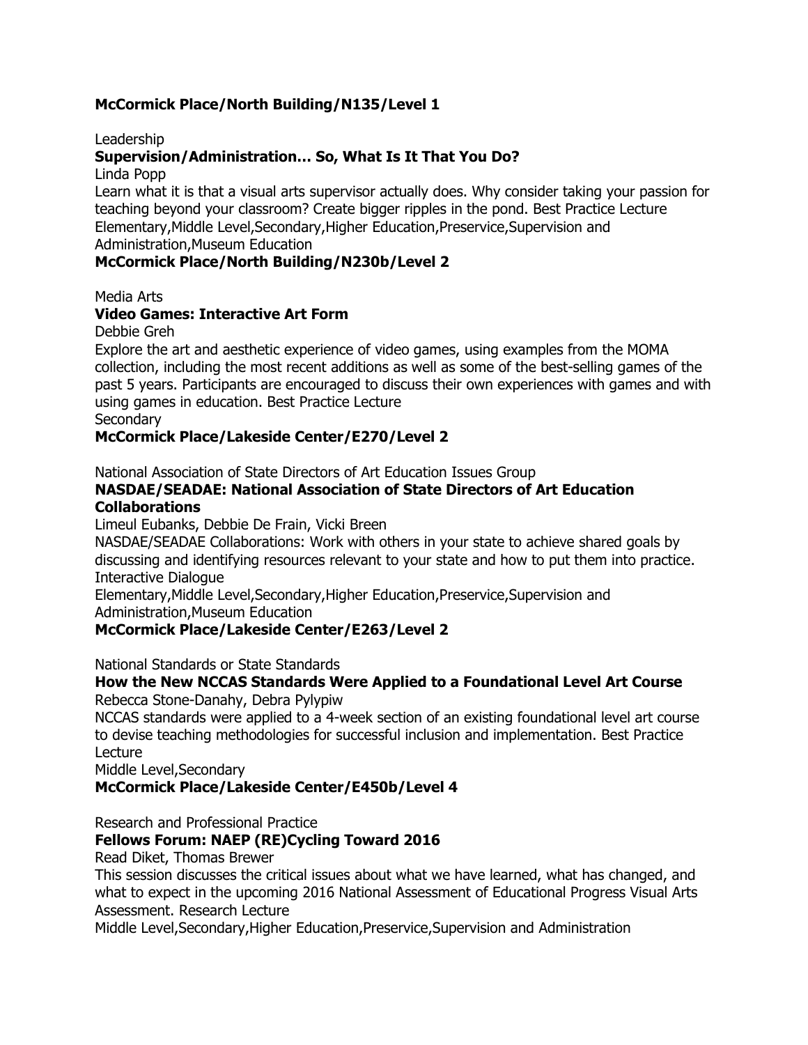**McCormick Place/North Building/N135/Level 1**

Leadership

**Supervision/Administration… So, What Is It That You Do?**

Linda Popp

Learn what it is that a visual arts supervisor actually does. Why consider taking your passion for teaching beyond your classroom? Create bigger ripples in the pond. Best Practice Lecture

Elementary,Middle Level,Secondary,Higher Education,Preservice,Supervision and Administration,Museum Education

**McCormick Place/North Building/N230b/Level 2**

Media Arts

**Video Games: Interactive Art Form**

Debbie Greh

Explore the art and aesthetic experience of video games, using examples from the MOMA collection, including the most recent additions as well as some of the best-selling games of the past 5 years. Participants are encouraged to discuss their own experiences with games and with using games in education. Best Practice Lecture

Secondary

**McCormick Place/Lakeside Center/E270/Level 2**

National Association of State Directors of Art Education Issues Group

**NASDAE/SEADAE: National Association of State Directors of Art Education Collaborations**

Limeul Eubanks, Debbie De Frain, Vicki Breen

NASDAE/SEADAE Collaborations: Work with others in your state to achieve shared goals by discussing and identifying resources relevant to your state and how to put them into practice. Interactive Dialogue

Elementary,Middle Level,Secondary,Higher Education,Preservice,Supervision and Administration,Museum Education

**McCormick Place/Lakeside Center/E263/Level 2**

National Standards or State Standards

**How the New NCCAS Standards Were Applied to a Foundational Level Art Course**

Rebecca Stone-Danahy, Debra Pylypiw

NCCAS standards were applied to a 4-week section of an existing foundational level art course to devise teaching methodologies for successful inclusion and implementation. Best Practice Lecture

Middle Level,Secondary

**McCormick Place/Lakeside Center/E450b/Level 4**

Research and Professional Practice

**Fellows Forum: NAEP (RE)Cycling Toward 2016**

Read Diket, Thomas Brewer

This session discusses the critical issues about what we have learned, what has changed, and what to expect in the upcoming 2016 National Assessment of Educational Progress Visual Arts Assessment. Research Lecture

Middle Level,Secondary,Higher Education,Preservice,Supervision and Administration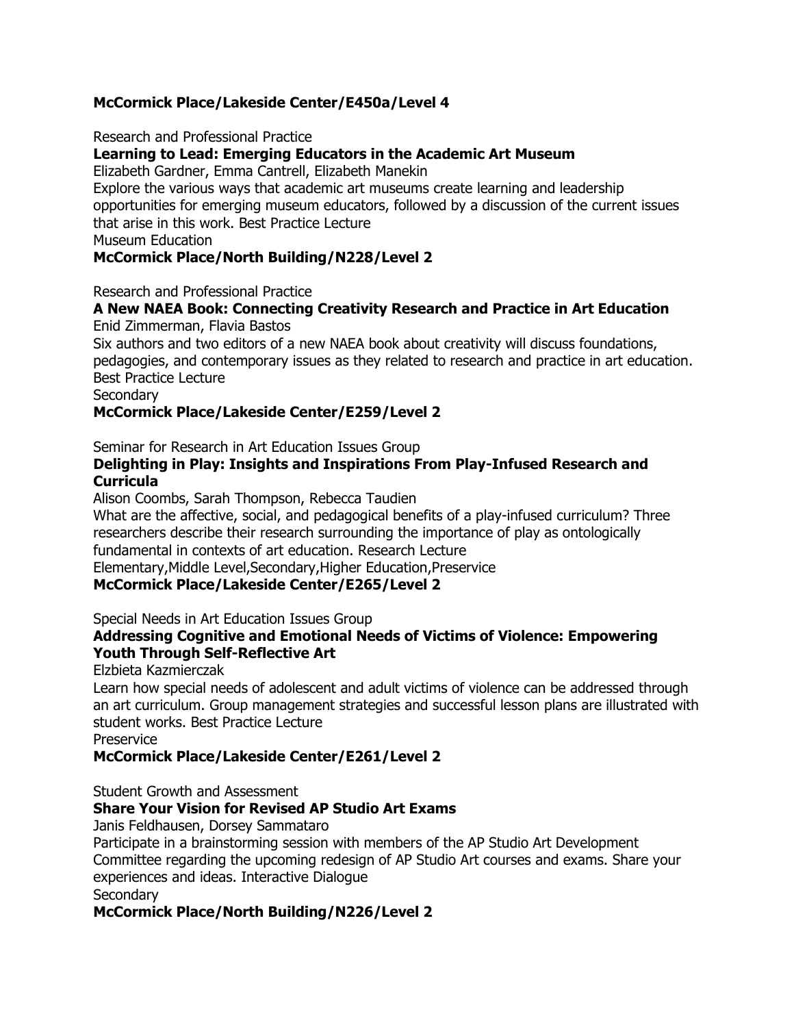**McCormick Place/Lakeside Center/E450a/Level 4**

Research and Professional Practice

**Learning to Lead: Emerging Educators in the Academic Art Museum**

Elizabeth Gardner, Emma Cantrell, Elizabeth Manekin

Explore the various ways that academic art museums create learning and leadership opportunities for emerging museum educators, followed by a discussion of the current issues that arise in this work. Best Practice Lecture

Museum Education

**McCormick Place/North Building/N228/Level 2**

Research and Professional Practice

**A New NAEA Book: Connecting Creativity Research and Practice in Art Education**

Enid Zimmerman, Flavia Bastos

Six authors and two editors of a new NAEA book about creativity will discuss foundations, pedagogies, and contemporary issues as they related to research and practice in art education. Best Practice Lecture

Secondary

**McCormick Place/Lakeside Center/E259/Level 2**

Seminar for Research in Art Education Issues Group

**Delighting in Play: Insights and Inspirations From Play-Infused Research and Curricula**

Alison Coombs, Sarah Thompson, Rebecca Taudien

What are the affective, social, and pedagogical benefits of a play-infused curriculum? Three researchers describe their research surrounding the importance of play as ontologically fundamental in contexts of art education. Research Lecture

Elementary,Middle Level,Secondary,Higher Education,Preservice

**McCormick Place/Lakeside Center/E265/Level 2**

Special Needs in Art Education Issues Group

**Addressing Cognitive and Emotional Needs of Victims of Violence: Empowering Youth Through Self-Reflective Art**

Elzbieta Kazmierczak

Learn how special needs of adolescent and adult victims of violence can be addressed through an art curriculum. Group management strategies and successful lesson plans are illustrated with student works. Best Practice Lecture

Preservice

**McCormick Place/Lakeside Center/E261/Level 2**

Student Growth and Assessment

**Share Your Vision for Revised AP Studio Art Exams**

Janis Feldhausen, Dorsey Sammataro

Participate in a brainstorming session with members of the AP Studio Art Development Committee regarding the upcoming redesign of AP Studio Art courses and exams. Share your experiences and ideas. Interactive Dialogue

Secondary

**McCormick Place/North Building/N226/Level 2**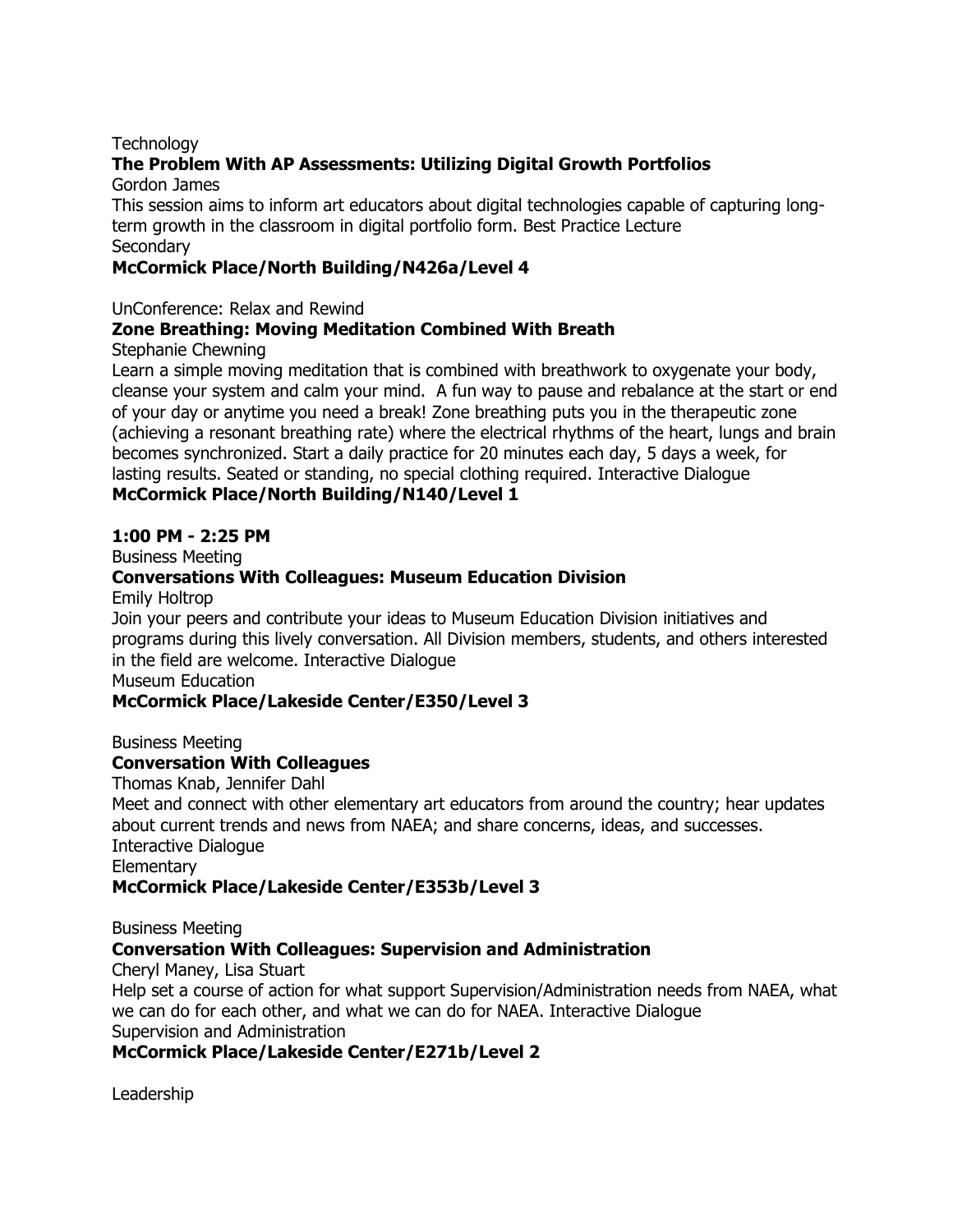Technology

**The Problem With AP Assessments: Utilizing Digital Growth Portfolios**

Gordon James

This session aims to inform art educators about digital technologies capable of capturing long-term growth in the classroom in digital portfolio form. Best Practice Lecture

Secondary

**McCormick Place/North Building/N426a/Level 4**

UnConference: Relax and Rewind

**Zone Breathing: Moving Meditation Combined With Breath**

Stephanie Chewning

Learn a simple moving meditation that is combined with breathwork to oxygenate your body, cleanse your system and calm your mind. A fun way to pause and rebalance at the start or end of your day or anytime you need a break! Zone breathing puts you in the therapeutic zone (achieving a resonant breathing rate) where the electrical rhythms of the heart, lungs and brain becomes synchronized. Start a daily practice for 20 minutes each day, 5 days a week, for lasting results. Seated or standing, no special clothing required. Interactive Dialogue

**McCormick Place/North Building/N140/Level 1**

**1:00 PM - 2:25 PM**

Business Meeting

**Conversations With Colleagues: Museum Education Division**

Emily Holtrop

Join your peers and contribute your ideas to Museum Education Division initiatives and programs during this lively conversation. All Division members, students, and others interested in the field are welcome. Interactive Dialogue

Museum Education

**McCormick Place/Lakeside Center/E350/Level 3**

Business Meeting

**Conversation With Colleagues**

Thomas Knab, Jennifer Dahl

Meet and connect with other elementary art educators from around the country; hear updates about current trends and news from NAEA; and share concerns, ideas, and successes. Interactive Dialogue

Elementary

**McCormick Place/Lakeside Center/E353b/Level 3**

Business Meeting

**Conversation With Colleagues: Supervision and Administration**

Cheryl Maney, Lisa Stuart

Help set a course of action for what support Supervision/Administration needs from NAEA, what we can do for each other, and what we can do for NAEA. Interactive Dialogue

Supervision and Administration

**McCormick Place/Lakeside Center/E271b/Level 2**

Leadership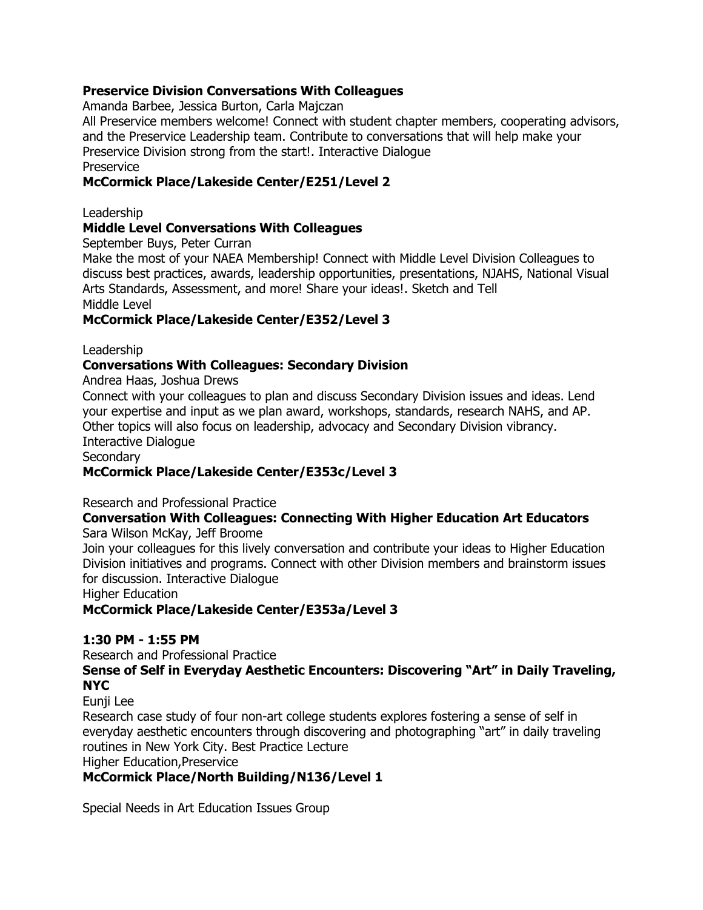**Preservice Division Conversations With Colleagues**
Amanda Barbee, Jessica Burton, Carla Majczan
All Preservice members welcome! Connect with student chapter members, cooperating advisors, and the Preservice Leadership team. Contribute to conversations that will help make your Preservice Division strong from the start!. Interactive Dialogue
Preservice
**McCormick Place/Lakeside Center/E251/Level 2**

Leadership
**Middle Level Conversations With Colleagues**
September Buys, Peter Curran
Make the most of your NAEA Membership! Connect with Middle Level Division Colleagues to discuss best practices, awards, leadership opportunities, presentations, NJAHS, National Visual Arts Standards, Assessment, and more! Share your ideas!. Sketch and Tell
Middle Level
**McCormick Place/Lakeside Center/E352/Level 3**

Leadership
**Conversations With Colleagues: Secondary Division**
Andrea Haas, Joshua Drews
Connect with your colleagues to plan and discuss Secondary Division issues and ideas. Lend your expertise and input as we plan award, workshops, standards, research NAHS, and AP. Other topics will also focus on leadership, advocacy and Secondary Division vibrancy.
Interactive Dialogue
Secondary
**McCormick Place/Lakeside Center/E353c/Level 3**

Research and Professional Practice
**Conversation With Colleagues: Connecting With Higher Education Art Educators**
Sara Wilson McKay, Jeff Broome
Join your colleagues for this lively conversation and contribute your ideas to Higher Education Division initiatives and programs. Connect with other Division members and brainstorm issues for discussion. Interactive Dialogue
Higher Education
**McCormick Place/Lakeside Center/E353a/Level 3**

**1:30 PM - 1:55 PM**
Research and Professional Practice
**Sense of Self in Everyday Aesthetic Encounters: Discovering "Art" in Daily Traveling, NYC**
Eunji Lee
Research case study of four non-art college students explores fostering a sense of self in everyday aesthetic encounters through discovering and photographing "art" in daily traveling routines in New York City. Best Practice Lecture
Higher Education,Preservice
**McCormick Place/North Building/N136/Level 1**

Special Needs in Art Education Issues Group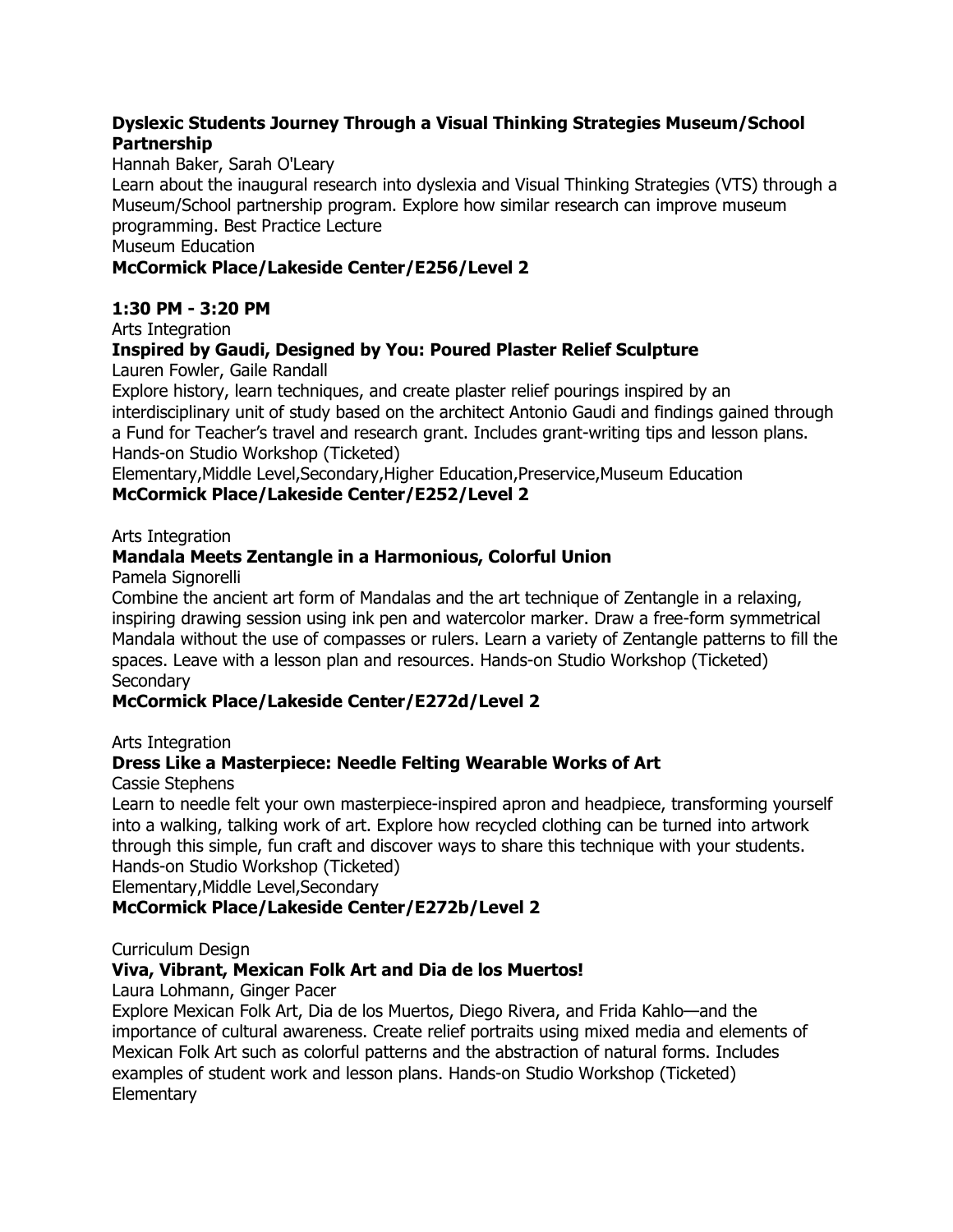**Dyslexic Students Journey Through a Visual Thinking Strategies Museum/School Partnership**

Hannah Baker, Sarah O'Leary

Learn about the inaugural research into dyslexia and Visual Thinking Strategies (VTS) through a Museum/School partnership program. Explore how similar research can improve museum programming. Best Practice Lecture

Museum Education

**McCormick Place/Lakeside Center/E256/Level 2**

**1:30 PM - 3:20 PM**

Arts Integration

**Inspired by Gaudi, Designed by You: Poured Plaster Relief Sculpture**

Lauren Fowler, Gaile Randall

Explore history, learn techniques, and create plaster relief pourings inspired by an interdisciplinary unit of study based on the architect Antonio Gaudi and findings gained through a Fund for Teacher's travel and research grant. Includes grant-writing tips and lesson plans. Hands-on Studio Workshop (Ticketed)

Elementary,Middle Level,Secondary,Higher Education,Preservice,Museum Education

**McCormick Place/Lakeside Center/E252/Level 2**

Arts Integration

**Mandala Meets Zentangle in a Harmonious, Colorful Union**

Pamela Signorelli

Combine the ancient art form of Mandalas and the art technique of Zentangle in a relaxing, inspiring drawing session using ink pen and watercolor marker. Draw a free-form symmetrical Mandala without the use of compasses or rulers. Learn a variety of Zentangle patterns to fill the spaces. Leave with a lesson plan and resources. Hands-on Studio Workshop (Ticketed)

Secondary

**McCormick Place/Lakeside Center/E272d/Level 2**

Arts Integration

**Dress Like a Masterpiece: Needle Felting Wearable Works of Art**

Cassie Stephens

Learn to needle felt your own masterpiece-inspired apron and headpiece, transforming yourself into a walking, talking work of art. Explore how recycled clothing can be turned into artwork through this simple, fun craft and discover ways to share this technique with your students. Hands-on Studio Workshop (Ticketed)

Elementary,Middle Level,Secondary

**McCormick Place/Lakeside Center/E272b/Level 2**

Curriculum Design

**Viva, Vibrant, Mexican Folk Art and Dia de los Muertos!**

Laura Lohmann, Ginger Pacer

Explore Mexican Folk Art, Dia de los Muertos, Diego Rivera, and Frida Kahlo—and the importance of cultural awareness. Create relief portraits using mixed media and elements of Mexican Folk Art such as colorful patterns and the abstraction of natural forms. Includes examples of student work and lesson plans. Hands-on Studio Workshop (Ticketed)

Elementary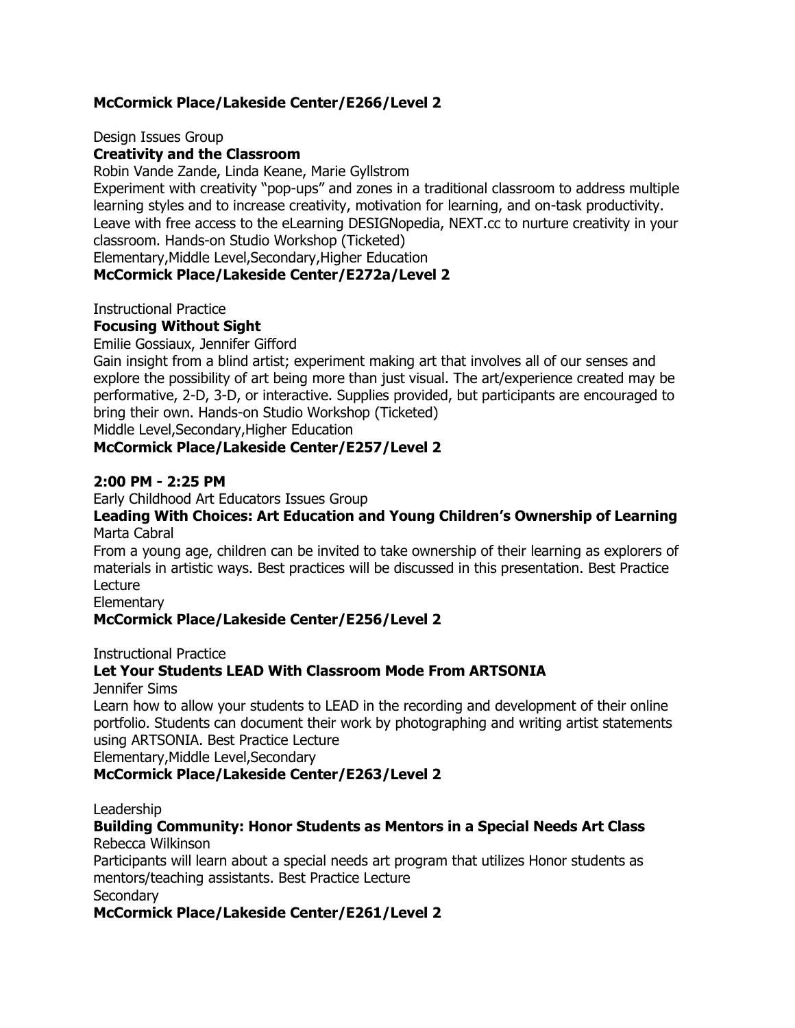**McCormick Place/Lakeside Center/E266/Level 2**

Design Issues Group

**Creativity and the Classroom**

Robin Vande Zande, Linda Keane, Marie Gyllstrom

Experiment with creativity "pop-ups" and zones in a traditional classroom to address multiple learning styles and to increase creativity, motivation for learning, and on-task productivity. Leave with free access to the eLearning DESIGNopedia, NEXT.cc to nurture creativity in your classroom. Hands-on Studio Workshop (Ticketed)

Elementary,Middle Level,Secondary,Higher Education

**McCormick Place/Lakeside Center/E272a/Level 2**

Instructional Practice

**Focusing Without Sight**

Emilie Gossiaux, Jennifer Gifford

Gain insight from a blind artist; experiment making art that involves all of our senses and explore the possibility of art being more than just visual. The art/experience created may be performative, 2-D, 3-D, or interactive. Supplies provided, but participants are encouraged to bring their own. Hands-on Studio Workshop (Ticketed)

Middle Level,Secondary,Higher Education

**McCormick Place/Lakeside Center/E257/Level 2**

**2:00 PM - 2:25 PM**

Early Childhood Art Educators Issues Group

**Leading With Choices: Art Education and Young Children's Ownership of Learning**

Marta Cabral

From a young age, children can be invited to take ownership of their learning as explorers of materials in artistic ways. Best practices will be discussed in this presentation. Best Practice Lecture

Elementary

**McCormick Place/Lakeside Center/E256/Level 2**

Instructional Practice

**Let Your Students LEAD With Classroom Mode From ARTSONIA**

Jennifer Sims

Learn how to allow your students to LEAD in the recording and development of their online portfolio. Students can document their work by photographing and writing artist statements using ARTSONIA. Best Practice Lecture

Elementary,Middle Level,Secondary

**McCormick Place/Lakeside Center/E263/Level 2**

Leadership

**Building Community: Honor Students as Mentors in a Special Needs Art Class**

Rebecca Wilkinson

Participants will learn about a special needs art program that utilizes Honor students as mentors/teaching assistants. Best Practice Lecture

Secondary

**McCormick Place/Lakeside Center/E261/Level 2**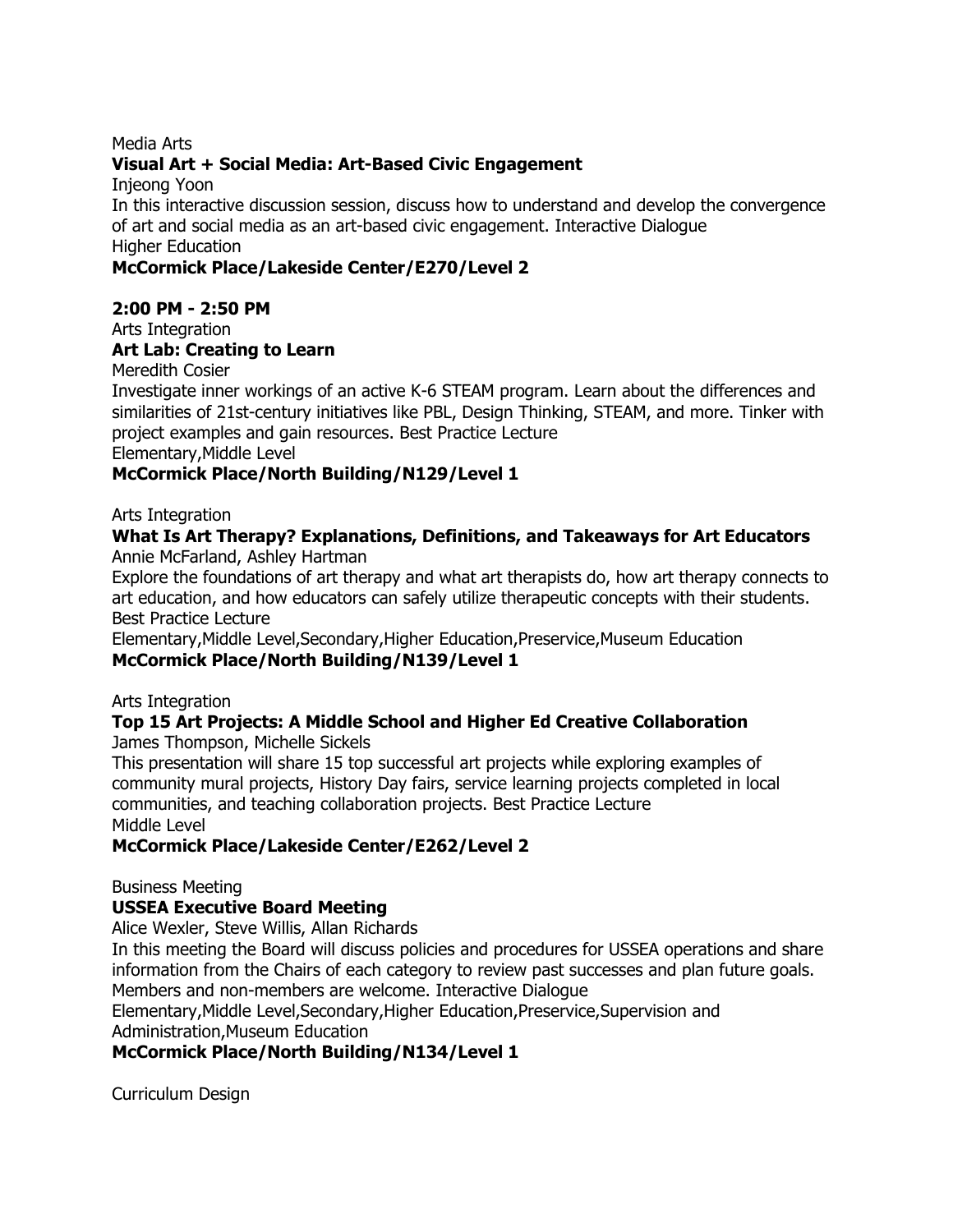Media Arts

**Visual Art + Social Media: Art-Based Civic Engagement**

Injeong Yoon

In this interactive discussion session, discuss how to understand and develop the convergence of art and social media as an art-based civic engagement. Interactive Dialogue

Higher Education

**McCormick Place/Lakeside Center/E270/Level 2**

**2:00 PM - 2:50 PM**

Arts Integration

**Art Lab: Creating to Learn**

Meredith Cosier

Investigate inner workings of an active K-6 STEAM program. Learn about the differences and similarities of 21st-century initiatives like PBL, Design Thinking, STEAM, and more. Tinker with project examples and gain resources. Best Practice Lecture

Elementary,Middle Level

**McCormick Place/North Building/N129/Level 1**

Arts Integration

**What Is Art Therapy? Explanations, Definitions, and Takeaways for Art Educators**

Annie McFarland, Ashley Hartman

Explore the foundations of art therapy and what art therapists do, how art therapy connects to art education, and how educators can safely utilize therapeutic concepts with their students. Best Practice Lecture

Elementary,Middle Level,Secondary,Higher Education,Preservice,Museum Education

**McCormick Place/North Building/N139/Level 1**

Arts Integration

**Top 15 Art Projects: A Middle School and Higher Ed Creative Collaboration**

James Thompson, Michelle Sickels

This presentation will share 15 top successful art projects while exploring examples of community mural projects, History Day fairs, service learning projects completed in local communities, and teaching collaboration projects. Best Practice Lecture

Middle Level

**McCormick Place/Lakeside Center/E262/Level 2**

Business Meeting

**USSEA Executive Board Meeting**

Alice Wexler, Steve Willis, Allan Richards

In this meeting the Board will discuss policies and procedures for USSEA operations and share information from the Chairs of each category to review past successes and plan future goals. Members and non-members are welcome. Interactive Dialogue

Elementary,Middle Level,Secondary,Higher Education,Preservice,Supervision and Administration,Museum Education

**McCormick Place/North Building/N134/Level 1**

Curriculum Design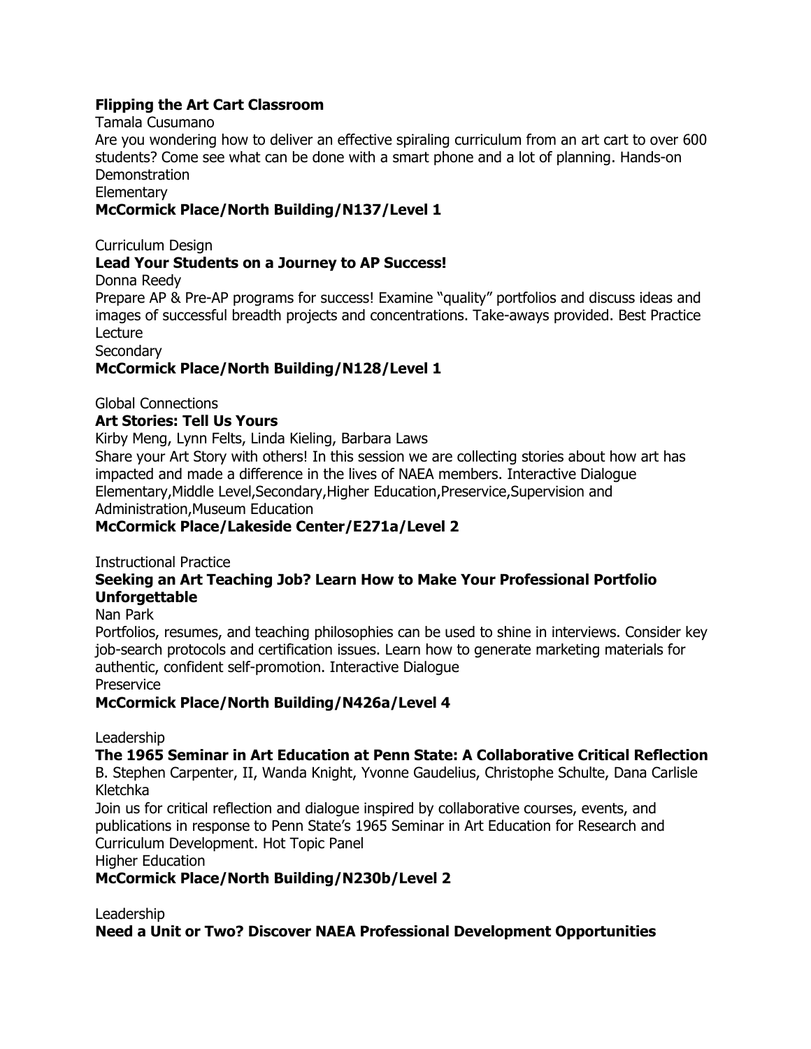**Flipping the Art Cart Classroom**
Tamala Cusumano
Are you wondering how to deliver an effective spiraling curriculum from an art cart to over 600 students? Come see what can be done with a smart phone and a lot of planning. Hands-on Demonstration
Elementary
**McCormick Place/North Building/N137/Level 1**

Curriculum Design
**Lead Your Students on a Journey to AP Success!**
Donna Reedy
Prepare AP & Pre-AP programs for success! Examine "quality" portfolios and discuss ideas and images of successful breadth projects and concentrations. Take-aways provided. Best Practice Lecture
Secondary
**McCormick Place/North Building/N128/Level 1**

Global Connections
**Art Stories: Tell Us Yours**
Kirby Meng, Lynn Felts, Linda Kieling, Barbara Laws
Share your Art Story with others! In this session we are collecting stories about how art has impacted and made a difference in the lives of NAEA members. Interactive Dialogue
Elementary,Middle Level,Secondary,Higher Education,Preservice,Supervision and Administration,Museum Education
**McCormick Place/Lakeside Center/E271a/Level 2**

Instructional Practice
**Seeking an Art Teaching Job? Learn How to Make Your Professional Portfolio Unforgettable**
Nan Park
Portfolios, resumes, and teaching philosophies can be used to shine in interviews. Consider key job-search protocols and certification issues. Learn how to generate marketing materials for authentic, confident self-promotion. Interactive Dialogue
Preservice
**McCormick Place/North Building/N426a/Level 4**

Leadership
**The 1965 Seminar in Art Education at Penn State: A Collaborative Critical Reflection**
B. Stephen Carpenter, II, Wanda Knight, Yvonne Gaudelius, Christophe Schulte, Dana Carlisle Kletchka
Join us for critical reflection and dialogue inspired by collaborative courses, events, and publications in response to Penn State's 1965 Seminar in Art Education for Research and Curriculum Development. Hot Topic Panel
Higher Education
**McCormick Place/North Building/N230b/Level 2**

Leadership
**Need a Unit or Two? Discover NAEA Professional Development Opportunities**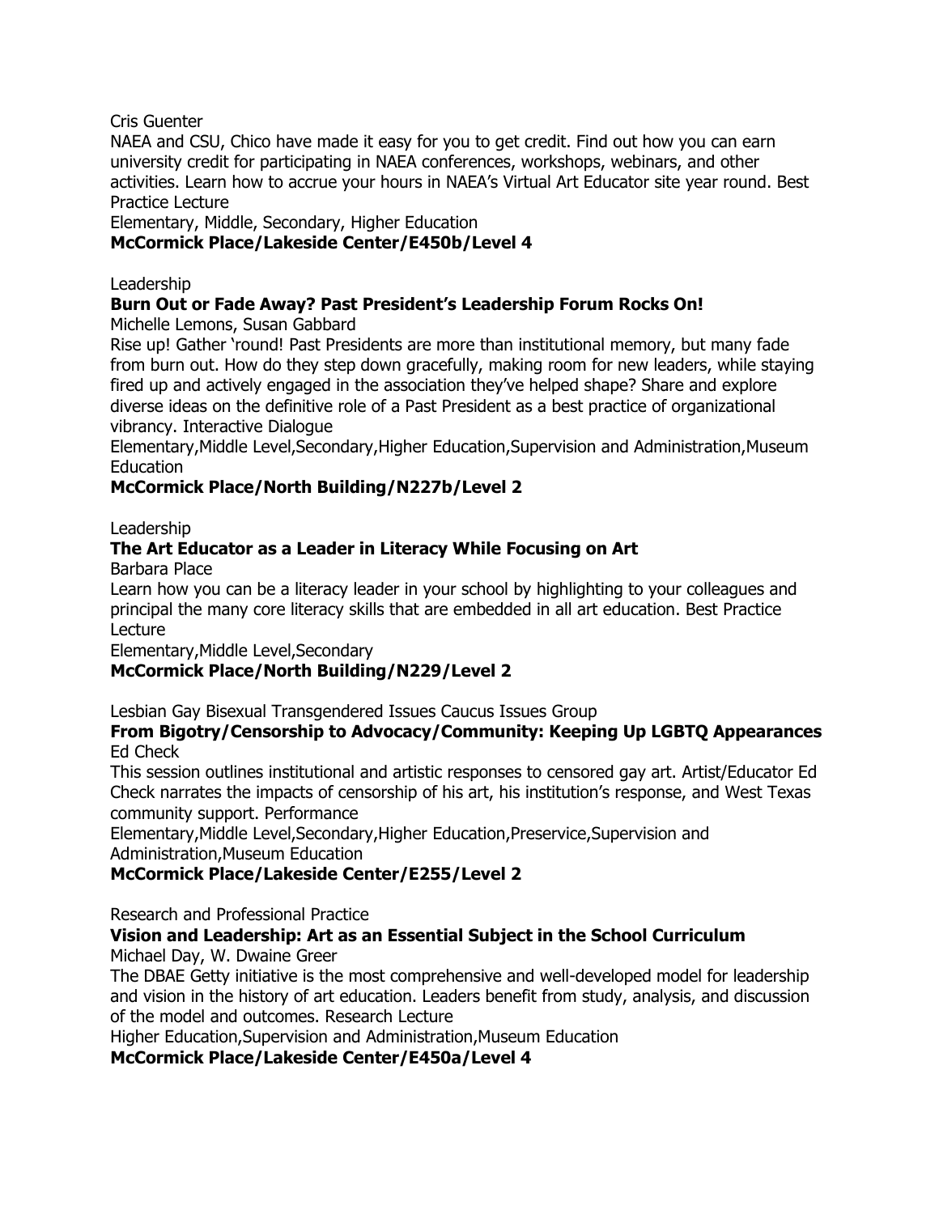Cris Guenter

NAEA and CSU, Chico have made it easy for you to get credit. Find out how you can earn university credit for participating in NAEA conferences, workshops, webinars, and other activities. Learn how to accrue your hours in NAEA's Virtual Art Educator site year round. Best Practice Lecture

Elementary, Middle, Secondary, Higher Education

**McCormick Place/Lakeside Center/E450b/Level 4**

Leadership

**Burn Out or Fade Away? Past President's Leadership Forum Rocks On!**

Michelle Lemons, Susan Gabbard

Rise up! Gather 'round! Past Presidents are more than institutional memory, but many fade from burn out. How do they step down gracefully, making room for new leaders, while staying fired up and actively engaged in the association they've helped shape? Share and explore diverse ideas on the definitive role of a Past President as a best practice of organizational vibrancy. Interactive Dialogue

Elementary,Middle Level,Secondary,Higher Education,Supervision and Administration,Museum Education

**McCormick Place/North Building/N227b/Level 2**

Leadership

**The Art Educator as a Leader in Literacy While Focusing on Art**

Barbara Place

Learn how you can be a literacy leader in your school by highlighting to your colleagues and principal the many core literacy skills that are embedded in all art education. Best Practice Lecture

Elementary,Middle Level,Secondary

**McCormick Place/North Building/N229/Level 2**

Lesbian Gay Bisexual Transgendered Issues Caucus Issues Group

**From Bigotry/Censorship to Advocacy/Community: Keeping Up LGBTQ Appearances**

Ed Check

This session outlines institutional and artistic responses to censored gay art. Artist/Educator Ed Check narrates the impacts of censorship of his art, his institution's response, and West Texas community support. Performance

Elementary,Middle Level,Secondary,Higher Education,Preservice,Supervision and Administration,Museum Education

**McCormick Place/Lakeside Center/E255/Level 2**

Research and Professional Practice

**Vision and Leadership: Art as an Essential Subject in the School Curriculum**

Michael Day, W. Dwaine Greer

The DBAE Getty initiative is the most comprehensive and well-developed model for leadership and vision in the history of art education. Leaders benefit from study, analysis, and discussion of the model and outcomes. Research Lecture

Higher Education,Supervision and Administration,Museum Education

**McCormick Place/Lakeside Center/E450a/Level 4**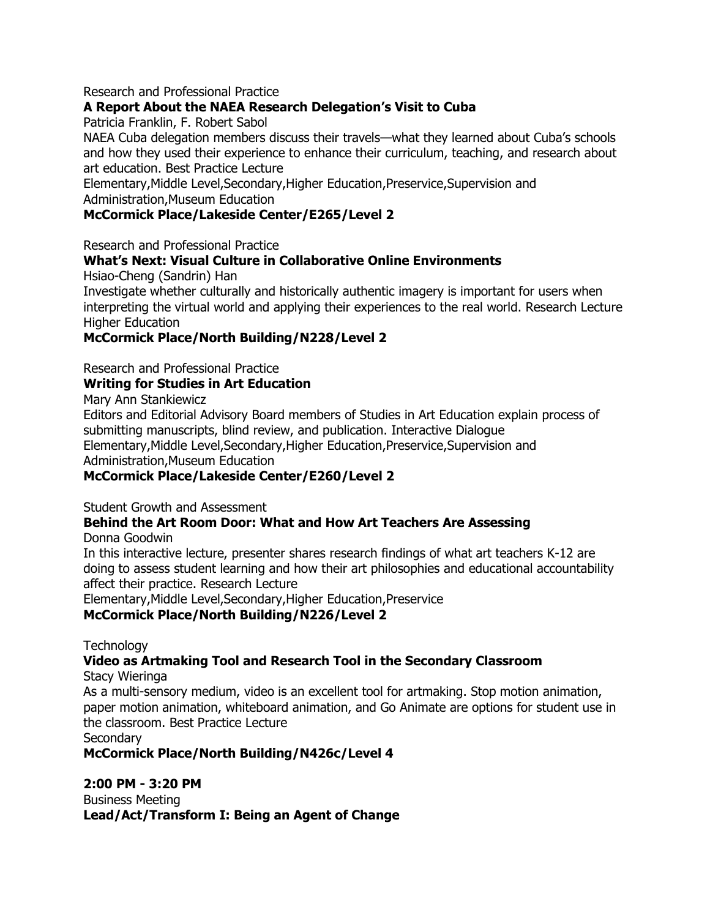Research and Professional Practice

**A Report About the NAEA Research Delegation's Visit to Cuba**

Patricia Franklin, F. Robert Sabol

NAEA Cuba delegation members discuss their travels—what they learned about Cuba's schools and how they used their experience to enhance their curriculum, teaching, and research about art education. Best Practice Lecture

Elementary,Middle Level,Secondary,Higher Education,Preservice,Supervision and Administration,Museum Education

**McCormick Place/Lakeside Center/E265/Level 2**

Research and Professional Practice

**What's Next: Visual Culture in Collaborative Online Environments**

Hsiao-Cheng (Sandrin) Han

Investigate whether culturally and historically authentic imagery is important for users when interpreting the virtual world and applying their experiences to the real world. Research Lecture

Higher Education

**McCormick Place/North Building/N228/Level 2**

Research and Professional Practice

**Writing for Studies in Art Education**

Mary Ann Stankiewicz

Editors and Editorial Advisory Board members of Studies in Art Education explain process of submitting manuscripts, blind review, and publication. Interactive Dialogue

Elementary,Middle Level,Secondary,Higher Education,Preservice,Supervision and Administration,Museum Education

**McCormick Place/Lakeside Center/E260/Level 2**

Student Growth and Assessment

**Behind the Art Room Door: What and How Art Teachers Are Assessing**

Donna Goodwin

In this interactive lecture, presenter shares research findings of what art teachers K-12 are doing to assess student learning and how their art philosophies and educational accountability affect their practice. Research Lecture

Elementary,Middle Level,Secondary,Higher Education,Preservice

**McCormick Place/North Building/N226/Level 2**

Technology

**Video as Artmaking Tool and Research Tool in the Secondary Classroom**

Stacy Wieringa

As a multi-sensory medium, video is an excellent tool for artmaking. Stop motion animation, paper motion animation, whiteboard animation, and Go Animate are options for student use in the classroom. Best Practice Lecture

Secondary

**McCormick Place/North Building/N426c/Level 4**

**2:00 PM - 3:20 PM**

Business Meeting

**Lead/Act/Transform I: Being an Agent of Change**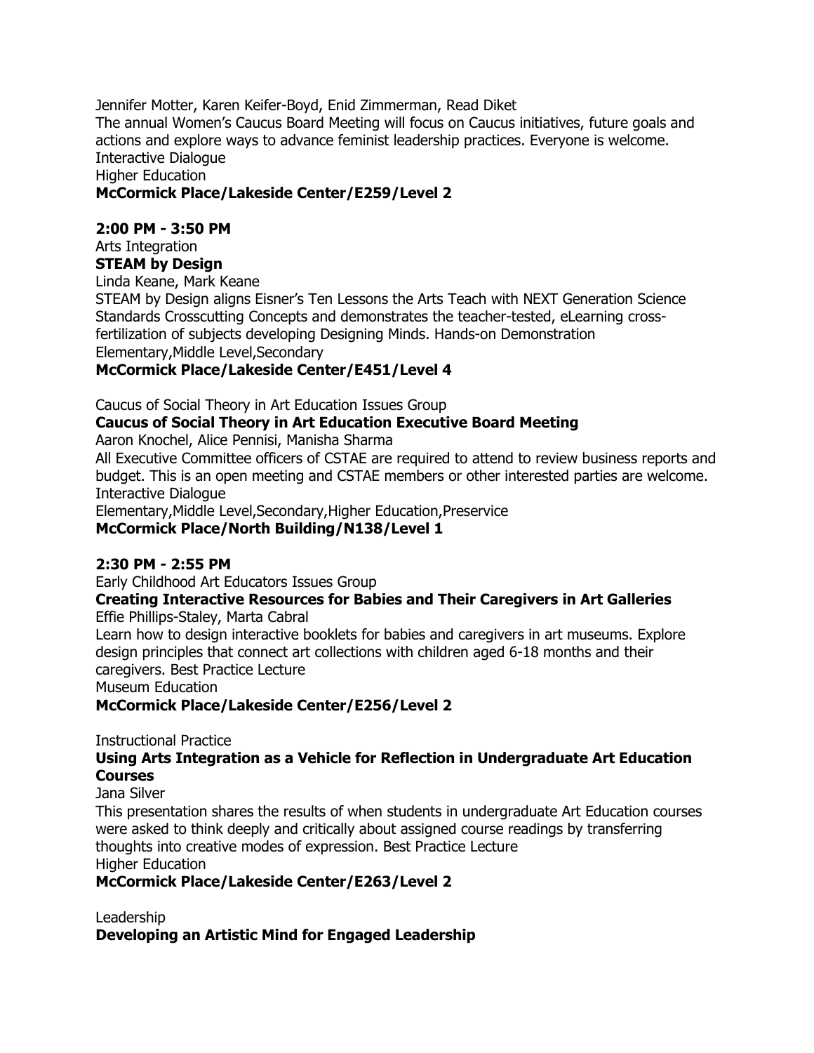Jennifer Motter, Karen Keifer-Boyd, Enid Zimmerman, Read Diket
The annual Women's Caucus Board Meeting will focus on Caucus initiatives, future goals and actions and explore ways to advance feminist leadership practices. Everyone is welcome. Interactive Dialogue
Higher Education
**McCormick Place/Lakeside Center/E259/Level 2**

**2:00 PM - 3:50 PM**

Arts Integration
**STEAM by Design**
Linda Keane, Mark Keane
STEAM by Design aligns Eisner's Ten Lessons the Arts Teach with NEXT Generation Science Standards Crosscutting Concepts and demonstrates the teacher-tested, eLearning cross-fertilization of subjects developing Designing Minds. Hands-on Demonstration
Elementary,Middle Level,Secondary
**McCormick Place/Lakeside Center/E451/Level 4**

Caucus of Social Theory in Art Education Issues Group
**Caucus of Social Theory in Art Education Executive Board Meeting**
Aaron Knochel, Alice Pennisi, Manisha Sharma
All Executive Committee officers of CSTAE are required to attend to review business reports and budget. This is an open meeting and CSTAE members or other interested parties are welcome. Interactive Dialogue
Elementary,Middle Level,Secondary,Higher Education,Preservice
**McCormick Place/North Building/N138/Level 1**

**2:30 PM - 2:55 PM**

Early Childhood Art Educators Issues Group
**Creating Interactive Resources for Babies and Their Caregivers in Art Galleries**
Effie Phillips-Staley, Marta Cabral
Learn how to design interactive booklets for babies and caregivers in art museums. Explore design principles that connect art collections with children aged 6-18 months and their caregivers. Best Practice Lecture
Museum Education
**McCormick Place/Lakeside Center/E256/Level 2**

Instructional Practice
**Using Arts Integration as a Vehicle for Reflection in Undergraduate Art Education Courses**
Jana Silver
This presentation shares the results of when students in undergraduate Art Education courses were asked to think deeply and critically about assigned course readings by transferring thoughts into creative modes of expression. Best Practice Lecture
Higher Education
**McCormick Place/Lakeside Center/E263/Level 2**

Leadership
**Developing an Artistic Mind for Engaged Leadership**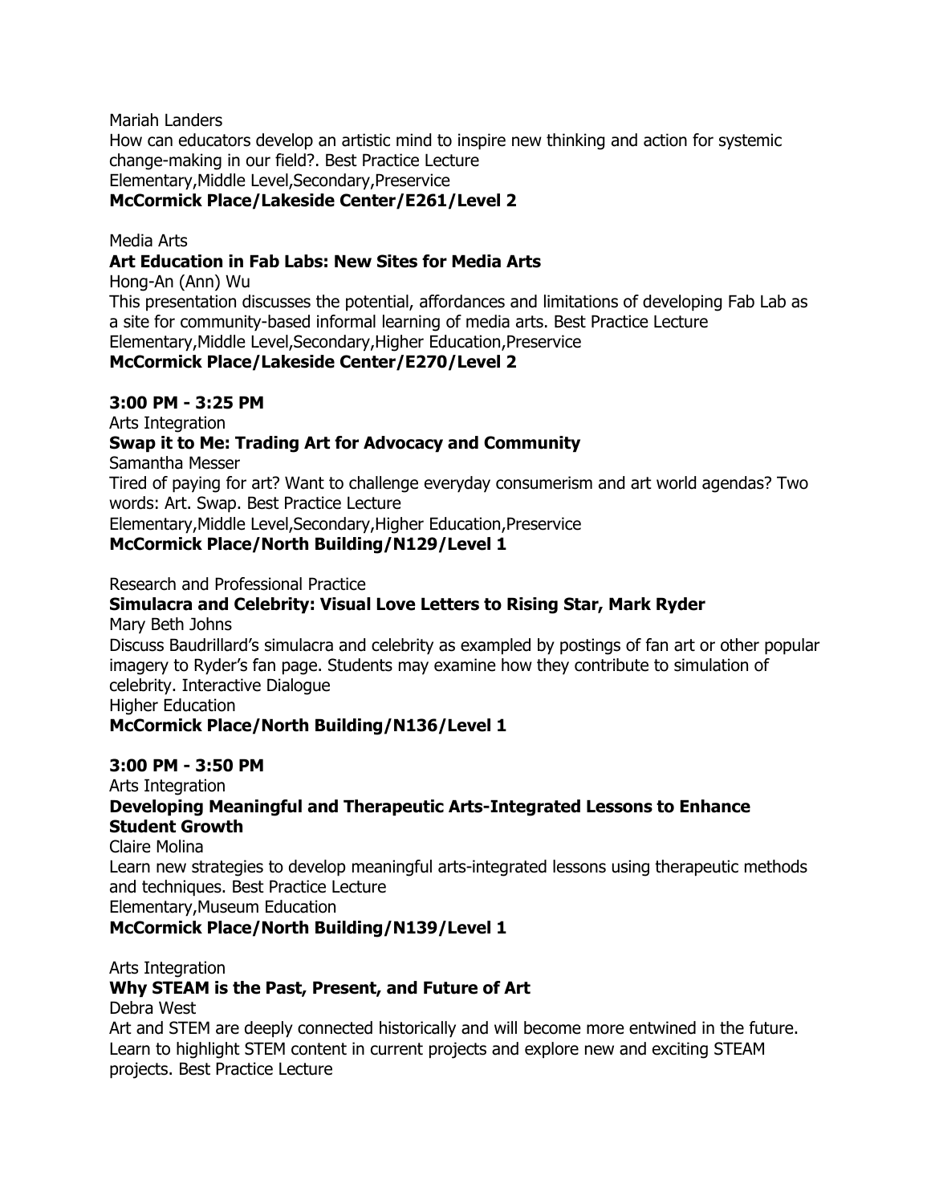Mariah Landers

How can educators develop an artistic mind to inspire new thinking and action for systemic change-making in our field?. Best Practice Lecture

Elementary,Middle Level,Secondary,Preservice

**McCormick Place/Lakeside Center/E261/Level 2**

Media Arts

**Art Education in Fab Labs: New Sites for Media Arts**

Hong-An (Ann) Wu

This presentation discusses the potential, affordances and limitations of developing Fab Lab as a site for community-based informal learning of media arts. Best Practice Lecture

Elementary,Middle Level,Secondary,Higher Education,Preservice

**McCormick Place/Lakeside Center/E270/Level 2**

**3:00 PM - 3:25 PM**

Arts Integration

**Swap it to Me: Trading Art for Advocacy and Community**

Samantha Messer

Tired of paying for art? Want to challenge everyday consumerism and art world agendas? Two words: Art. Swap. Best Practice Lecture

Elementary,Middle Level,Secondary,Higher Education,Preservice

**McCormick Place/North Building/N129/Level 1**

Research and Professional Practice

**Simulacra and Celebrity: Visual Love Letters to Rising Star, Mark Ryder**

Mary Beth Johns

Discuss Baudrillard's simulacra and celebrity as exampled by postings of fan art or other popular imagery to Ryder's fan page. Students may examine how they contribute to simulation of celebrity. Interactive Dialogue

Higher Education

**McCormick Place/North Building/N136/Level 1**

**3:00 PM - 3:50 PM**

Arts Integration

**Developing Meaningful and Therapeutic Arts-Integrated Lessons to Enhance Student Growth**

Claire Molina

Learn new strategies to develop meaningful arts-integrated lessons using therapeutic methods and techniques. Best Practice Lecture

Elementary,Museum Education

**McCormick Place/North Building/N139/Level 1**

Arts Integration

**Why STEAM is the Past, Present, and Future of Art**

Debra West

Art and STEM are deeply connected historically and will become more entwined in the future. Learn to highlight STEM content in current projects and explore new and exciting STEAM projects. Best Practice Lecture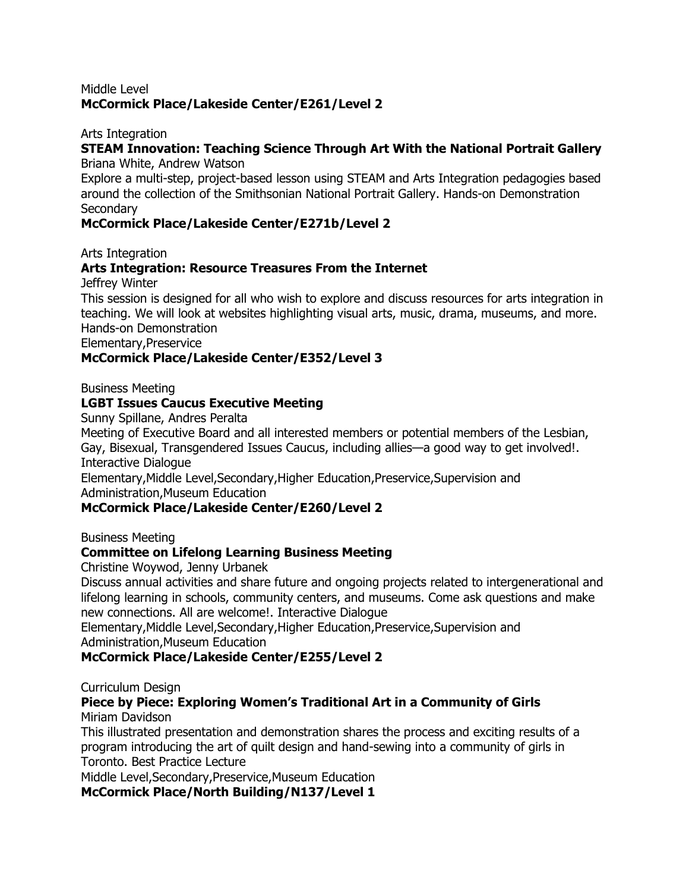Middle Level
**McCormick Place/Lakeside Center/E261/Level 2**

Arts Integration
**STEAM Innovation: Teaching Science Through Art With the National Portrait Gallery**
Briana White, Andrew Watson
Explore a multi-step, project-based lesson using STEAM and Arts Integration pedagogies based around the collection of the Smithsonian National Portrait Gallery. Hands-on Demonstration
Secondary
**McCormick Place/Lakeside Center/E271b/Level 2**

Arts Integration
**Arts Integration: Resource Treasures From the Internet**
Jeffrey Winter
This session is designed for all who wish to explore and discuss resources for arts integration in teaching. We will look at websites highlighting visual arts, music, drama, museums, and more. Hands-on Demonstration
Elementary,Preservice
**McCormick Place/Lakeside Center/E352/Level 3**

Business Meeting
**LGBT Issues Caucus Executive Meeting**
Sunny Spillane, Andres Peralta
Meeting of Executive Board and all interested members or potential members of the Lesbian, Gay, Bisexual, Transgendered Issues Caucus, including allies—a good way to get involved!. Interactive Dialogue
Elementary,Middle Level,Secondary,Higher Education,Preservice,Supervision and Administration,Museum Education
**McCormick Place/Lakeside Center/E260/Level 2**

Business Meeting
**Committee on Lifelong Learning Business Meeting**
Christine Woywod, Jenny Urbanek
Discuss annual activities and share future and ongoing projects related to intergenerational and lifelong learning in schools, community centers, and museums. Come ask questions and make new connections. All are welcome!. Interactive Dialogue
Elementary,Middle Level,Secondary,Higher Education,Preservice,Supervision and Administration,Museum Education
**McCormick Place/Lakeside Center/E255/Level 2**

Curriculum Design
**Piece by Piece: Exploring Women's Traditional Art in a Community of Girls**
Miriam Davidson
This illustrated presentation and demonstration shares the process and exciting results of a program introducing the art of quilt design and hand-sewing into a community of girls in Toronto. Best Practice Lecture
Middle Level,Secondary,Preservice,Museum Education
**McCormick Place/North Building/N137/Level 1**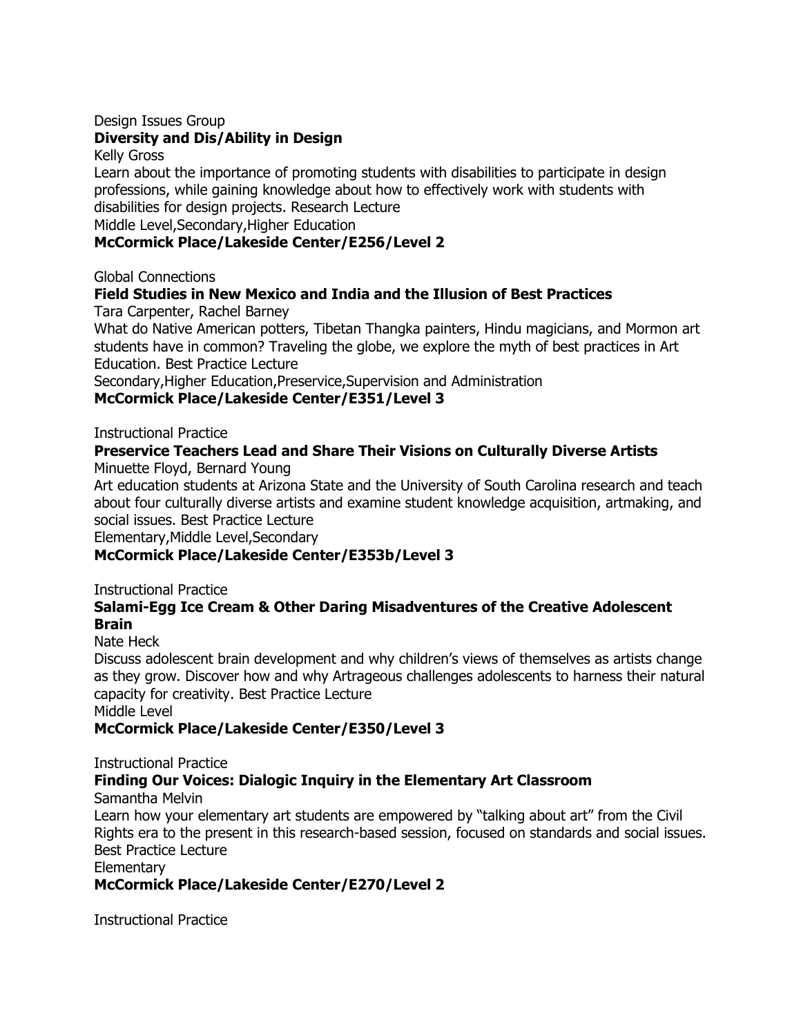Design Issues Group

**Diversity and Dis/Ability in Design**

Kelly Gross

Learn about the importance of promoting students with disabilities to participate in design professions, while gaining knowledge about how to effectively work with students with disabilities for design projects. Research Lecture

Middle Level,Secondary,Higher Education

**McCormick Place/Lakeside Center/E256/Level 2**

Global Connections

**Field Studies in New Mexico and India and the Illusion of Best Practices**

Tara Carpenter, Rachel Barney

What do Native American potters, Tibetan Thangka painters, Hindu magicians, and Mormon art students have in common? Traveling the globe, we explore the myth of best practices in Art Education. Best Practice Lecture

Secondary,Higher Education,Preservice,Supervision and Administration

**McCormick Place/Lakeside Center/E351/Level 3**

Instructional Practice

**Preservice Teachers Lead and Share Their Visions on Culturally Diverse Artists**

Minuette Floyd, Bernard Young

Art education students at Arizona State and the University of South Carolina research and teach about four culturally diverse artists and examine student knowledge acquisition, artmaking, and social issues. Best Practice Lecture

Elementary,Middle Level,Secondary

**McCormick Place/Lakeside Center/E353b/Level 3**

Instructional Practice

**Salami-Egg Ice Cream & Other Daring Misadventures of the Creative Adolescent Brain**

Nate Heck

Discuss adolescent brain development and why children's views of themselves as artists change as they grow. Discover how and why Artrageous challenges adolescents to harness their natural capacity for creativity. Best Practice Lecture

Middle Level

**McCormick Place/Lakeside Center/E350/Level 3**

Instructional Practice

**Finding Our Voices: Dialogic Inquiry in the Elementary Art Classroom**

Samantha Melvin

Learn how your elementary art students are empowered by "talking about art" from the Civil Rights era to the present in this research-based session, focused on standards and social issues. Best Practice Lecture

Elementary

**McCormick Place/Lakeside Center/E270/Level 2**

Instructional Practice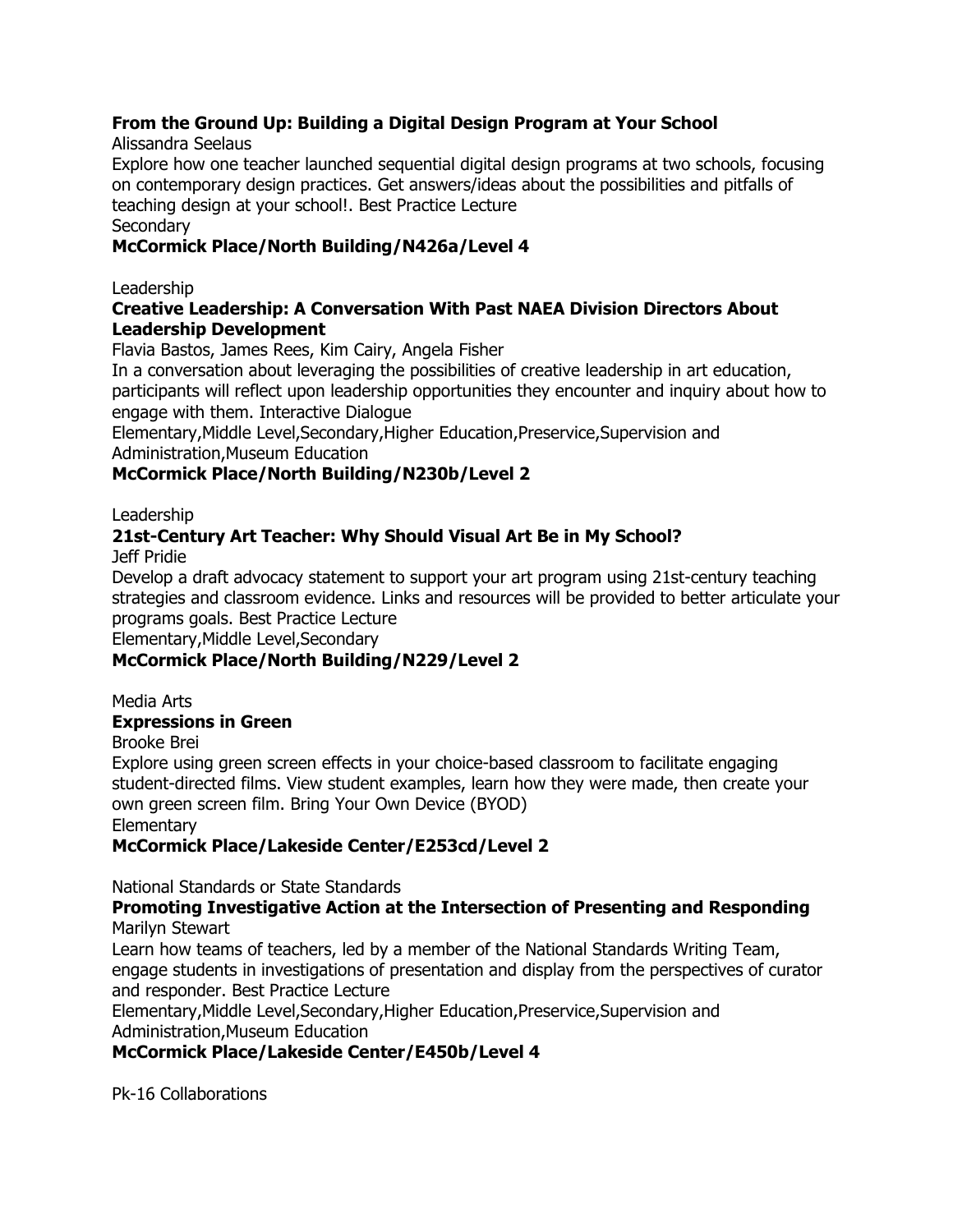**From the Ground Up: Building a Digital Design Program at Your School**

Alissandra Seelaus

Explore how one teacher launched sequential digital design programs at two schools, focusing on contemporary design practices. Get answers/ideas about the possibilities and pitfalls of teaching design at your school!. Best Practice Lecture

Secondary

**McCormick Place/North Building/N426a/Level 4**

Leadership

**Creative Leadership: A Conversation With Past NAEA Division Directors About Leadership Development**

Flavia Bastos, James Rees, Kim Cairy, Angela Fisher

In a conversation about leveraging the possibilities of creative leadership in art education, participants will reflect upon leadership opportunities they encounter and inquiry about how to engage with them. Interactive Dialogue

Elementary,Middle Level,Secondary,Higher Education,Preservice,Supervision and Administration,Museum Education

**McCormick Place/North Building/N230b/Level 2**

Leadership

**21st-Century Art Teacher: Why Should Visual Art Be in My School?**

Jeff Pridie

Develop a draft advocacy statement to support your art program using 21st-century teaching strategies and classroom evidence. Links and resources will be provided to better articulate your programs goals. Best Practice Lecture

Elementary,Middle Level,Secondary

**McCormick Place/North Building/N229/Level 2**

Media Arts

**Expressions in Green**

Brooke Brei

Explore using green screen effects in your choice-based classroom to facilitate engaging student-directed films. View student examples, learn how they were made, then create your own green screen film. Bring Your Own Device (BYOD)

Elementary

**McCormick Place/Lakeside Center/E253cd/Level 2**

National Standards or State Standards

**Promoting Investigative Action at the Intersection of Presenting and Responding**

Marilyn Stewart

Learn how teams of teachers, led by a member of the National Standards Writing Team, engage students in investigations of presentation and display from the perspectives of curator and responder. Best Practice Lecture

Elementary,Middle Level,Secondary,Higher Education,Preservice,Supervision and Administration,Museum Education

**McCormick Place/Lakeside Center/E450b/Level 4**

Pk-16 Collaborations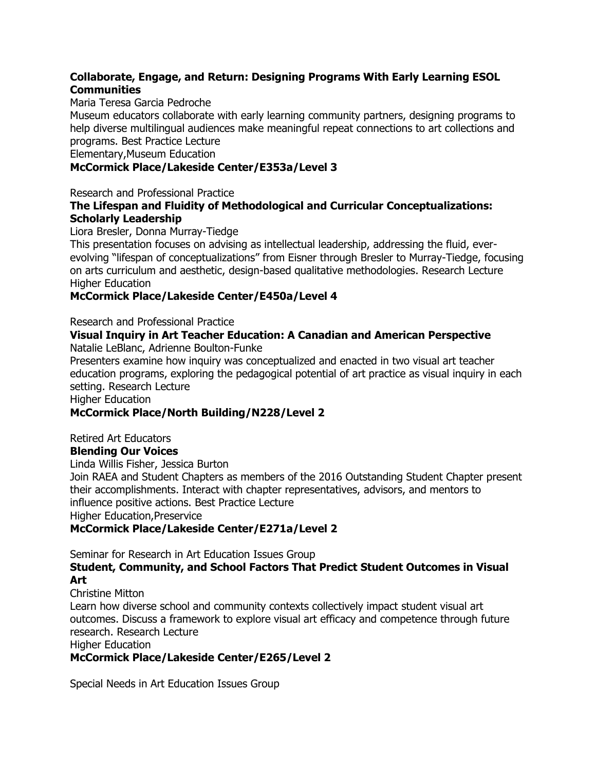**Collaborate, Engage, and Return: Designing Programs With Early Learning ESOL Communities**

Maria Teresa Garcia Pedroche

Museum educators collaborate with early learning community partners, designing programs to help diverse multilingual audiences make meaningful repeat connections to art collections and programs. Best Practice Lecture

Elementary,Museum Education

**McCormick Place/Lakeside Center/E353a/Level 3**

Research and Professional Practice

**The Lifespan and Fluidity of Methodological and Curricular Conceptualizations: Scholarly Leadership**

Liora Bresler, Donna Murray-Tiedge

This presentation focuses on advising as intellectual leadership, addressing the fluid, ever-evolving "lifespan of conceptualizations" from Eisner through Bresler to Murray-Tiedge, focusing on arts curriculum and aesthetic, design-based qualitative methodologies. Research Lecture

Higher Education

**McCormick Place/Lakeside Center/E450a/Level 4**

Research and Professional Practice

**Visual Inquiry in Art Teacher Education: A Canadian and American Perspective**

Natalie LeBlanc, Adrienne Boulton-Funke

Presenters examine how inquiry was conceptualized and enacted in two visual art teacher education programs, exploring the pedagogical potential of art practice as visual inquiry in each setting. Research Lecture

Higher Education

**McCormick Place/North Building/N228/Level 2**

Retired Art Educators

**Blending Our Voices**

Linda Willis Fisher, Jessica Burton

Join RAEA and Student Chapters as members of the 2016 Outstanding Student Chapter present their accomplishments. Interact with chapter representatives, advisors, and mentors to influence positive actions. Best Practice Lecture

Higher Education,Preservice

**McCormick Place/Lakeside Center/E271a/Level 2**

Seminar for Research in Art Education Issues Group

**Student, Community, and School Factors That Predict Student Outcomes in Visual Art**

Christine Mitton

Learn how diverse school and community contexts collectively impact student visual art outcomes. Discuss a framework to explore visual art efficacy and competence through future research. Research Lecture

Higher Education

**McCormick Place/Lakeside Center/E265/Level 2**

Special Needs in Art Education Issues Group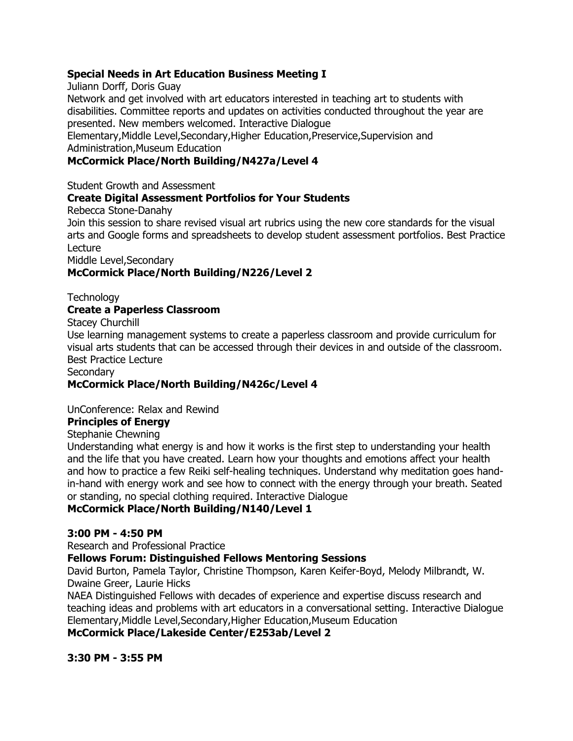**Special Needs in Art Education Business Meeting I**

Juliann Dorff, Doris Guay

Network and get involved with art educators interested in teaching art to students with disabilities. Committee reports and updates on activities conducted throughout the year are presented. New members welcomed. Interactive Dialogue

Elementary,Middle Level,Secondary,Higher Education,Preservice,Supervision and Administration,Museum Education

**McCormick Place/North Building/N427a/Level 4**

Student Growth and Assessment

**Create Digital Assessment Portfolios for Your Students**

Rebecca Stone-Danahy

Join this session to share revised visual art rubrics using the new core standards for the visual arts and Google forms and spreadsheets to develop student assessment portfolios. Best Practice Lecture

Middle Level,Secondary

**McCormick Place/North Building/N226/Level 2**

Technology

**Create a Paperless Classroom**

Stacey Churchill

Use learning management systems to create a paperless classroom and provide curriculum for visual arts students that can be accessed through their devices in and outside of the classroom. Best Practice Lecture

Secondary

**McCormick Place/North Building/N426c/Level 4**

UnConference: Relax and Rewind

**Principles of Energy**

Stephanie Chewning

Understanding what energy is and how it works is the first step to understanding your health and the life that you have created. Learn how your thoughts and emotions affect your health and how to practice a few Reiki self-healing techniques. Understand why meditation goes hand-in-hand with energy work and see how to connect with the energy through your breath. Seated or standing, no special clothing required. Interactive Dialogue

**McCormick Place/North Building/N140/Level 1**

**3:00 PM - 4:50 PM**

Research and Professional Practice

**Fellows Forum: Distinguished Fellows Mentoring Sessions**

David Burton, Pamela Taylor, Christine Thompson, Karen Keifer-Boyd, Melody Milbrandt, W. Dwaine Greer, Laurie Hicks

NAEA Distinguished Fellows with decades of experience and expertise discuss research and teaching ideas and problems with art educators in a conversational setting. Interactive Dialogue

Elementary,Middle Level,Secondary,Higher Education,Museum Education

**McCormick Place/Lakeside Center/E253ab/Level 2**

**3:30 PM - 3:55 PM**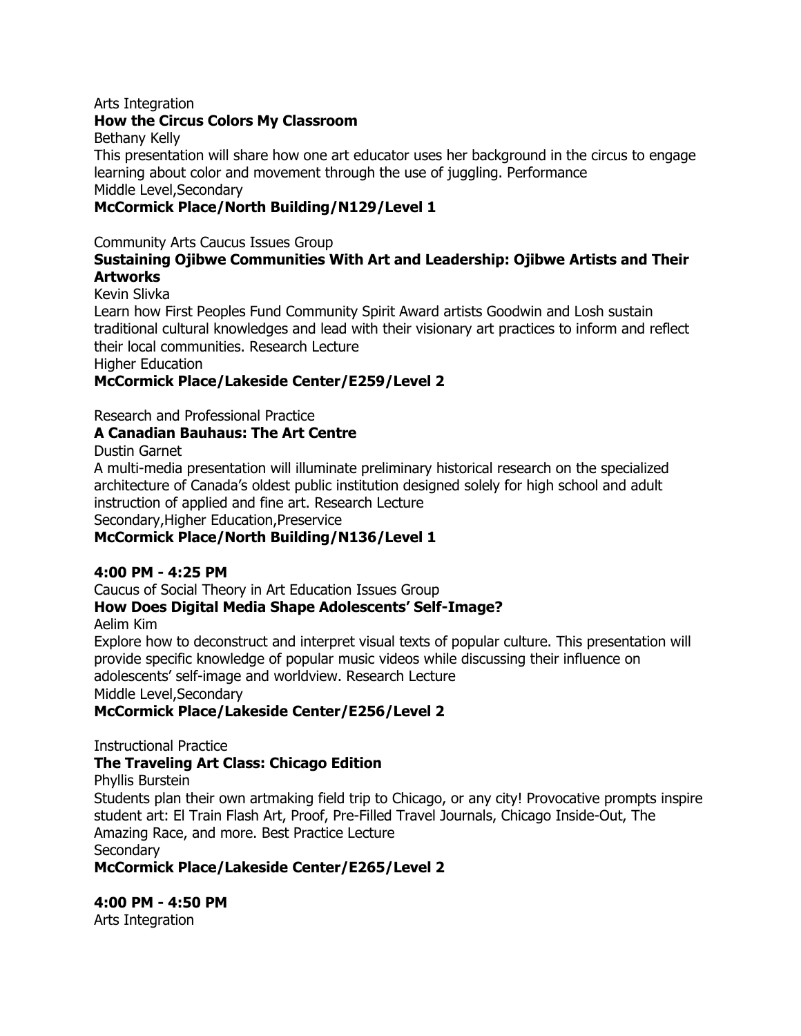Arts Integration

**How the Circus Colors My Classroom**

Bethany Kelly

This presentation will share how one art educator uses her background in the circus to engage learning about color and movement through the use of juggling. Performance

Middle Level,Secondary

**McCormick Place/North Building/N129/Level 1**

Community Arts Caucus Issues Group

**Sustaining Ojibwe Communities With Art and Leadership: Ojibwe Artists and Their Artworks**

Kevin Slivka

Learn how First Peoples Fund Community Spirit Award artists Goodwin and Losh sustain traditional cultural knowledges and lead with their visionary art practices to inform and reflect their local communities. Research Lecture

Higher Education

**McCormick Place/Lakeside Center/E259/Level 2**

Research and Professional Practice

**A Canadian Bauhaus: The Art Centre**

Dustin Garnet

A multi-media presentation will illuminate preliminary historical research on the specialized architecture of Canada's oldest public institution designed solely for high school and adult instruction of applied and fine art. Research Lecture

Secondary,Higher Education,Preservice

**McCormick Place/North Building/N136/Level 1**

**4:00 PM - 4:25 PM**

Caucus of Social Theory in Art Education Issues Group

**How Does Digital Media Shape Adolescents' Self-Image?**

Aelim Kim

Explore how to deconstruct and interpret visual texts of popular culture. This presentation will provide specific knowledge of popular music videos while discussing their influence on adolescents' self-image and worldview. Research Lecture

Middle Level,Secondary

**McCormick Place/Lakeside Center/E256/Level 2**

Instructional Practice

**The Traveling Art Class: Chicago Edition**

Phyllis Burstein

Students plan their own artmaking field trip to Chicago, or any city! Provocative prompts inspire student art: El Train Flash Art, Proof, Pre-Filled Travel Journals, Chicago Inside-Out, The Amazing Race, and more. Best Practice Lecture

Secondary

**McCormick Place/Lakeside Center/E265/Level 2**

**4:00 PM - 4:50 PM**

Arts Integration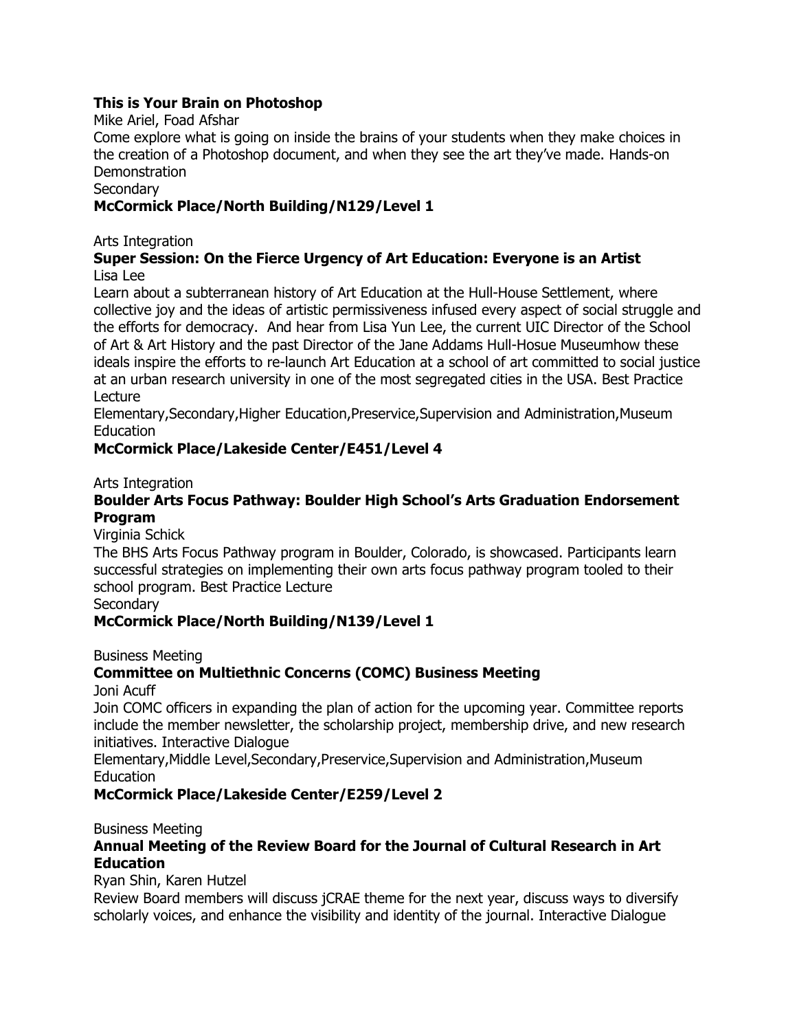**This is Your Brain on Photoshop**

Mike Ariel, Foad Afshar

Come explore what is going on inside the brains of your students when they make choices in the creation of a Photoshop document, and when they see the art they've made. Hands-on Demonstration

Secondary

**McCormick Place/North Building/N129/Level 1**

Arts Integration

**Super Session: On the Fierce Urgency of Art Education: Everyone is an Artist**

Lisa Lee

Learn about a subterranean history of Art Education at the Hull-House Settlement, where collective joy and the ideas of artistic permissiveness infused every aspect of social struggle and the efforts for democracy. And hear from Lisa Yun Lee, the current UIC Director of the School of Art & Art History and the past Director of the Jane Addams Hull-Hosue Museumhow these ideals inspire the efforts to re-launch Art Education at a school of art committed to social justice at an urban research university in one of the most segregated cities in the USA. Best Practice Lecture

Elementary,Secondary,Higher Education,Preservice,Supervision and Administration,Museum Education

**McCormick Place/Lakeside Center/E451/Level 4**

Arts Integration

**Boulder Arts Focus Pathway: Boulder High School's Arts Graduation Endorsement Program**

Virginia Schick

The BHS Arts Focus Pathway program in Boulder, Colorado, is showcased. Participants learn successful strategies on implementing their own arts focus pathway program tooled to their school program. Best Practice Lecture

Secondary

**McCormick Place/North Building/N139/Level 1**

Business Meeting

**Committee on Multiethnic Concerns (COMC) Business Meeting**

Joni Acuff

Join COMC officers in expanding the plan of action for the upcoming year. Committee reports include the member newsletter, the scholarship project, membership drive, and new research initiatives. Interactive Dialogue

Elementary,Middle Level,Secondary,Preservice,Supervision and Administration,Museum Education

**McCormick Place/Lakeside Center/E259/Level 2**

Business Meeting

**Annual Meeting of the Review Board for the Journal of Cultural Research in Art Education**

Ryan Shin, Karen Hutzel

Review Board members will discuss jCRAE theme for the next year, discuss ways to diversify scholarly voices, and enhance the visibility and identity of the journal. Interactive Dialogue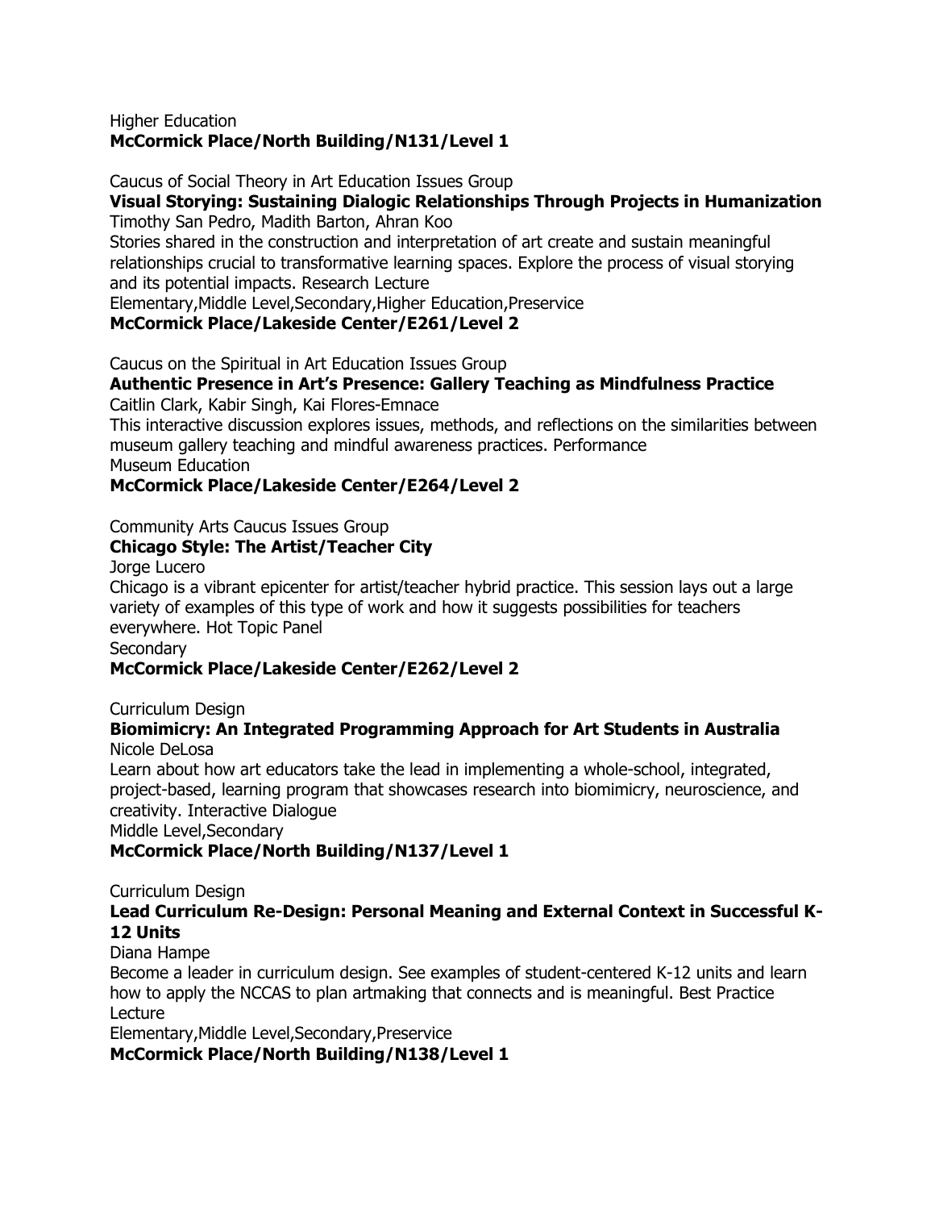Higher Education
**McCormick Place/North Building/N131/Level 1**

Caucus of Social Theory in Art Education Issues Group
**Visual Storying: Sustaining Dialogic Relationships Through Projects in Humanization**
Timothy San Pedro, Madith Barton, Ahran Koo
Stories shared in the construction and interpretation of art create and sustain meaningful relationships crucial to transformative learning spaces. Explore the process of visual storying and its potential impacts. Research Lecture
Elementary,Middle Level,Secondary,Higher Education,Preservice
**McCormick Place/Lakeside Center/E261/Level 2**

Caucus on the Spiritual in Art Education Issues Group
**Authentic Presence in Art's Presence: Gallery Teaching as Mindfulness Practice**
Caitlin Clark, Kabir Singh, Kai Flores-Emnace
This interactive discussion explores issues, methods, and reflections on the similarities between museum gallery teaching and mindful awareness practices. Performance
Museum Education
**McCormick Place/Lakeside Center/E264/Level 2**

Community Arts Caucus Issues Group
**Chicago Style: The Artist/Teacher City**
Jorge Lucero
Chicago is a vibrant epicenter for artist/teacher hybrid practice. This session lays out a large variety of examples of this type of work and how it suggests possibilities for teachers everywhere. Hot Topic Panel
Secondary
**McCormick Place/Lakeside Center/E262/Level 2**

Curriculum Design
**Biomimicry: An Integrated Programming Approach for Art Students in Australia**
Nicole DeLosa
Learn about how art educators take the lead in implementing a whole-school, integrated, project-based, learning program that showcases research into biomimicry, neuroscience, and creativity. Interactive Dialogue
Middle Level,Secondary
**McCormick Place/North Building/N137/Level 1**

Curriculum Design
**Lead Curriculum Re-Design: Personal Meaning and External Context in Successful K-12 Units**
Diana Hampe
Become a leader in curriculum design. See examples of student-centered K-12 units and learn how to apply the NCCAS to plan artmaking that connects and is meaningful. Best Practice Lecture
Elementary,Middle Level,Secondary,Preservice
**McCormick Place/North Building/N138/Level 1**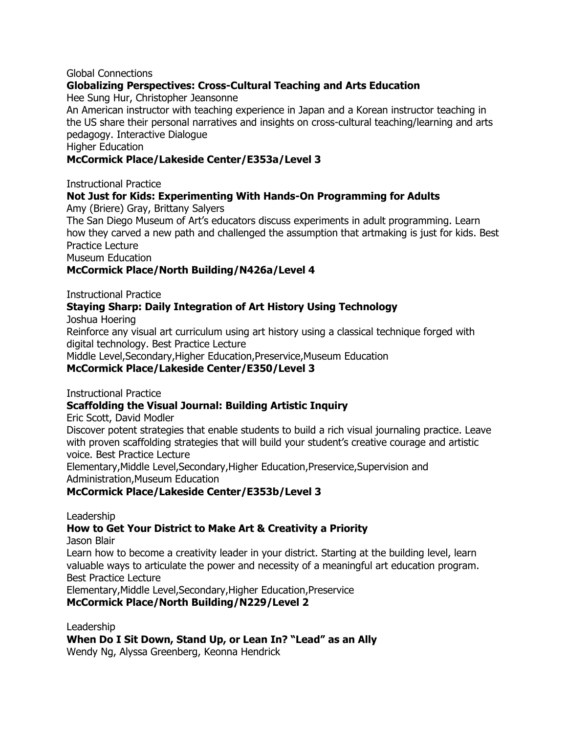Global Connections

**Globalizing Perspectives: Cross-Cultural Teaching and Arts Education**

Hee Sung Hur, Christopher Jeansonne

An American instructor with teaching experience in Japan and a Korean instructor teaching in the US share their personal narratives and insights on cross-cultural teaching/learning and arts pedagogy. Interactive Dialogue

Higher Education

**McCormick Place/Lakeside Center/E353a/Level 3**

Instructional Practice

**Not Just for Kids: Experimenting With Hands-On Programming for Adults**

Amy (Briere) Gray, Brittany Salyers

The San Diego Museum of Art's educators discuss experiments in adult programming. Learn how they carved a new path and challenged the assumption that artmaking is just for kids. Best Practice Lecture

Museum Education

**McCormick Place/North Building/N426a/Level 4**

Instructional Practice

**Staying Sharp: Daily Integration of Art History Using Technology**

Joshua Hoering

Reinforce any visual art curriculum using art history using a classical technique forged with digital technology. Best Practice Lecture

Middle Level,Secondary,Higher Education,Preservice,Museum Education

**McCormick Place/Lakeside Center/E350/Level 3**

Instructional Practice

**Scaffolding the Visual Journal: Building Artistic Inquiry**

Eric Scott, David Modler

Discover potent strategies that enable students to build a rich visual journaling practice. Leave with proven scaffolding strategies that will build your student's creative courage and artistic voice. Best Practice Lecture

Elementary,Middle Level,Secondary,Higher Education,Preservice,Supervision and Administration,Museum Education

**McCormick Place/Lakeside Center/E353b/Level 3**

Leadership

**How to Get Your District to Make Art & Creativity a Priority**

Jason Blair

Learn how to become a creativity leader in your district. Starting at the building level, learn valuable ways to articulate the power and necessity of a meaningful art education program. Best Practice Lecture

Elementary,Middle Level,Secondary,Higher Education,Preservice

**McCormick Place/North Building/N229/Level 2**

Leadership

**When Do I Sit Down, Stand Up, or Lean In? "Lead" as an Ally**

Wendy Ng, Alyssa Greenberg, Keonna Hendrick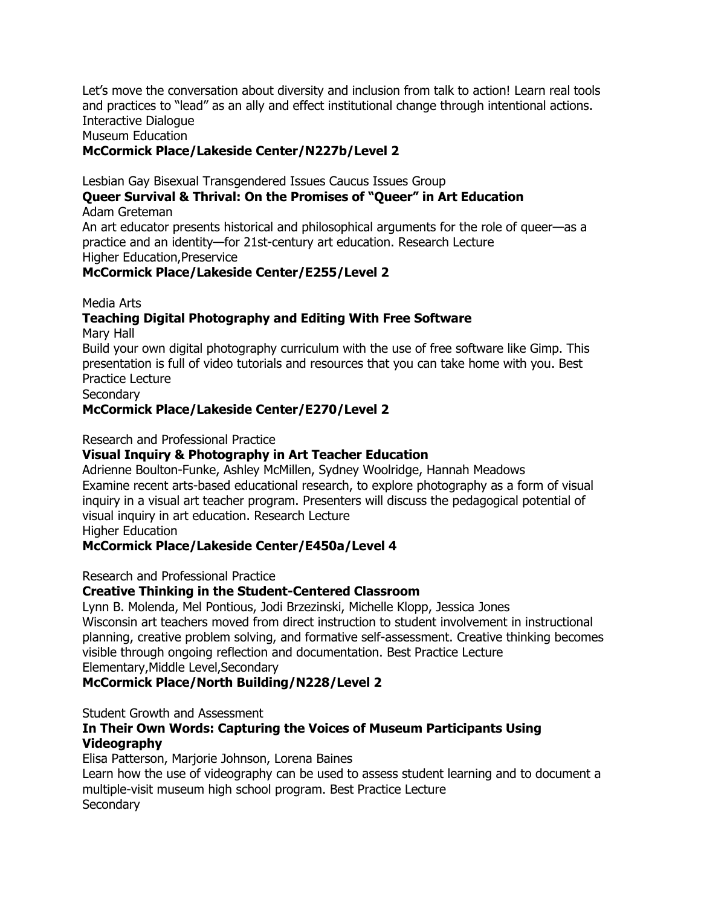Let's move the conversation about diversity and inclusion from talk to action! Learn real tools and practices to "lead" as an ally and effect institutional change through intentional actions. Interactive Dialogue
Museum Education
**McCormick Place/Lakeside Center/N227b/Level 2**

Lesbian Gay Bisexual Transgendered Issues Caucus Issues Group
**Queer Survival & Thrival: On the Promises of "Queer" in Art Education**
Adam Greteman
An art educator presents historical and philosophical arguments for the role of queer—as a practice and an identity—for 21st-century art education. Research Lecture
Higher Education,Preservice
**McCormick Place/Lakeside Center/E255/Level 2**

Media Arts
**Teaching Digital Photography and Editing With Free Software**
Mary Hall
Build your own digital photography curriculum with the use of free software like Gimp. This presentation is full of video tutorials and resources that you can take home with you. Best Practice Lecture
Secondary
**McCormick Place/Lakeside Center/E270/Level 2**

Research and Professional Practice
**Visual Inquiry & Photography in Art Teacher Education**
Adrienne Boulton-Funke, Ashley McMillen, Sydney Woolridge, Hannah Meadows
Examine recent arts-based educational research, to explore photography as a form of visual inquiry in a visual art teacher program. Presenters will discuss the pedagogical potential of visual inquiry in art education. Research Lecture
Higher Education
**McCormick Place/Lakeside Center/E450a/Level 4**

Research and Professional Practice
**Creative Thinking in the Student-Centered Classroom**
Lynn B. Molenda, Mel Pontious, Jodi Brzezinski, Michelle Klopp, Jessica Jones
Wisconsin art teachers moved from direct instruction to student involvement in instructional planning, creative problem solving, and formative self-assessment. Creative thinking becomes visible through ongoing reflection and documentation. Best Practice Lecture
Elementary,Middle Level,Secondary
**McCormick Place/North Building/N228/Level 2**

Student Growth and Assessment
**In Their Own Words: Capturing the Voices of Museum Participants Using Videography**
Elisa Patterson, Marjorie Johnson, Lorena Baines
Learn how the use of videography can be used to assess student learning and to document a multiple-visit museum high school program. Best Practice Lecture
Secondary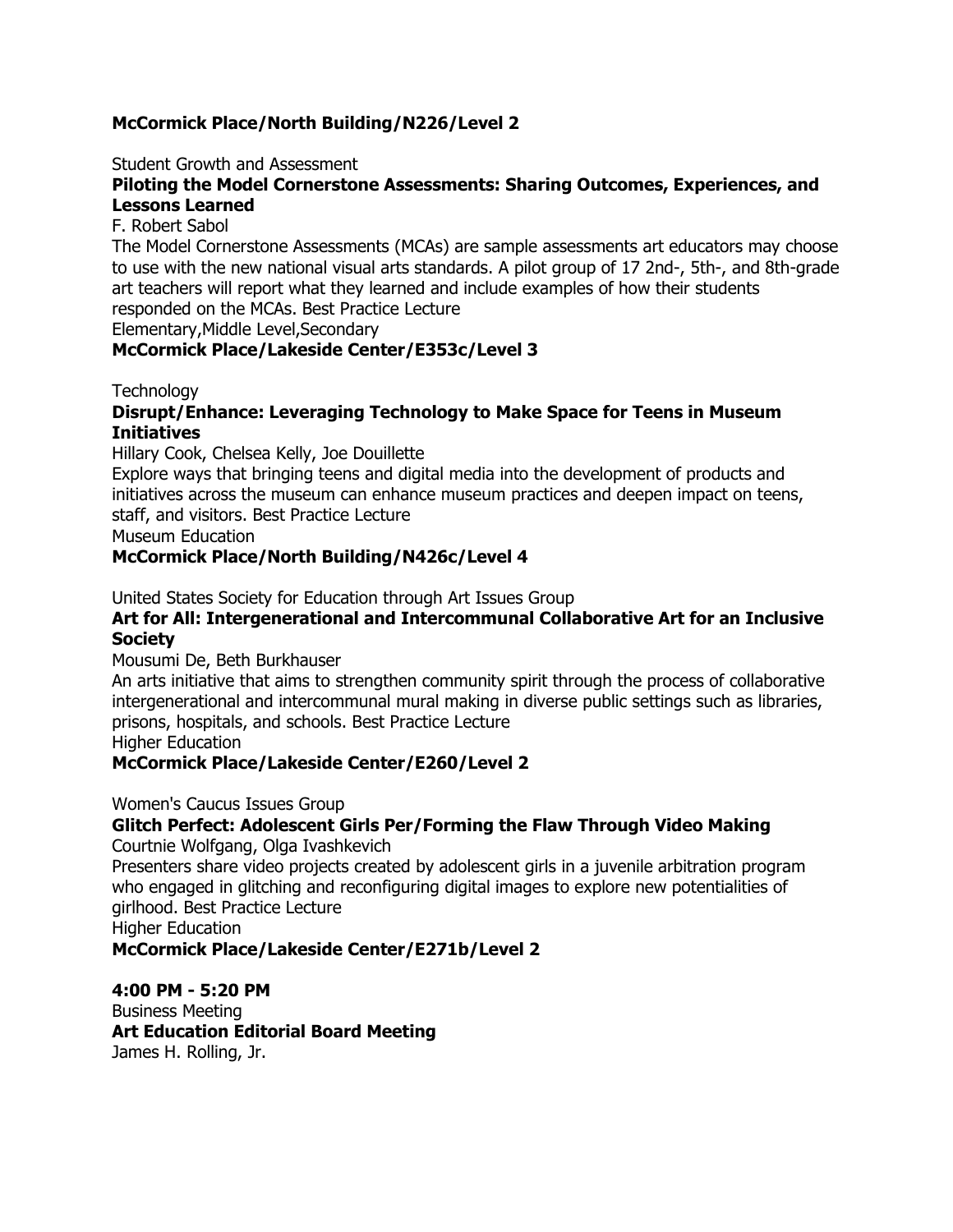**McCormick Place/North Building/N226/Level 2**

Student Growth and Assessment

**Piloting the Model Cornerstone Assessments: Sharing Outcomes, Experiences, and Lessons Learned**

F. Robert Sabol

The Model Cornerstone Assessments (MCAs) are sample assessments art educators may choose to use with the new national visual arts standards. A pilot group of 17 2nd-, 5th-, and 8th-grade art teachers will report what they learned and include examples of how their students responded on the MCAs. Best Practice Lecture

Elementary,Middle Level,Secondary

**McCormick Place/Lakeside Center/E353c/Level 3**

Technology

**Disrupt/Enhance: Leveraging Technology to Make Space for Teens in Museum Initiatives**

Hillary Cook, Chelsea Kelly, Joe Douillette

Explore ways that bringing teens and digital media into the development of products and initiatives across the museum can enhance museum practices and deepen impact on teens, staff, and visitors. Best Practice Lecture

Museum Education

**McCormick Place/North Building/N426c/Level 4**

United States Society for Education through Art Issues Group

**Art for All: Intergenerational and Intercommunal Collaborative Art for an Inclusive Society**

Mousumi De, Beth Burkhauser

An arts initiative that aims to strengthen community spirit through the process of collaborative intergenerational and intercommunal mural making in diverse public settings such as libraries, prisons, hospitals, and schools. Best Practice Lecture

Higher Education

**McCormick Place/Lakeside Center/E260/Level 2**

Women's Caucus Issues Group

**Glitch Perfect: Adolescent Girls Per/Forming the Flaw Through Video Making**

Courtnie Wolfgang, Olga Ivashkevich

Presenters share video projects created by adolescent girls in a juvenile arbitration program who engaged in glitching and reconfiguring digital images to explore new potentialities of girlhood. Best Practice Lecture

Higher Education

**McCormick Place/Lakeside Center/E271b/Level 2**

**4:00 PM - 5:20 PM**

Business Meeting

**Art Education Editorial Board Meeting**

James H. Rolling, Jr.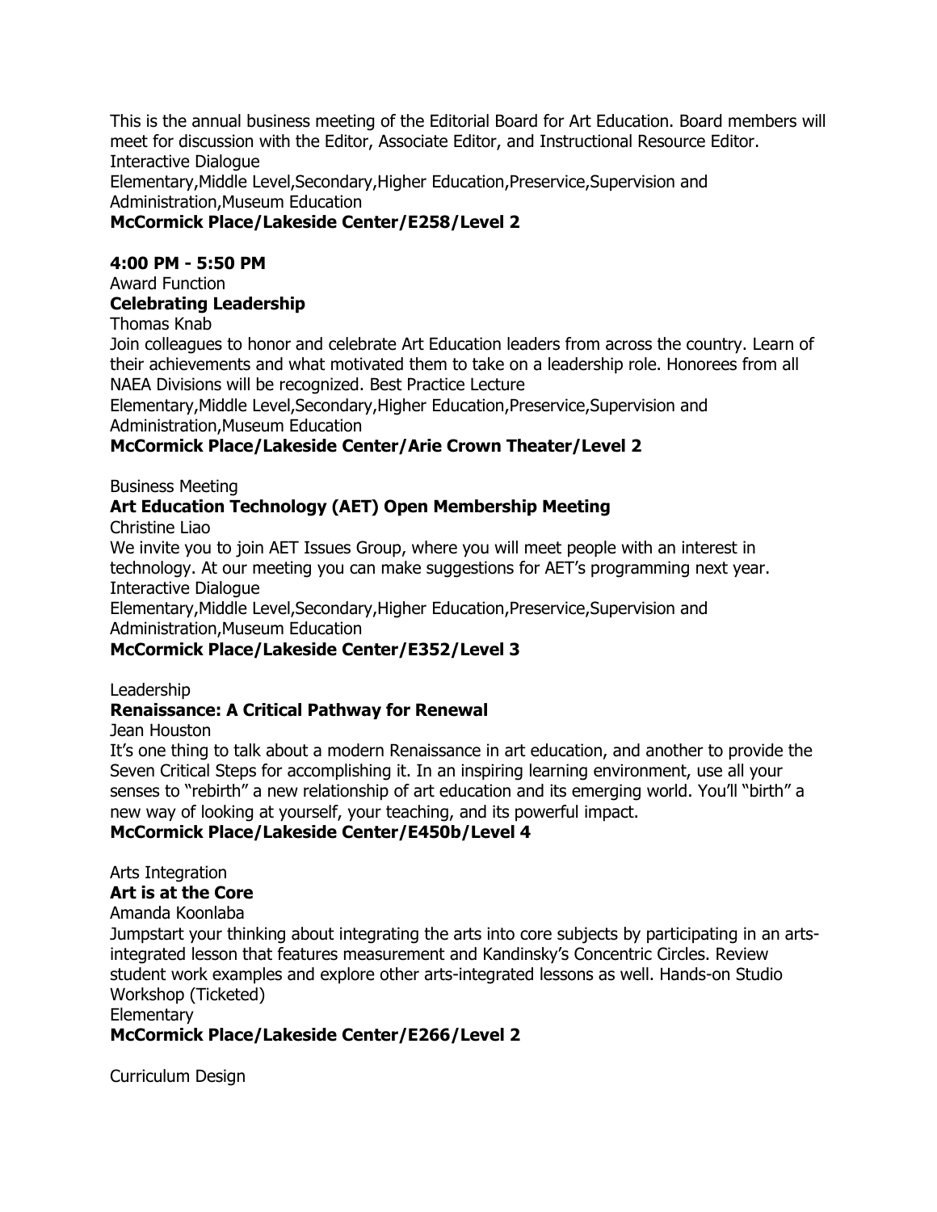This is the annual business meeting of the Editorial Board for Art Education. Board members will meet for discussion with the Editor, Associate Editor, and Instructional Resource Editor.
Interactive Dialogue
Elementary,Middle Level,Secondary,Higher Education,Preservice,Supervision and Administration,Museum Education
**McCormick Place/Lakeside Center/E258/Level 2**

**4:00 PM - 5:50 PM**

Award Function
**Celebrating Leadership**
Thomas Knab
Join colleagues to honor and celebrate Art Education leaders from across the country. Learn of their achievements and what motivated them to take on a leadership role. Honorees from all NAEA Divisions will be recognized. Best Practice Lecture
Elementary,Middle Level,Secondary,Higher Education,Preservice,Supervision and Administration,Museum Education
**McCormick Place/Lakeside Center/Arie Crown Theater/Level 2**

Business Meeting
**Art Education Technology (AET) Open Membership Meeting**
Christine Liao
We invite you to join AET Issues Group, where you will meet people with an interest in technology. At our meeting you can make suggestions for AET's programming next year.
Interactive Dialogue
Elementary,Middle Level,Secondary,Higher Education,Preservice,Supervision and Administration,Museum Education
**McCormick Place/Lakeside Center/E352/Level 3**

Leadership
**Renaissance: A Critical Pathway for Renewal**
Jean Houston
It's one thing to talk about a modern Renaissance in art education, and another to provide the Seven Critical Steps for accomplishing it. In an inspiring learning environment, use all your senses to "rebirth" a new relationship of art education and its emerging world. You'll "birth" a new way of looking at yourself, your teaching, and its powerful impact.
**McCormick Place/Lakeside Center/E450b/Level 4**

Arts Integration
**Art is at the Core**
Amanda Koonlaba
Jumpstart your thinking about integrating the arts into core subjects by participating in an arts-integrated lesson that features measurement and Kandinsky's Concentric Circles. Review student work examples and explore other arts-integrated lessons as well. Hands-on Studio Workshop (Ticketed)
Elementary
**McCormick Place/Lakeside Center/E266/Level 2**

Curriculum Design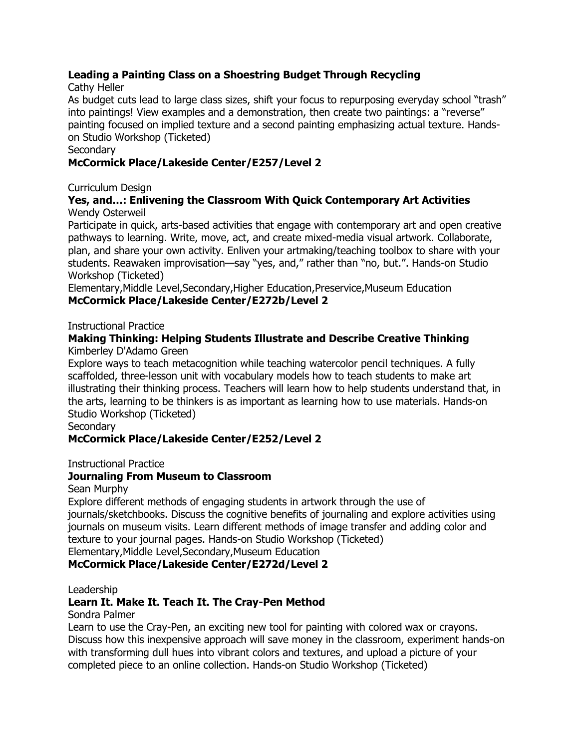**Leading a Painting Class on a Shoestring Budget Through Recycling**
Cathy Heller
As budget cuts lead to large class sizes, shift your focus to repurposing everyday school "trash" into paintings! View examples and a demonstration, then create two paintings: a "reverse" painting focused on implied texture and a second painting emphasizing actual texture. Hands-on Studio Workshop (Ticketed)
Secondary
**McCormick Place/Lakeside Center/E257/Level 2**

Curriculum Design
**Yes, and…: Enlivening the Classroom With Quick Contemporary Art Activities**
Wendy Osterweil
Participate in quick, arts-based activities that engage with contemporary art and open creative pathways to learning. Write, move, act, and create mixed-media visual artwork. Collaborate, plan, and share your own activity. Enliven your artmaking/teaching toolbox to share with your students. Reawaken improvisation—say "yes, and," rather than "no, but.". Hands-on Studio Workshop (Ticketed)
Elementary,Middle Level,Secondary,Higher Education,Preservice,Museum Education
**McCormick Place/Lakeside Center/E272b/Level 2**

Instructional Practice
**Making Thinking: Helping Students Illustrate and Describe Creative Thinking**
Kimberley D'Adamo Green
Explore ways to teach metacognition while teaching watercolor pencil techniques. A fully scaffolded, three-lesson unit with vocabulary models how to teach students to make art illustrating their thinking process. Teachers will learn how to help students understand that, in the arts, learning to be thinkers is as important as learning how to use materials. Hands-on Studio Workshop (Ticketed)
Secondary
**McCormick Place/Lakeside Center/E252/Level 2**

Instructional Practice
**Journaling From Museum to Classroom**
Sean Murphy
Explore different methods of engaging students in artwork through the use of journals/sketchbooks. Discuss the cognitive benefits of journaling and explore activities using journals on museum visits. Learn different methods of image transfer and adding color and texture to your journal pages. Hands-on Studio Workshop (Ticketed)
Elementary,Middle Level,Secondary,Museum Education
**McCormick Place/Lakeside Center/E272d/Level 2**

Leadership
**Learn It. Make It. Teach It. The Cray-Pen Method**
Sondra Palmer
Learn to use the Cray-Pen, an exciting new tool for painting with colored wax or crayons. Discuss how this inexpensive approach will save money in the classroom, experiment hands-on with transforming dull hues into vibrant colors and textures, and upload a picture of your completed piece to an online collection. Hands-on Studio Workshop (Ticketed)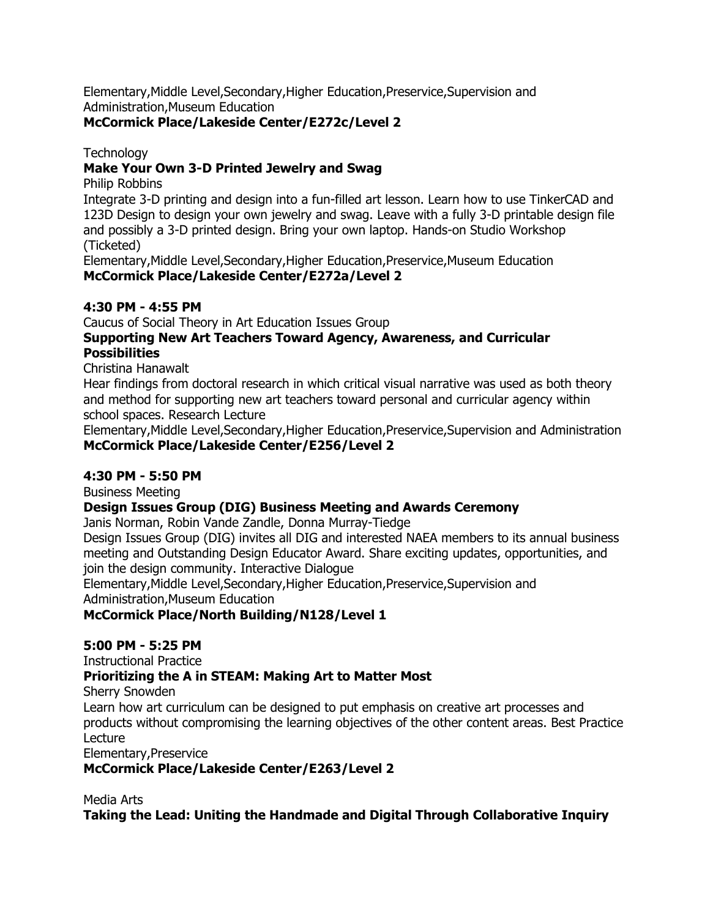Elementary,Middle Level,Secondary,Higher Education,Preservice,Supervision and Administration,Museum Education
**McCormick Place/Lakeside Center/E272c/Level 2**

Technology
**Make Your Own 3-D Printed Jewelry and Swag**
Philip Robbins
Integrate 3-D printing and design into a fun-filled art lesson. Learn how to use TinkerCAD and 123D Design to design your own jewelry and swag. Leave with a fully 3-D printable design file and possibly a 3-D printed design. Bring your own laptop. Hands-on Studio Workshop (Ticketed)
Elementary,Middle Level,Secondary,Higher Education,Preservice,Museum Education
**McCormick Place/Lakeside Center/E272a/Level 2**

**4:30 PM - 4:55 PM**
Caucus of Social Theory in Art Education Issues Group
**Supporting New Art Teachers Toward Agency, Awareness, and Curricular Possibilities**
Christina Hanawalt
Hear findings from doctoral research in which critical visual narrative was used as both theory and method for supporting new art teachers toward personal and curricular agency within school spaces. Research Lecture
Elementary,Middle Level,Secondary,Higher Education,Preservice,Supervision and Administration
**McCormick Place/Lakeside Center/E256/Level 2**

**4:30 PM - 5:50 PM**
Business Meeting
**Design Issues Group (DIG) Business Meeting and Awards Ceremony**
Janis Norman, Robin Vande Zandle, Donna Murray-Tiedge
Design Issues Group (DIG) invites all DIG and interested NAEA members to its annual business meeting and Outstanding Design Educator Award. Share exciting updates, opportunities, and join the design community. Interactive Dialogue
Elementary,Middle Level,Secondary,Higher Education,Preservice,Supervision and Administration,Museum Education
**McCormick Place/North Building/N128/Level 1**

**5:00 PM - 5:25 PM**
Instructional Practice
**Prioritizing the A in STEAM: Making Art to Matter Most**
Sherry Snowden
Learn how art curriculum can be designed to put emphasis on creative art processes and products without compromising the learning objectives of the other content areas. Best Practice Lecture
Elementary,Preservice
**McCormick Place/Lakeside Center/E263/Level 2**

Media Arts
**Taking the Lead: Uniting the Handmade and Digital Through Collaborative Inquiry**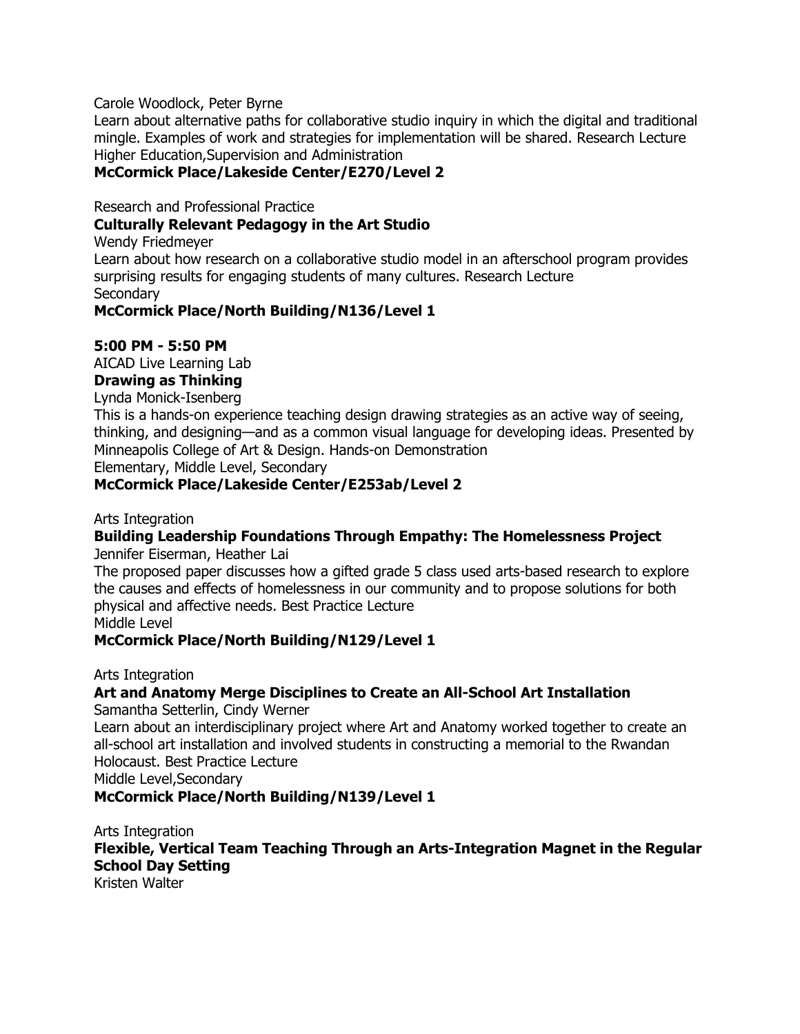Carole Woodlock, Peter Byrne

Learn about alternative paths for collaborative studio inquiry in which the digital and traditional mingle. Examples of work and strategies for implementation will be shared. Research Lecture

Higher Education,Supervision and Administration

**McCormick Place/Lakeside Center/E270/Level 2**

Research and Professional Practice

**Culturally Relevant Pedagogy in the Art Studio**

Wendy Friedmeyer

Learn about how research on a collaborative studio model in an afterschool program provides surprising results for engaging students of many cultures. Research Lecture

Secondary

**McCormick Place/North Building/N136/Level 1**

**5:00 PM - 5:50 PM**

AICAD Live Learning Lab

**Drawing as Thinking**

Lynda Monick-Isenberg

This is a hands-on experience teaching design drawing strategies as an active way of seeing, thinking, and designing—and as a common visual language for developing ideas. Presented by Minneapolis College of Art & Design. Hands-on Demonstration

Elementary, Middle Level, Secondary

**McCormick Place/Lakeside Center/E253ab/Level 2**

Arts Integration

**Building Leadership Foundations Through Empathy: The Homelessness Project**

Jennifer Eiserman, Heather Lai

The proposed paper discusses how a gifted grade 5 class used arts-based research to explore the causes and effects of homelessness in our community and to propose solutions for both physical and affective needs. Best Practice Lecture

Middle Level

**McCormick Place/North Building/N129/Level 1**

Arts Integration

**Art and Anatomy Merge Disciplines to Create an All-School Art Installation**

Samantha Setterlin, Cindy Werner

Learn about an interdisciplinary project where Art and Anatomy worked together to create an all-school art installation and involved students in constructing a memorial to the Rwandan Holocaust. Best Practice Lecture

Middle Level,Secondary

**McCormick Place/North Building/N139/Level 1**

Arts Integration

**Flexible, Vertical Team Teaching Through an Arts-Integration Magnet in the Regular School Day Setting**

Kristen Walter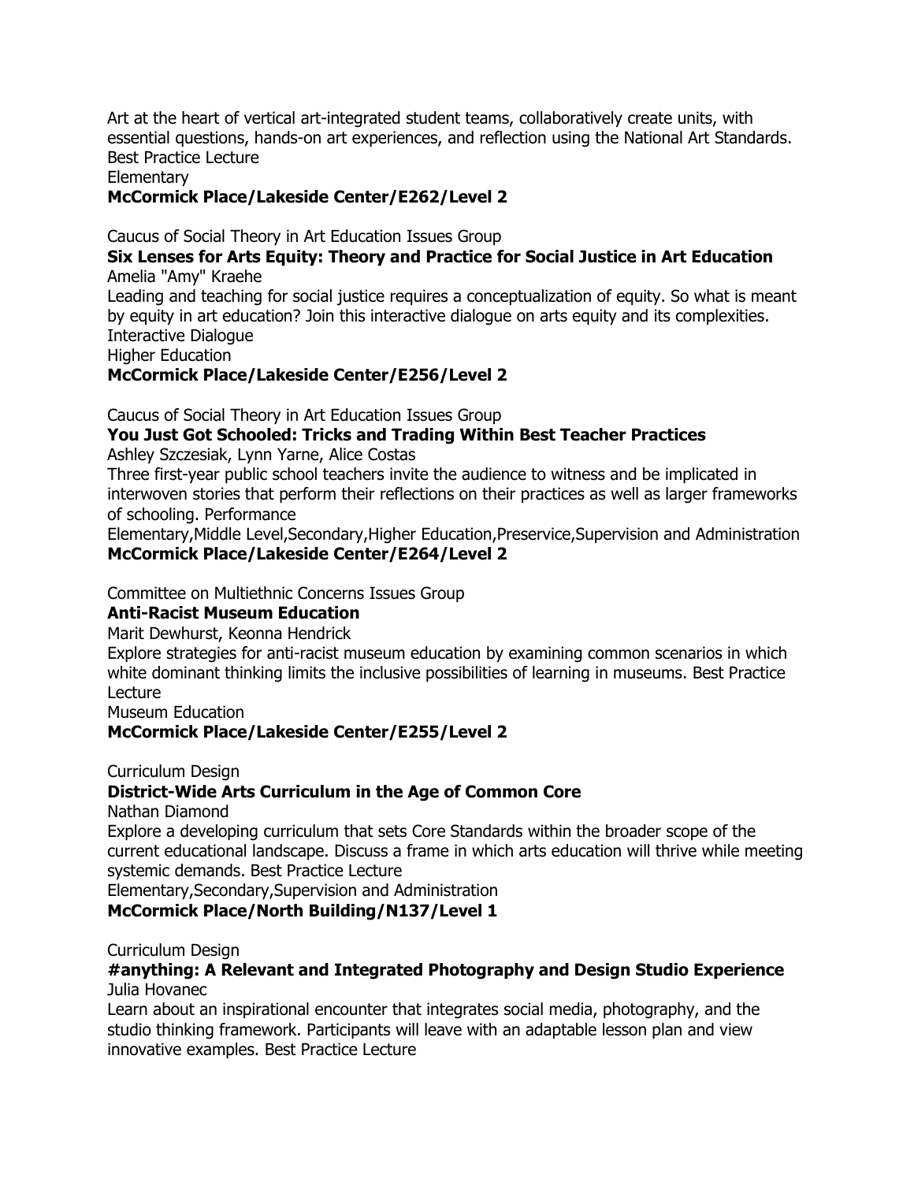Art at the heart of vertical art-integrated student teams, collaboratively create units, with essential questions, hands-on art experiences, and reflection using the National Art Standards. Best Practice Lecture
Elementary
**McCormick Place/Lakeside Center/E262/Level 2**

Caucus of Social Theory in Art Education Issues Group
**Six Lenses for Arts Equity: Theory and Practice for Social Justice in Art Education**
Amelia "Amy" Kraehe
Leading and teaching for social justice requires a conceptualization of equity. So what is meant by equity in art education? Join this interactive dialogue on arts equity and its complexities.
Interactive Dialogue
Higher Education
**McCormick Place/Lakeside Center/E256/Level 2**

Caucus of Social Theory in Art Education Issues Group
**You Just Got Schooled: Tricks and Trading Within Best Teacher Practices**
Ashley Szczesiak, Lynn Yarne, Alice Costas
Three first-year public school teachers invite the audience to witness and be implicated in interwoven stories that perform their reflections on their practices as well as larger frameworks of schooling. Performance
Elementary,Middle Level,Secondary,Higher Education,Preservice,Supervision and Administration
**McCormick Place/Lakeside Center/E264/Level 2**

Committee on Multiethnic Concerns Issues Group
**Anti-Racist Museum Education**
Marit Dewhurst, Keonna Hendrick
Explore strategies for anti-racist museum education by examining common scenarios in which white dominant thinking limits the inclusive possibilities of learning in museums. Best Practice Lecture
Museum Education
**McCormick Place/Lakeside Center/E255/Level 2**

Curriculum Design
**District-Wide Arts Curriculum in the Age of Common Core**
Nathan Diamond
Explore a developing curriculum that sets Core Standards within the broader scope of the current educational landscape. Discuss a frame in which arts education will thrive while meeting systemic demands. Best Practice Lecture
Elementary,Secondary,Supervision and Administration
**McCormick Place/North Building/N137/Level 1**

Curriculum Design
**#anything: A Relevant and Integrated Photography and Design Studio Experience**
Julia Hovanec
Learn about an inspirational encounter that integrates social media, photography, and the studio thinking framework. Participants will leave with an adaptable lesson plan and view innovative examples. Best Practice Lecture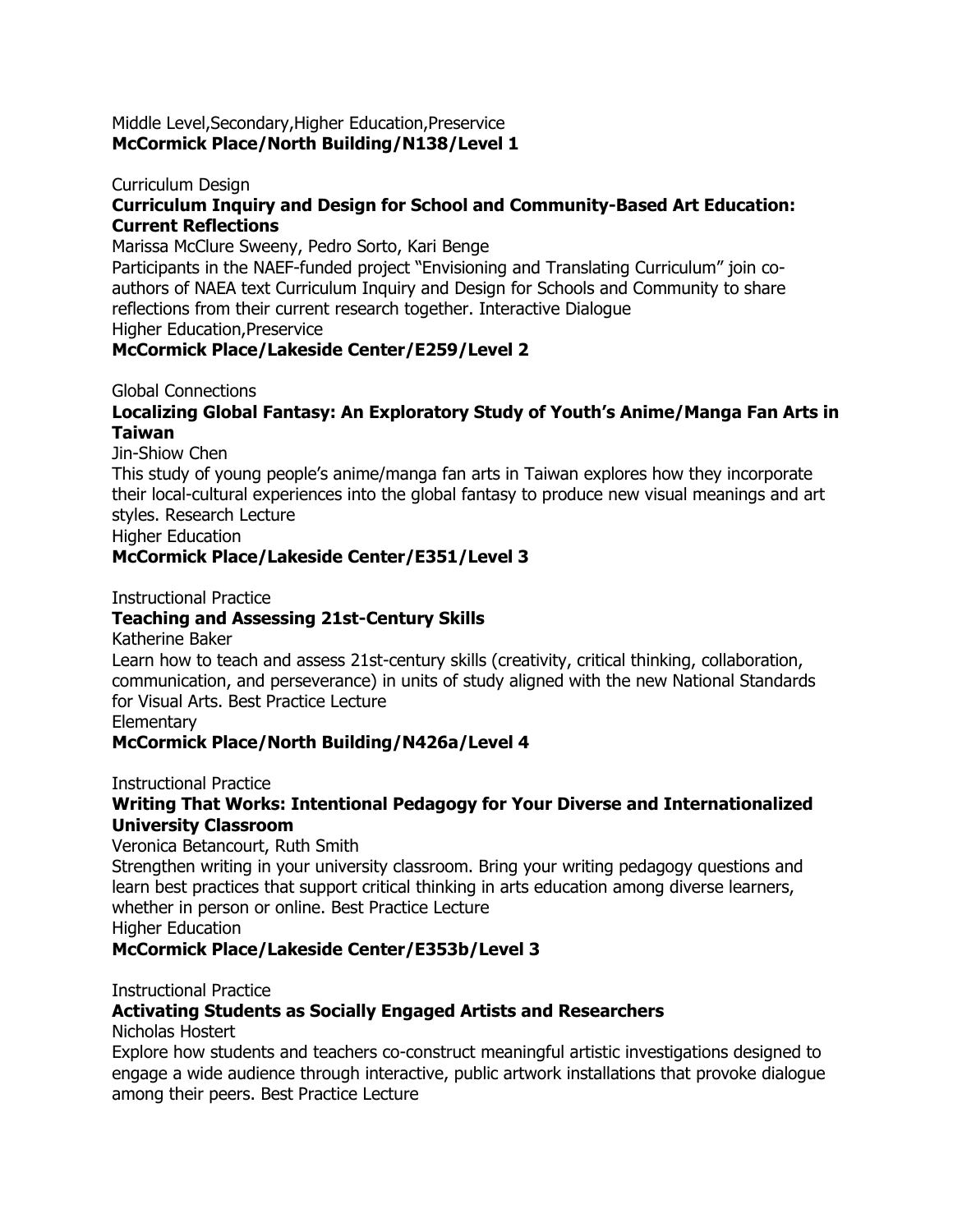Middle Level,Secondary,Higher Education,Preservice
**McCormick Place/North Building/N138/Level 1**

Curriculum Design
**Curriculum Inquiry and Design for School and Community-Based Art Education: Current Reflections**
Marissa McClure Sweeny, Pedro Sorto, Kari Benge
Participants in the NAEF-funded project "Envisioning and Translating Curriculum" join co-authors of NAEA text Curriculum Inquiry and Design for Schools and Community to share reflections from their current research together. Interactive Dialogue
Higher Education,Preservice
**McCormick Place/Lakeside Center/E259/Level 2**

Global Connections
**Localizing Global Fantasy: An Exploratory Study of Youth's Anime/Manga Fan Arts in Taiwan**
Jin-Shiow Chen
This study of young people's anime/manga fan arts in Taiwan explores how they incorporate their local-cultural experiences into the global fantasy to produce new visual meanings and art styles. Research Lecture
Higher Education
**McCormick Place/Lakeside Center/E351/Level 3**

Instructional Practice
**Teaching and Assessing 21st-Century Skills**
Katherine Baker
Learn how to teach and assess 21st-century skills (creativity, critical thinking, collaboration, communication, and perseverance) in units of study aligned with the new National Standards for Visual Arts. Best Practice Lecture
Elementary
**McCormick Place/North Building/N426a/Level 4**

Instructional Practice
**Writing That Works: Intentional Pedagogy for Your Diverse and Internationalized University Classroom**
Veronica Betancourt, Ruth Smith
Strengthen writing in your university classroom. Bring your writing pedagogy questions and learn best practices that support critical thinking in arts education among diverse learners, whether in person or online. Best Practice Lecture
Higher Education
**McCormick Place/Lakeside Center/E353b/Level 3**

Instructional Practice
**Activating Students as Socially Engaged Artists and Researchers**
Nicholas Hostert
Explore how students and teachers co-construct meaningful artistic investigations designed to engage a wide audience through interactive, public artwork installations that provoke dialogue among their peers. Best Practice Lecture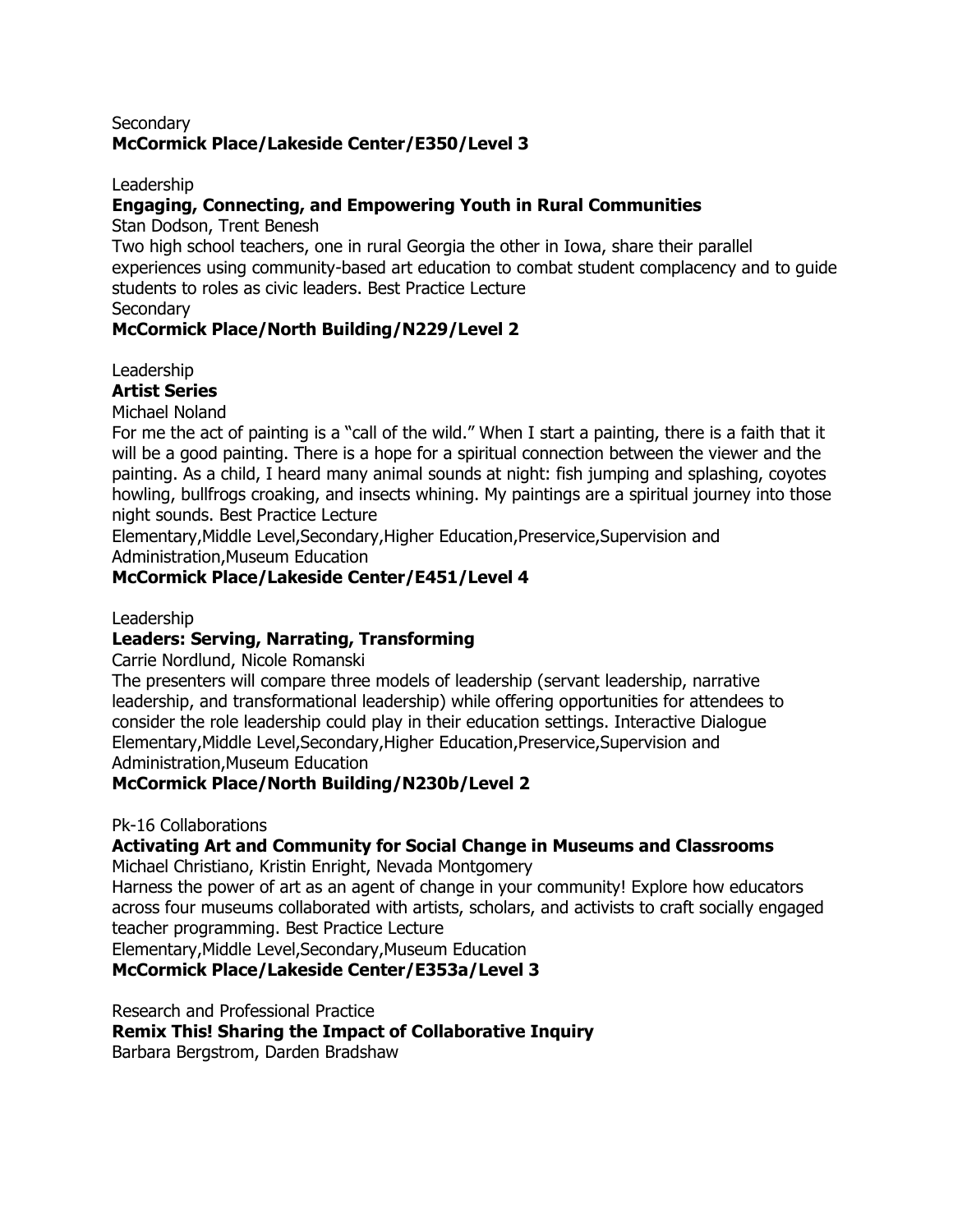Secondary
**McCormick Place/Lakeside Center/E350/Level 3**

Leadership
**Engaging, Connecting, and Empowering Youth in Rural Communities**
Stan Dodson, Trent Benesh
Two high school teachers, one in rural Georgia the other in Iowa, share their parallel experiences using community-based art education to combat student complacency and to guide students to roles as civic leaders. Best Practice Lecture
Secondary
**McCormick Place/North Building/N229/Level 2**

Leadership
**Artist Series**
Michael Noland
For me the act of painting is a "call of the wild." When I start a painting, there is a faith that it will be a good painting. There is a hope for a spiritual connection between the viewer and the painting. As a child, I heard many animal sounds at night: fish jumping and splashing, coyotes howling, bullfrogs croaking, and insects whining. My paintings are a spiritual journey into those night sounds. Best Practice Lecture
Elementary,Middle Level,Secondary,Higher Education,Preservice,Supervision and Administration,Museum Education
**McCormick Place/Lakeside Center/E451/Level 4**

Leadership
**Leaders: Serving, Narrating, Transforming**
Carrie Nordlund, Nicole Romanski
The presenters will compare three models of leadership (servant leadership, narrative leadership, and transformational leadership) while offering opportunities for attendees to consider the role leadership could play in their education settings. Interactive Dialogue
Elementary,Middle Level,Secondary,Higher Education,Preservice,Supervision and Administration,Museum Education
**McCormick Place/North Building/N230b/Level 2**

Pk-16 Collaborations
**Activating Art and Community for Social Change in Museums and Classrooms**
Michael Christiano, Kristin Enright, Nevada Montgomery
Harness the power of art as an agent of change in your community! Explore how educators across four museums collaborated with artists, scholars, and activists to craft socially engaged teacher programming. Best Practice Lecture
Elementary,Middle Level,Secondary,Museum Education
**McCormick Place/Lakeside Center/E353a/Level 3**

Research and Professional Practice
**Remix This! Sharing the Impact of Collaborative Inquiry**
Barbara Bergstrom, Darden Bradshaw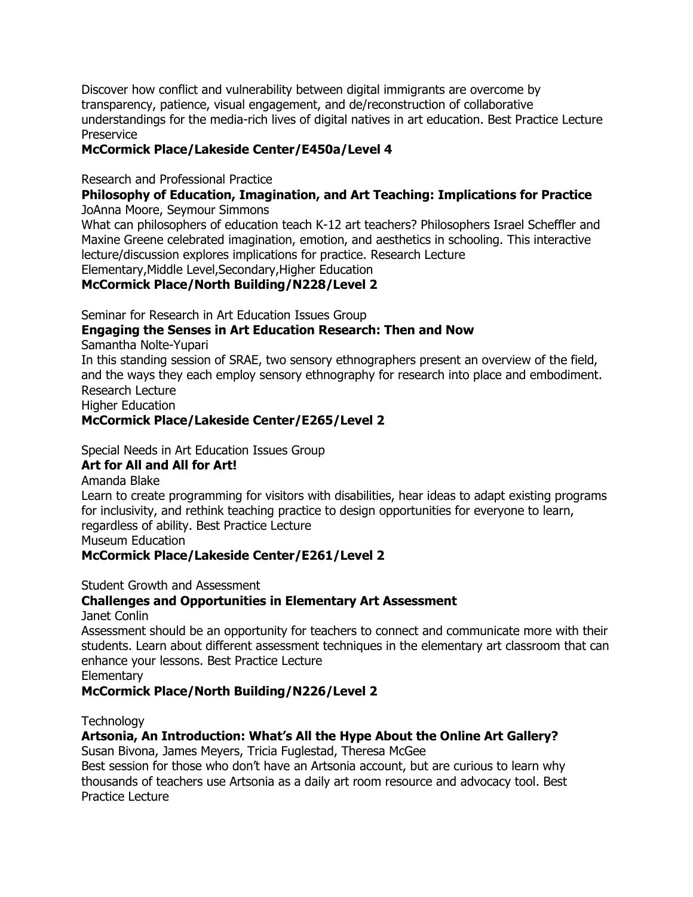Discover how conflict and vulnerability between digital immigrants are overcome by transparency, patience, visual engagement, and de/reconstruction of collaborative understandings for the media-rich lives of digital natives in art education. Best Practice Lecture
Preservice

**McCormick Place/Lakeside Center/E450a/Level 4**

Research and Professional Practice

**Philosophy of Education, Imagination, and Art Teaching: Implications for Practice**

JoAnna Moore, Seymour Simmons

What can philosophers of education teach K-12 art teachers? Philosophers Israel Scheffler and Maxine Greene celebrated imagination, emotion, and aesthetics in schooling. This interactive lecture/discussion explores implications for practice. Research Lecture

Elementary,Middle Level,Secondary,Higher Education

**McCormick Place/North Building/N228/Level 2**

Seminar for Research in Art Education Issues Group

**Engaging the Senses in Art Education Research: Then and Now**

Samantha Nolte-Yupari

In this standing session of SRAE, two sensory ethnographers present an overview of the field, and the ways they each employ sensory ethnography for research into place and embodiment. Research Lecture

Higher Education

**McCormick Place/Lakeside Center/E265/Level 2**

Special Needs in Art Education Issues Group

**Art for All and All for Art!**

Amanda Blake

Learn to create programming for visitors with disabilities, hear ideas to adapt existing programs for inclusivity, and rethink teaching practice to design opportunities for everyone to learn, regardless of ability. Best Practice Lecture

Museum Education

**McCormick Place/Lakeside Center/E261/Level 2**

Student Growth and Assessment

**Challenges and Opportunities in Elementary Art Assessment**

Janet Conlin

Assessment should be an opportunity for teachers to connect and communicate more with their students. Learn about different assessment techniques in the elementary art classroom that can enhance your lessons. Best Practice Lecture

Elementary

**McCormick Place/North Building/N226/Level 2**

Technology

**Artsonia, An Introduction: What's All the Hype About the Online Art Gallery?**

Susan Bivona, James Meyers, Tricia Fuglestad, Theresa McGee

Best session for those who don't have an Artsonia account, but are curious to learn why thousands of teachers use Artsonia as a daily art room resource and advocacy tool. Best Practice Lecture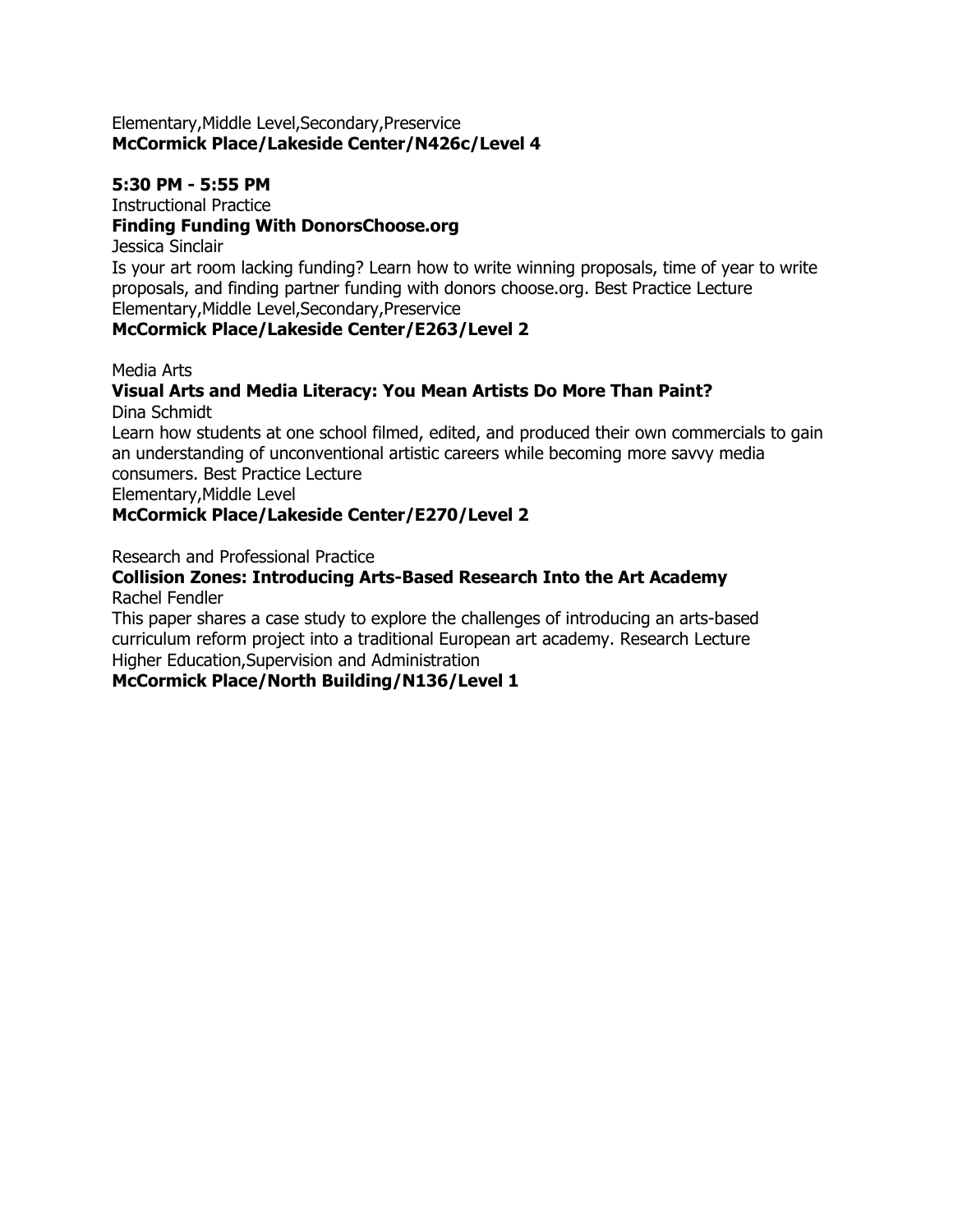Elementary,Middle Level,Secondary,Preservice
**McCormick Place/Lakeside Center/N426c/Level 4**

**5:30 PM - 5:55 PM**

Instructional Practice
**Finding Funding With DonorsChoose.org**
Jessica Sinclair
Is your art room lacking funding? Learn how to write winning proposals, time of year to write proposals, and finding partner funding with donors choose.org. Best Practice Lecture
Elementary,Middle Level,Secondary,Preservice
**McCormick Place/Lakeside Center/E263/Level 2**

Media Arts
**Visual Arts and Media Literacy: You Mean Artists Do More Than Paint?**
Dina Schmidt
Learn how students at one school filmed, edited, and produced their own commercials to gain an understanding of unconventional artistic careers while becoming more savvy media consumers. Best Practice Lecture
Elementary,Middle Level
**McCormick Place/Lakeside Center/E270/Level 2**

Research and Professional Practice
**Collision Zones: Introducing Arts-Based Research Into the Art Academy**
Rachel Fendler
This paper shares a case study to explore the challenges of introducing an arts-based curriculum reform project into a traditional European art academy. Research Lecture
Higher Education,Supervision and Administration
**McCormick Place/North Building/N136/Level 1**